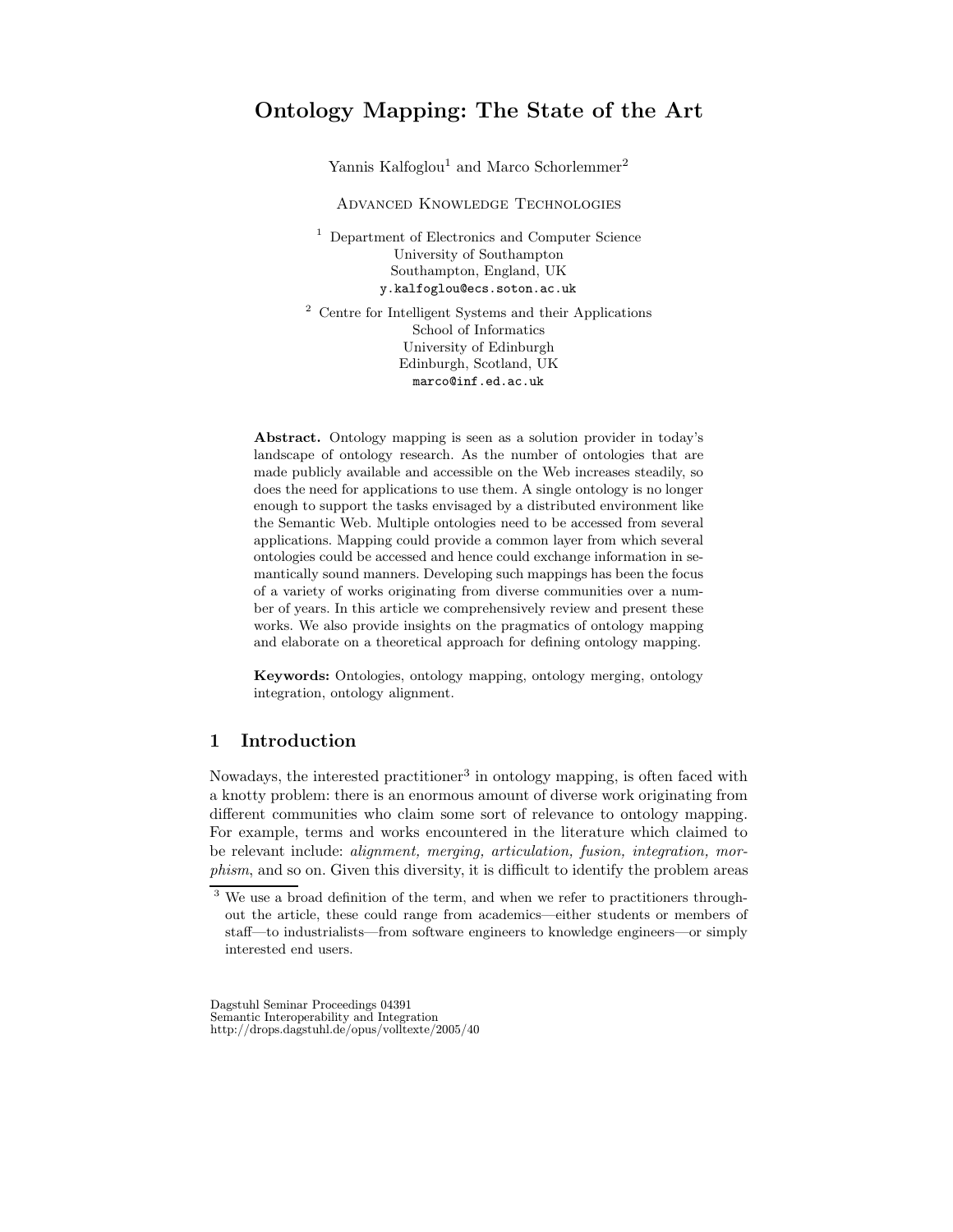# Ontology Mapping: The State of the Art

Yannis Kalfoglou[1] and Marco Schorlemmer[2]

Advanced Knowledge Technologies

[1] Department of Electronics and Computer Science
University of Southampton
Southampton, England, UK
y.kalfoglou@ecs.soton.ac.uk

[2] Centre for Intelligent Systems and their Applications
School of Informatics
University of Edinburgh
Edinburgh, Scotland, UK
marco@inf.ed.ac.uk

**Abstract.** Ontology mapping is seen as a solution provider in today's landscape of ontology research. As the number of ontologies that are made publicly available and accessible on the Web increases steadily, so does the need for applications to use them. A single ontology is no longer enough to support the tasks envisaged by a distributed environment like the Semantic Web. Multiple ontologies need to be accessed from several applications. Mapping could provide a common layer from which several ontologies could be accessed and hence could exchange information in semantically sound manners. Developing such mappings has been the focus of a variety of works originating from diverse communities over a number of years. In this article we comprehensively review and present these works. We also provide insights on the pragmatics of ontology mapping and elaborate on a theoretical approach for defining ontology mapping.

**Keywords:** Ontologies, ontology mapping, ontology merging, ontology integration, ontology alignment.

## 1 Introduction

Nowadays, the interested practitioner[3] in ontology mapping, is often faced with a knotty problem: there is an enormous amount of diverse work originating from different communities who claim some sort of relevance to ontology mapping. For example, terms and works encountered in the literature which claimed to be relevant include: *alignment, merging, articulation, fusion, integration, morphism*, and so on. Given this diversity, it is difficult to identify the problem areas

[3] We use a broad definition of the term, and when we refer to practitioners throughout the article, these could range from academics—either students or members of staff—to industrialists—from software engineers to knowledge engineers—or simply interested end users.

Dagstuhl Seminar Proceedings 04391
Semantic Interoperability and Integration
http://drops.dagstuhl.de/opus/volltexte/2005/40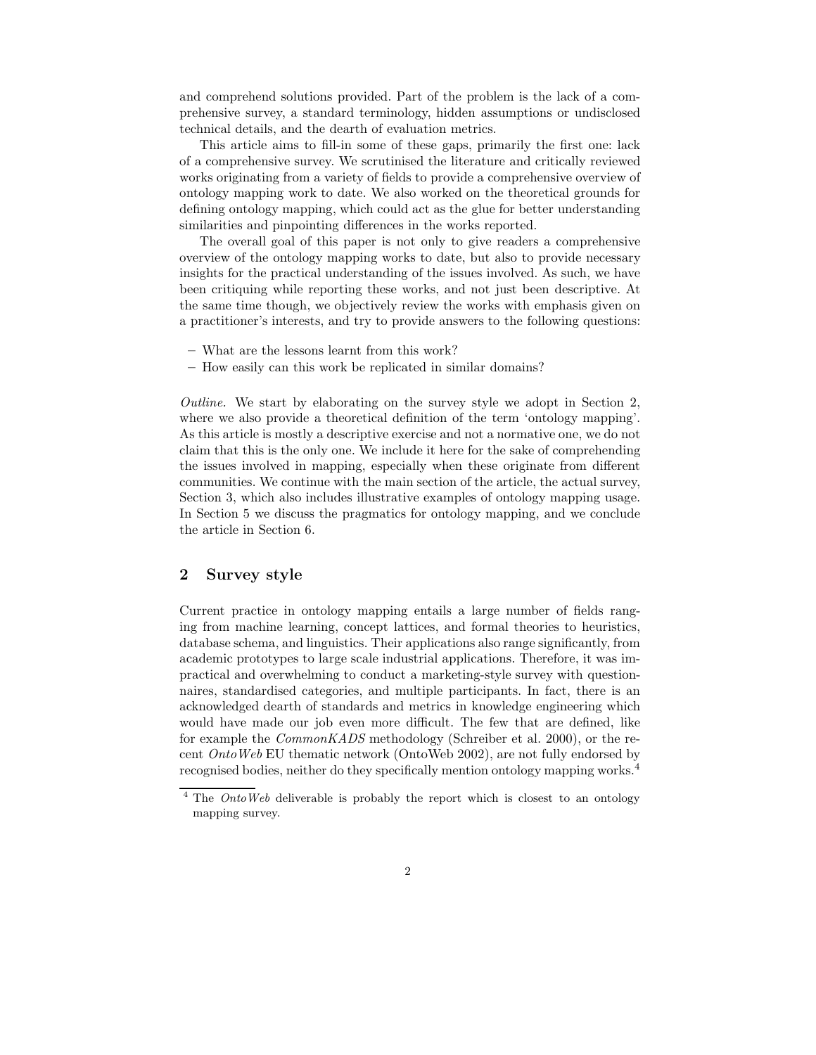and comprehend solutions provided. Part of the problem is the lack of a comprehensive survey, a standard terminology, hidden assumptions or undisclosed technical details, and the dearth of evaluation metrics.

This article aims to fill-in some of these gaps, primarily the first one: lack of a comprehensive survey. We scrutinised the literature and critically reviewed works originating from a variety of fields to provide a comprehensive overview of ontology mapping work to date. We also worked on the theoretical grounds for defining ontology mapping, which could act as the glue for better understanding similarities and pinpointing differences in the works reported.

The overall goal of this paper is not only to give readers a comprehensive overview of the ontology mapping works to date, but also to provide necessary insights for the practical understanding of the issues involved. As such, we have been critiquing while reporting these works, and not just been descriptive. At the same time though, we objectively review the works with emphasis given on a practitioner's interests, and try to provide answers to the following questions:

– What are the lessons learnt from this work?
– How easily can this work be replicated in similar domains?

*Outline.* We start by elaborating on the survey style we adopt in Section 2, where we also provide a theoretical definition of the term 'ontology mapping'. As this article is mostly a descriptive exercise and not a normative one, we do not claim that this is the only one. We include it here for the sake of comprehending the issues involved in mapping, especially when these originate from different communities. We continue with the main section of the article, the actual survey, Section 3, which also includes illustrative examples of ontology mapping usage. In Section 5 we discuss the pragmatics for ontology mapping, and we conclude the article in Section 6.

## 2 Survey style

Current practice in ontology mapping entails a large number of fields ranging from machine learning, concept lattices, and formal theories to heuristics, database schema, and linguistics. Their applications also range significantly, from academic prototypes to large scale industrial applications. Therefore, it was impractical and overwhelming to conduct a marketing-style survey with questionnaires, standardised categories, and multiple participants. In fact, there is an acknowledged dearth of standards and metrics in knowledge engineering which would have made our job even more difficult. The few that are defined, like for example the *CommonKADS* methodology (Schreiber et al. 2000), or the recent *OntoWeb* EU thematic network (OntoWeb 2002), are not fully endorsed by recognised bodies, neither do they specifically mention ontology mapping works.[4]

[4] The *OntoWeb* deliverable is probably the report which is closest to an ontology mapping survey.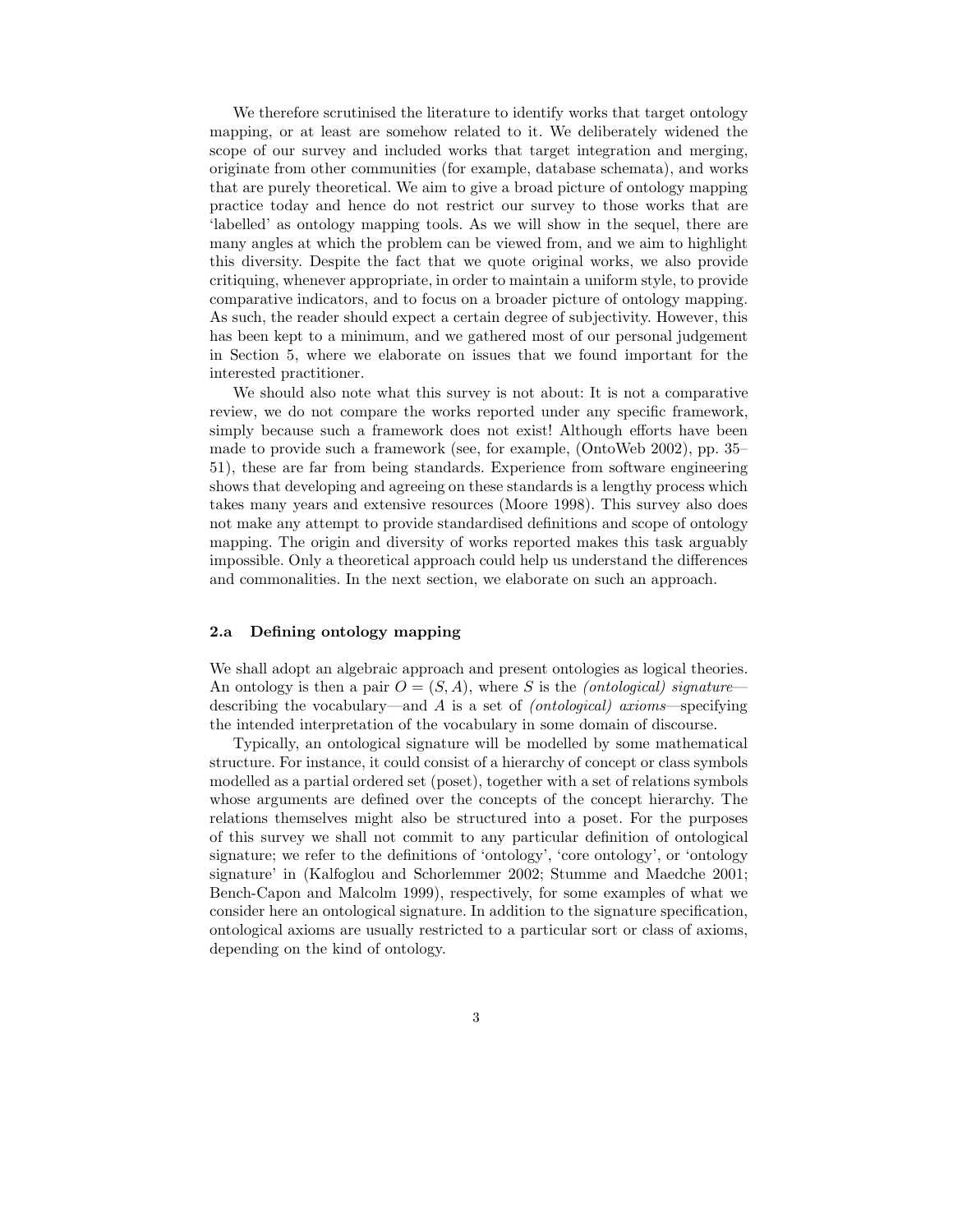We therefore scrutinised the literature to identify works that target ontology mapping, or at least are somehow related to it. We deliberately widened the scope of our survey and included works that target integration and merging, originate from other communities (for example, database schemata), and works that are purely theoretical. We aim to give a broad picture of ontology mapping practice today and hence do not restrict our survey to those works that are 'labelled' as ontology mapping tools. As we will show in the sequel, there are many angles at which the problem can be viewed from, and we aim to highlight this diversity. Despite the fact that we quote original works, we also provide critiquing, whenever appropriate, in order to maintain a uniform style, to provide comparative indicators, and to focus on a broader picture of ontology mapping. As such, the reader should expect a certain degree of subjectivity. However, this has been kept to a minimum, and we gathered most of our personal judgement in Section 5, where we elaborate on issues that we found important for the interested practitioner.

We should also note what this survey is not about: It is not a comparative review, we do not compare the works reported under any specific framework, simply because such a framework does not exist! Although efforts have been made to provide such a framework (see, for example, (OntoWeb 2002), pp. 35–51), these are far from being standards. Experience from software engineering shows that developing and agreeing on these standards is a lengthy process which takes many years and extensive resources (Moore 1998). This survey also does not make any attempt to provide standardised definitions and scope of ontology mapping. The origin and diversity of works reported makes this task arguably impossible. Only a theoretical approach could help us understand the differences and commonalities. In the next section, we elaborate on such an approach.

### 2.a Defining ontology mapping

We shall adopt an algebraic approach and present ontologies as logical theories. An ontology is then a pair $O = (S, A)$, where $S$ is the *(ontological) signature*—describing the vocabulary—and $A$ is a set of *(ontological) axioms*—specifying the intended interpretation of the vocabulary in some domain of discourse.

Typically, an ontological signature will be modelled by some mathematical structure. For instance, it could consist of a hierarchy of concept or class symbols modelled as a partial ordered set (poset), together with a set of relations symbols whose arguments are defined over the concepts of the concept hierarchy. The relations themselves might also be structured into a poset. For the purposes of this survey we shall not commit to any particular definition of ontological signature; we refer to the definitions of 'ontology', 'core ontology', or 'ontology signature' in (Kalfoglou and Schorlemmer 2002; Stumme and Maedche 2001; Bench-Capon and Malcolm 1999), respectively, for some examples of what we consider here an ontological signature. In addition to the signature specification, ontological axioms are usually restricted to a particular sort or class of axioms, depending on the kind of ontology.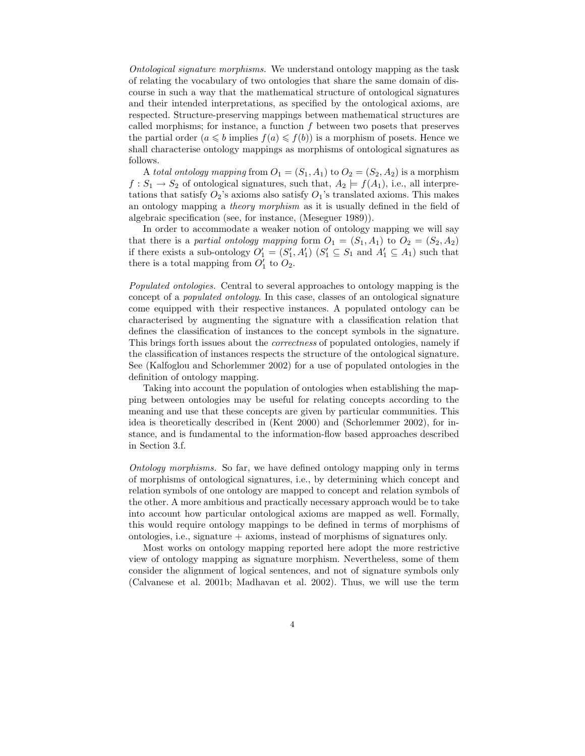*Ontological signature morphisms.* We understand ontology mapping as the task of relating the vocabulary of two ontologies that share the same domain of discourse in such a way that the mathematical structure of ontological signatures and their intended interpretations, as specified by the ontological axioms, are respected. Structure-preserving mappings between mathematical structures are called morphisms; for instance, a function $f$ between two posets that preserves the partial order ($a \leqslant b$ implies $f(a) \leqslant f(b)$) is a morphism of posets. Hence we shall characterise ontology mappings as morphisms of ontological signatures as follows.

A *total ontology mapping* from $O_1 = (S_1, A_1)$ to $O_2 = (S_2, A_2)$ is a morphism $f : S_1 \rightarrow S_2$ of ontological signatures, such that, $A_2 \models f(A_1)$, i.e., all interpretations that satisfy $O_2$'s axioms also satisfy $O_1$'s translated axioms. This makes an ontology mapping a *theory morphism* as it is usually defined in the field of algebraic specification (see, for instance, (Meseguer 1989)).

In order to accommodate a weaker notion of ontology mapping we will say that there is a *partial ontology mapping* form $O_1 = (S_1, A_1)$ to $O_2 = (S_2, A_2)$ if there exists a sub-ontology $O_1' = (S_1', A_1')$ ($S_1' \subseteq S_1$ and $A_1' \subseteq A_1$) such that there is a total mapping from $O_1'$ to $O_2$.

*Populated ontologies.* Central to several approaches to ontology mapping is the concept of a *populated ontology*. In this case, classes of an ontological signature come equipped with their respective instances. A populated ontology can be characterised by augmenting the signature with a classification relation that defines the classification of instances to the concept symbols in the signature. This brings forth issues about the *correctness* of populated ontologies, namely if the classification of instances respects the structure of the ontological signature. See (Kalfoglou and Schorlemmer 2002) for a use of populated ontologies in the definition of ontology mapping.

Taking into account the population of ontologies when establishing the mapping between ontologies may be useful for relating concepts according to the meaning and use that these concepts are given by particular communities. This idea is theoretically described in (Kent 2000) and (Schorlemmer 2002), for instance, and is fundamental to the information-flow based approaches described in Section 3.f.

*Ontology morphisms.* So far, we have defined ontology mapping only in terms of morphisms of ontological signatures, i.e., by determining which concept and relation symbols of one ontology are mapped to concept and relation symbols of the other. A more ambitious and practically necessary approach would be to take into account how particular ontological axioms are mapped as well. Formally, this would require ontology mappings to be defined in terms of morphisms of ontologies, i.e., signature + axioms, instead of morphisms of signatures only.

Most works on ontology mapping reported here adopt the more restrictive view of ontology mapping as signature morphism. Nevertheless, some of them consider the alignment of logical sentences, and not of signature symbols only (Calvanese et al. 2001b; Madhavan et al. 2002). Thus, we will use the term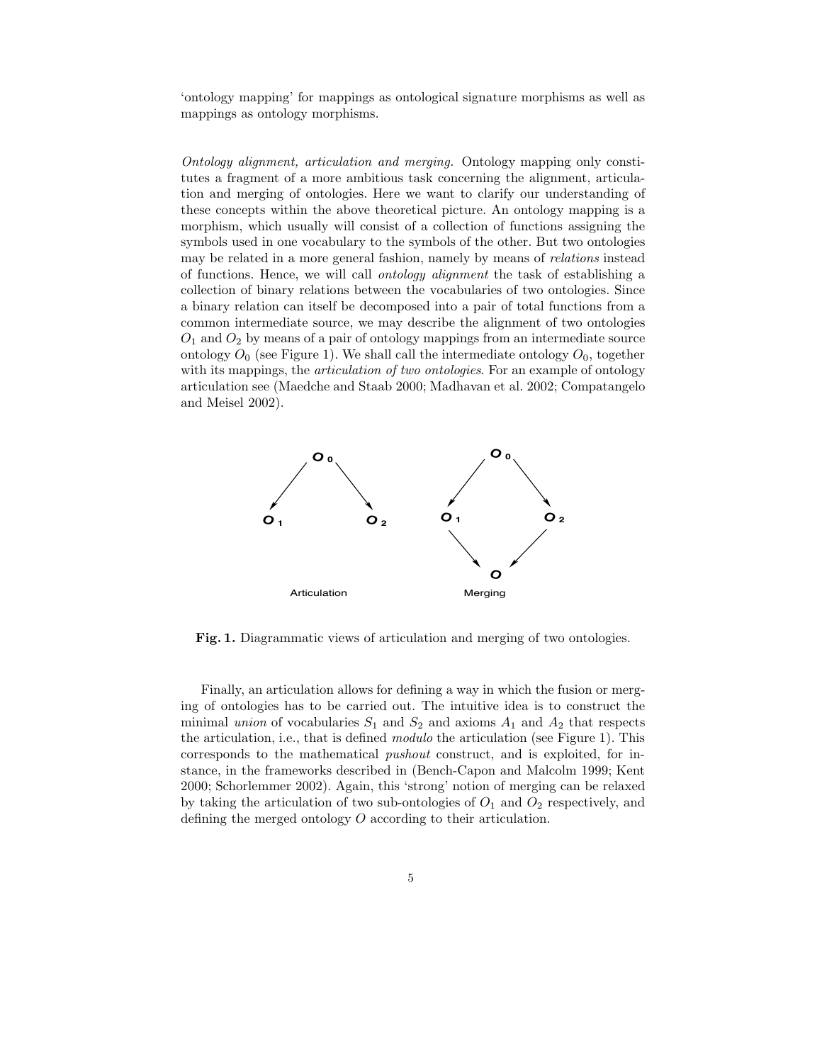'ontology mapping' for mappings as ontological signature morphisms as well as mappings as ontology morphisms.

*Ontology alignment, articulation and merging.* Ontology mapping only constitutes a fragment of a more ambitious task concerning the alignment, articulation and merging of ontologies. Here we want to clarify our understanding of these concepts within the above theoretical picture. An ontology mapping is a morphism, which usually will consist of a collection of functions assigning the symbols used in one vocabulary to the symbols of the other. But two ontologies may be related in a more general fashion, namely by means of *relations* instead of functions. Hence, we will call *ontology alignment* the task of establishing a collection of binary relations between the vocabularies of two ontologies. Since a binary relation can itself be decomposed into a pair of total functions from a common intermediate source, we may describe the alignment of two ontologies $O_1$ and $O_2$ by means of a pair of ontology mappings from an intermediate source ontology $O_0$ (see Figure 1). We shall call the intermediate ontology $O_0$, together with its mappings, the *articulation of two ontologies*. For an example of ontology articulation see (Maedche and Staab 2000; Madhavan et al. 2002; Compatangelo and Meisel 2002).

**Fig. 1.** Diagrammatic views of articulation and merging of two ontologies.

Finally, an articulation allows for defining a way in which the fusion or merging of ontologies has to be carried out. The intuitive idea is to construct the minimal *union* of vocabularies $S_1$ and $S_2$ and axioms $A_1$ and $A_2$ that respects the articulation, i.e., that is defined *modulo* the articulation (see Figure 1). This corresponds to the mathematical *pushout* construct, and is exploited, for instance, in the frameworks described in (Bench-Capon and Malcolm 1999; Kent 2000; Schorlemmer 2002). Again, this 'strong' notion of merging can be relaxed by taking the articulation of two sub-ontologies of $O_1$ and $O_2$ respectively, and defining the merged ontology $O$ according to their articulation.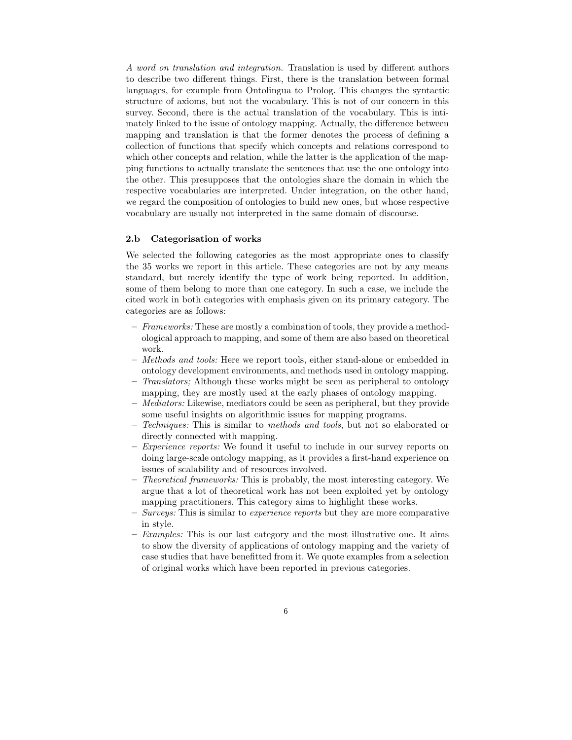*A word on translation and integration.* Translation is used by different authors to describe two different things. First, there is the translation between formal languages, for example from Ontolingua to Prolog. This changes the syntactic structure of axioms, but not the vocabulary. This is not of our concern in this survey. Second, there is the actual translation of the vocabulary. This is intimately linked to the issue of ontology mapping. Actually, the difference between mapping and translation is that the former denotes the process of defining a collection of functions that specify which concepts and relations correspond to which other concepts and relation, while the latter is the application of the mapping functions to actually translate the sentences that use the one ontology into the other. This presupposes that the ontologies share the domain in which the respective vocabularies are interpreted. Under integration, on the other hand, we regard the composition of ontologies to build new ones, but whose respective vocabulary are usually not interpreted in the same domain of discourse.

### 2.b Categorisation of works

We selected the following categories as the most appropriate ones to classify the 35 works we report in this article. These categories are not by any means standard, but merely identify the type of work being reported. In addition, some of them belong to more than one category. In such a case, we include the cited work in both categories with emphasis given on its primary category. The categories are as follows:

- *Frameworks:* These are mostly a combination of tools, they provide a methodological approach to mapping, and some of them are also based on theoretical work.
- *Methods and tools:* Here we report tools, either stand-alone or embedded in ontology development environments, and methods used in ontology mapping.
- *Translators;* Although these works might be seen as peripheral to ontology mapping, they are mostly used at the early phases of ontology mapping.
- *Mediators:* Likewise, mediators could be seen as peripheral, but they provide some useful insights on algorithmic issues for mapping programs.
- *Techniques:* This is similar to *methods and tools*, but not so elaborated or directly connected with mapping.
- *Experience reports:* We found it useful to include in our survey reports on doing large-scale ontology mapping, as it provides a first-hand experience on issues of scalability and of resources involved.
- *Theoretical frameworks:* This is probably, the most interesting category. We argue that a lot of theoretical work has not been exploited yet by ontology mapping practitioners. This category aims to highlight these works.
- *Surveys:* This is similar to *experience reports* but they are more comparative in style.
- *Examples:* This is our last category and the most illustrative one. It aims to show the diversity of applications of ontology mapping and the variety of case studies that have benefitted from it. We quote examples from a selection of original works which have been reported in previous categories.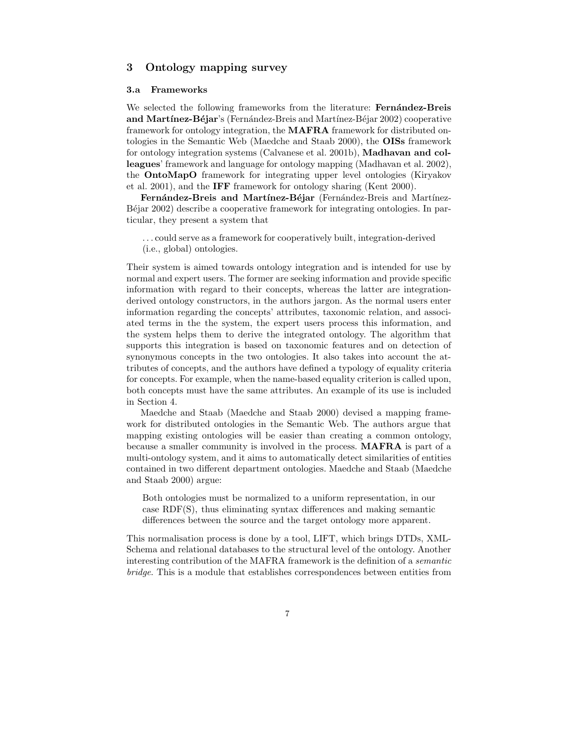## 3 Ontology mapping survey

### 3.a Frameworks

We selected the following frameworks from the literature: **Fernández-Breis and Martínez-Béjar**'s (Fernández-Breis and Martínez-Béjar 2002) cooperative framework for ontology integration, the **MAFRA** framework for distributed ontologies in the Semantic Web (Maedche and Staab 2000), the **OISs** framework for ontology integration systems (Calvanese et al. 2001b), **Madhavan and colleagues**' framework and language for ontology mapping (Madhavan et al. 2002), the **OntoMapO** framework for integrating upper level ontologies (Kiryakov et al. 2001), and the **IFF** framework for ontology sharing (Kent 2000).

**Fernández-Breis and Martínez-Béjar** (Fernández-Breis and Martínez-Béjar 2002) describe a cooperative framework for integrating ontologies. In particular, they present a system that

> ... could serve as a framework for cooperatively built, integration-derived (i.e., global) ontologies.

Their system is aimed towards ontology integration and is intended for use by normal and expert users. The former are seeking information and provide specific information with regard to their concepts, whereas the latter are integration-derived ontology constructors, in the authors jargon. As the normal users enter information regarding the concepts' attributes, taxonomic relation, and associated terms in the the system, the expert users process this information, and the system helps them to derive the integrated ontology. The algorithm that supports this integration is based on taxonomic features and on detection of synonymous concepts in the two ontologies. It also takes into account the attributes of concepts, and the authors have defined a typology of equality criteria for concepts. For example, when the name-based equality criterion is called upon, both concepts must have the same attributes. An example of its use is included in Section 4.

Maedche and Staab (Maedche and Staab 2000) devised a mapping framework for distributed ontologies in the Semantic Web. The authors argue that mapping existing ontologies will be easier than creating a common ontology, because a smaller community is involved in the process. **MAFRA** is part of a multi-ontology system, and it aims to automatically detect similarities of entities contained in two different department ontologies. Maedche and Staab (Maedche and Staab 2000) argue:

> Both ontologies must be normalized to a uniform representation, in our case RDF(S), thus eliminating syntax differences and making semantic differences between the source and the target ontology more apparent.

This normalisation process is done by a tool, LIFT, which brings DTDs, XML-Schema and relational databases to the structural level of the ontology. Another interesting contribution of the MAFRA framework is the definition of a *semantic bridge*. This is a module that establishes correspondences between entities from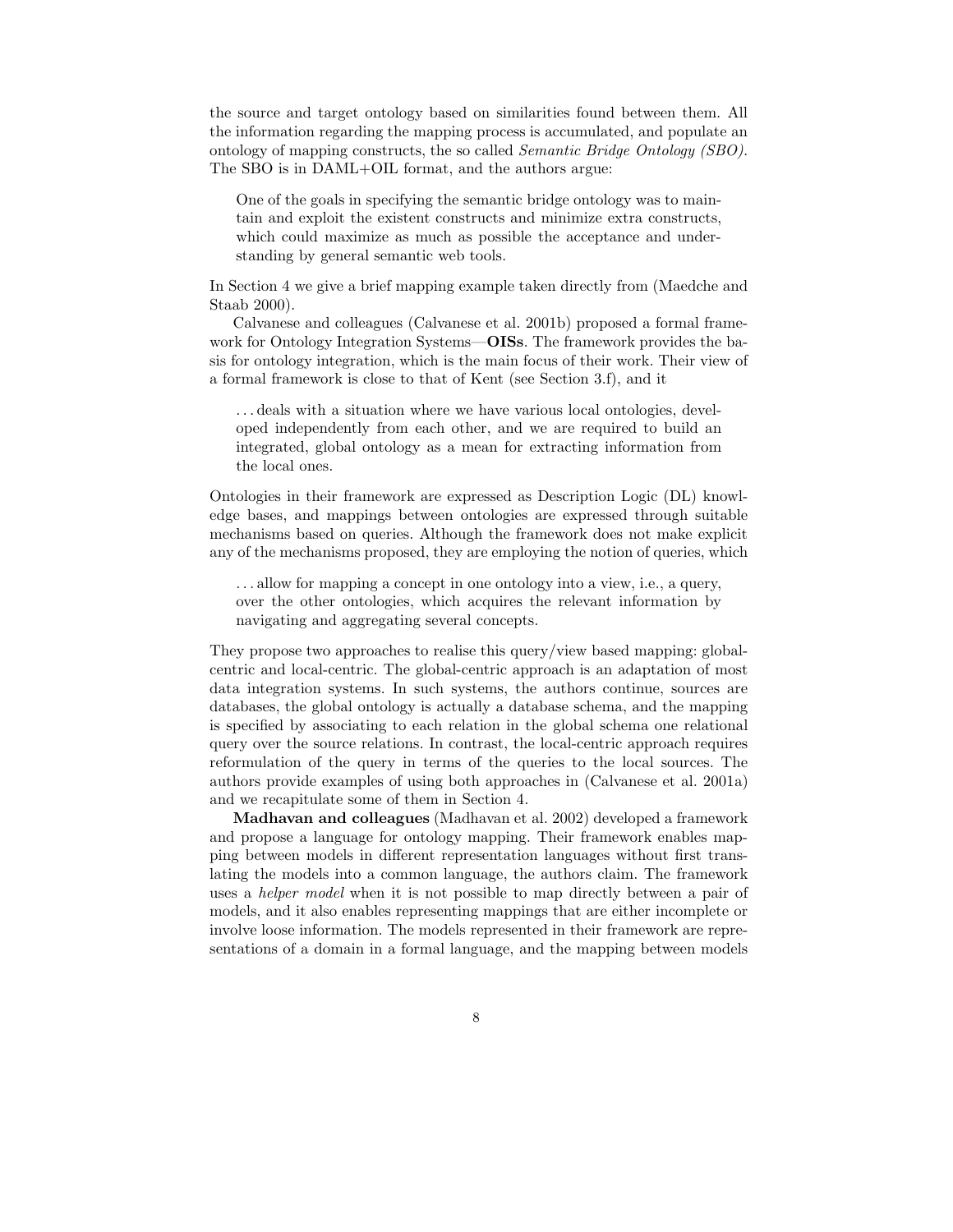the source and target ontology based on similarities found between them. All the information regarding the mapping process is accumulated, and populate an ontology of mapping constructs, the so called *Semantic Bridge Ontology (SBO)*. The SBO is in DAML+OIL format, and the authors argue:

> One of the goals in specifying the semantic bridge ontology was to maintain and exploit the existent constructs and minimize extra constructs, which could maximize as much as possible the acceptance and understanding by general semantic web tools.

In Section 4 we give a brief mapping example taken directly from (Maedche and Staab 2000).

Calvanese and colleagues (Calvanese et al. 2001b) proposed a formal framework for Ontology Integration Systems—**OISs**. The framework provides the basis for ontology integration, which is the main focus of their work. Their view of a formal framework is close to that of Kent (see Section 3.f), and it

> ... deals with a situation where we have various local ontologies, developed independently from each other, and we are required to build an integrated, global ontology as a mean for extracting information from the local ones.

Ontologies in their framework are expressed as Description Logic (DL) knowledge bases, and mappings between ontologies are expressed through suitable mechanisms based on queries. Although the framework does not make explicit any of the mechanisms proposed, they are employing the notion of queries, which

> ... allow for mapping a concept in one ontology into a view, i.e., a query, over the other ontologies, which acquires the relevant information by navigating and aggregating several concepts.

They propose two approaches to realise this query/view based mapping: global-centric and local-centric. The global-centric approach is an adaptation of most data integration systems. In such systems, the authors continue, sources are databases, the global ontology is actually a database schema, and the mapping is specified by associating to each relation in the global schema one relational query over the source relations. In contrast, the local-centric approach requires reformulation of the query in terms of the queries to the local sources. The authors provide examples of using both approaches in (Calvanese et al. 2001a) and we recapitulate some of them in Section 4.

**Madhavan and colleagues** (Madhavan et al. 2002) developed a framework and propose a language for ontology mapping. Their framework enables mapping between models in different representation languages without first translating the models into a common language, the authors claim. The framework uses a *helper model* when it is not possible to map directly between a pair of models, and it also enables representing mappings that are either incomplete or involve loose information. The models represented in their framework are representations of a domain in a formal language, and the mapping between models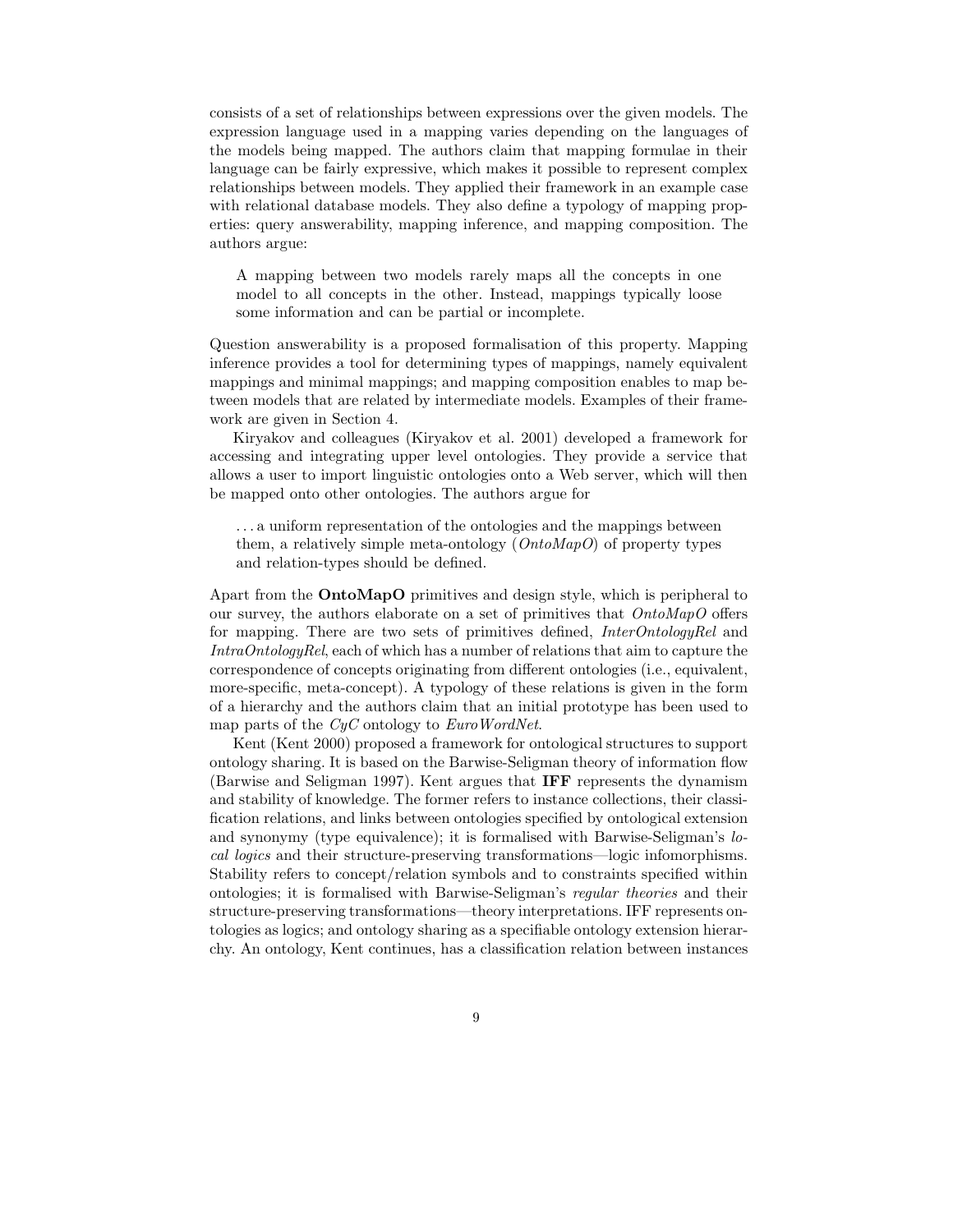consists of a set of relationships between expressions over the given models. The expression language used in a mapping varies depending on the languages of the models being mapped. The authors claim that mapping formulae in their language can be fairly expressive, which makes it possible to represent complex relationships between models. They applied their framework in an example case with relational database models. They also define a typology of mapping properties: query answerability, mapping inference, and mapping composition. The authors argue:

> A mapping between two models rarely maps all the concepts in one model to all concepts in the other. Instead, mappings typically loose some information and can be partial or incomplete.

Question answerability is a proposed formalisation of this property. Mapping inference provides a tool for determining types of mappings, namely equivalent mappings and minimal mappings; and mapping composition enables to map between models that are related by intermediate models. Examples of their framework are given in Section 4.

Kiryakov and colleagues (Kiryakov et al. 2001) developed a framework for accessing and integrating upper level ontologies. They provide a service that allows a user to import linguistic ontologies onto a Web server, which will then be mapped onto other ontologies. The authors argue for

> . . . a uniform representation of the ontologies and the mappings between them, a relatively simple meta-ontology (*OntoMapO*) of property types and relation-types should be defined.

Apart from the **OntoMapO** primitives and design style, which is peripheral to our survey, the authors elaborate on a set of primitives that *OntoMapO* offers for mapping. There are two sets of primitives defined, *InterOntologyRel* and *IntraOntologyRel*, each of which has a number of relations that aim to capture the correspondence of concepts originating from different ontologies (i.e., equivalent, more-specific, meta-concept). A typology of these relations is given in the form of a hierarchy and the authors claim that an initial prototype has been used to map parts of the *CyC* ontology to *EuroWordNet*.

Kent (Kent 2000) proposed a framework for ontological structures to support ontology sharing. It is based on the Barwise-Seligman theory of information flow (Barwise and Seligman 1997). Kent argues that **IFF** represents the dynamism and stability of knowledge. The former refers to instance collections, their classification relations, and links between ontologies specified by ontological extension and synonymy (type equivalence); it is formalised with Barwise-Seligman's *local logics* and their structure-preserving transformations—logic infomorphisms. Stability refers to concept/relation symbols and to constraints specified within ontologies; it is formalised with Barwise-Seligman's *regular theories* and their structure-preserving transformations—theory interpretations. IFF represents ontologies as logics; and ontology sharing as a specifiable ontology extension hierarchy. An ontology, Kent continues, has a classification relation between instances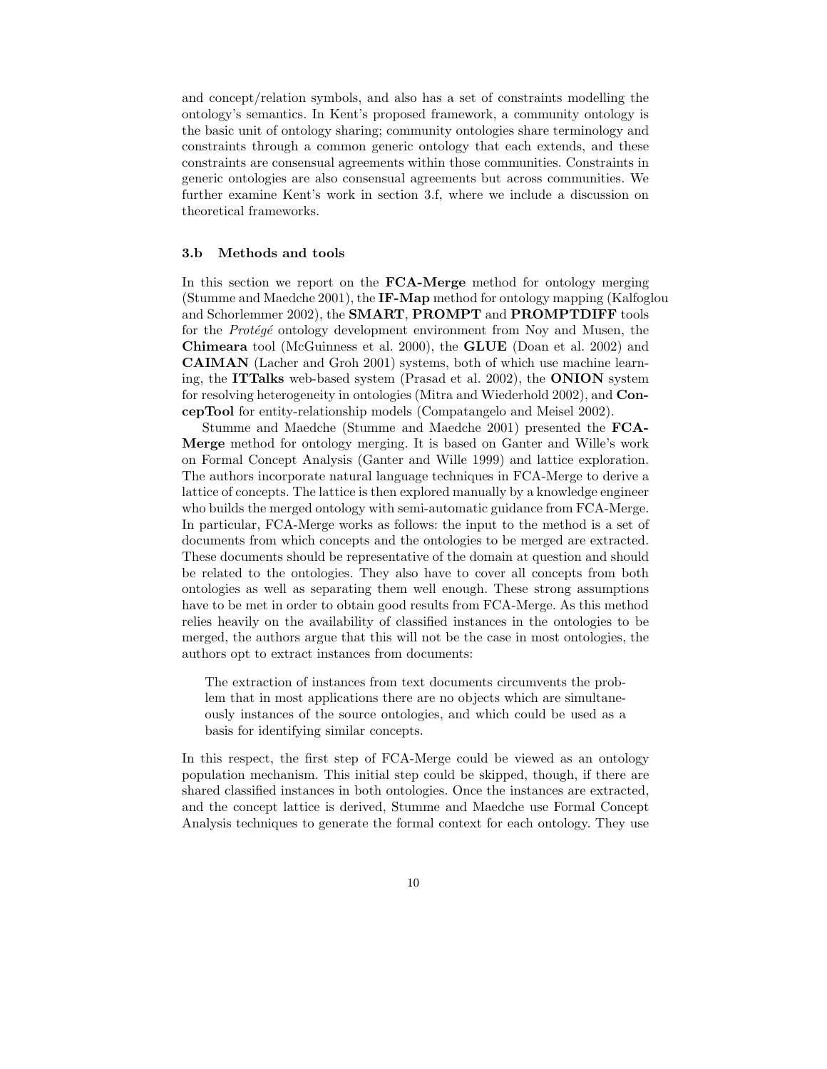and concept/relation symbols, and also has a set of constraints modelling the ontology's semantics. In Kent's proposed framework, a community ontology is the basic unit of ontology sharing; community ontologies share terminology and constraints through a common generic ontology that each extends, and these constraints are consensual agreements within those communities. Constraints in generic ontologies are also consensual agreements but across communities. We further examine Kent's work in section 3.f, where we include a discussion on theoretical frameworks.

### 3.b Methods and tools

In this section we report on the **FCA-Merge** method for ontology merging (Stumme and Maedche 2001), the **IF-Map** method for ontology mapping (Kalfoglou and Schorlemmer 2002), the **SMART**, **PROMPT** and **PROMPTDIFF** tools for the *Protégé* ontology development environment from Noy and Musen, the **Chimeara** tool (McGuinness et al. 2000), the **GLUE** (Doan et al. 2002) and **CAIMAN** (Lacher and Groh 2001) systems, both of which use machine learning, the **ITTalks** web-based system (Prasad et al. 2002), the **ONION** system for resolving heterogeneity in ontologies (Mitra and Wiederhold 2002), and **ConcepTool** for entity-relationship models (Compatangelo and Meisel 2002).

Stumme and Maedche (Stumme and Maedche 2001) presented the **FCA-Merge** method for ontology merging. It is based on Ganter and Wille's work on Formal Concept Analysis (Ganter and Wille 1999) and lattice exploration. The authors incorporate natural language techniques in FCA-Merge to derive a lattice of concepts. The lattice is then explored manually by a knowledge engineer who builds the merged ontology with semi-automatic guidance from FCA-Merge. In particular, FCA-Merge works as follows: the input to the method is a set of documents from which concepts and the ontologies to be merged are extracted. These documents should be representative of the domain at question and should be related to the ontologies. They also have to cover all concepts from both ontologies as well as separating them well enough. These strong assumptions have to be met in order to obtain good results from FCA-Merge. As this method relies heavily on the availability of classified instances in the ontologies to be merged, the authors argue that this will not be the case in most ontologies, the authors opt to extract instances from documents:

> The extraction of instances from text documents circumvents the problem that in most applications there are no objects which are simultaneously instances of the source ontologies, and which could be used as a basis for identifying similar concepts.

In this respect, the first step of FCA-Merge could be viewed as an ontology population mechanism. This initial step could be skipped, though, if there are shared classified instances in both ontologies. Once the instances are extracted, and the concept lattice is derived, Stumme and Maedche use Formal Concept Analysis techniques to generate the formal context for each ontology. They use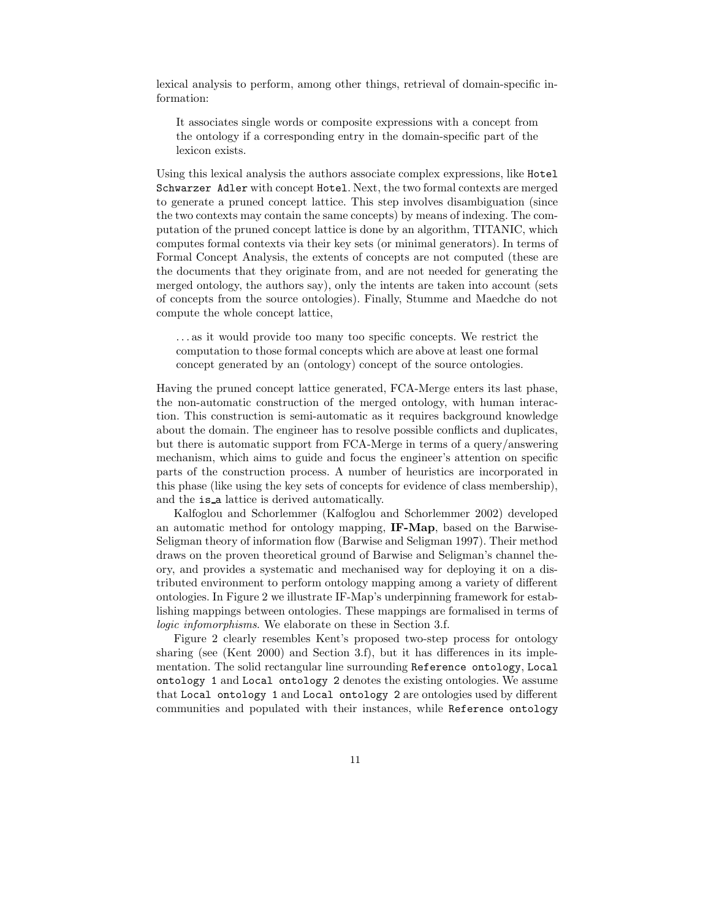lexical analysis to perform, among other things, retrieval of domain-specific information:

> It associates single words or composite expressions with a concept from the ontology if a corresponding entry in the domain-specific part of the lexicon exists.

Using this lexical analysis the authors associate complex expressions, like `Hotel Schwarzer Adler` with concept `Hotel`. Next, the two formal contexts are merged to generate a pruned concept lattice. This step involves disambiguation (since the two contexts may contain the same concepts) by means of indexing. The computation of the pruned concept lattice is done by an algorithm, TITANIC, which computes formal contexts via their key sets (or minimal generators). In terms of Formal Concept Analysis, the extents of concepts are not computed (these are the documents that they originate from, and are not needed for generating the merged ontology, the authors say), only the intents are taken into account (sets of concepts from the source ontologies). Finally, Stumme and Maedche do not compute the whole concept lattice,

> ... as it would provide too many too specific concepts. We restrict the computation to those formal concepts which are above at least one formal concept generated by an (ontology) concept of the source ontologies.

Having the pruned concept lattice generated, FCA-Merge enters its last phase, the non-automatic construction of the merged ontology, with human interaction. This construction is semi-automatic as it requires background knowledge about the domain. The engineer has to resolve possible conflicts and duplicates, but there is automatic support from FCA-Merge in terms of a query/answering mechanism, which aims to guide and focus the engineer's attention on specific parts of the construction process. A number of heuristics are incorporated in this phase (like using the key sets of concepts for evidence of class membership), and the `is_a` lattice is derived automatically.

Kalfoglou and Schorlemmer (Kalfoglou and Schorlemmer 2002) developed an automatic method for ontology mapping, **IF-Map**, based on the Barwise-Seligman theory of information flow (Barwise and Seligman 1997). Their method draws on the proven theoretical ground of Barwise and Seligman's channel theory, and provides a systematic and mechanised way for deploying it on a distributed environment to perform ontology mapping among a variety of different ontologies. In Figure 2 we illustrate IF-Map's underpinning framework for establishing mappings between ontologies. These mappings are formalised in terms of *logic infomorphisms*. We elaborate on these in Section 3.f.

Figure 2 clearly resembles Kent's proposed two-step process for ontology sharing (see (Kent 2000) and Section 3.f), but it has differences in its implementation. The solid rectangular line surrounding `Reference ontology`, `Local ontology 1` and `Local ontology 2` denotes the existing ontologies. We assume that `Local ontology 1` and `Local ontology 2` are ontologies used by different communities and populated with their instances, while `Reference ontology`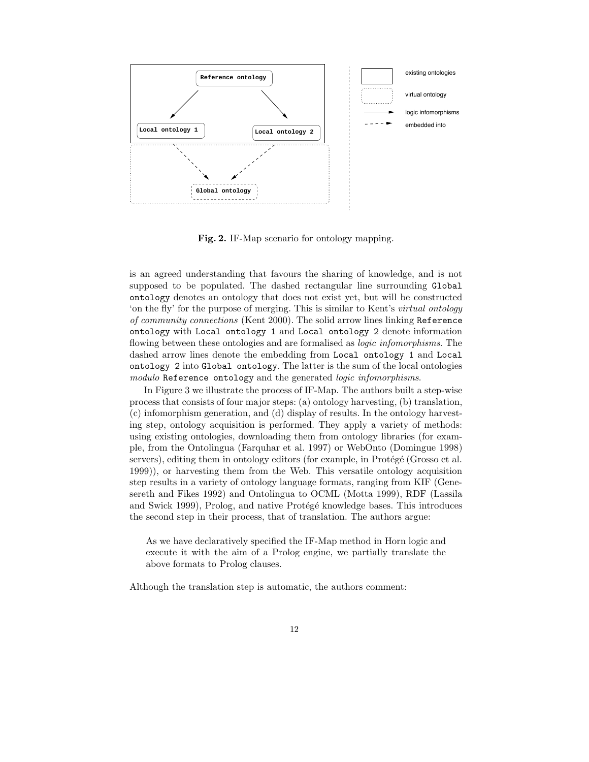**Fig. 2.** IF-Map scenario for ontology mapping.

is an agreed understanding that favours the sharing of knowledge, and is not supposed to be populated. The dashed rectangular line surrounding `Global ontology` denotes an ontology that does not exist yet, but will be constructed 'on the fly' for the purpose of merging. This is similar to Kent's *virtual ontology of community connections* (Kent 2000). The solid arrow lines linking `Reference ontology` with `Local ontology 1` and `Local ontology 2` denote information flowing between these ontologies and are formalised as *logic infomorphisms*. The dashed arrow lines denote the embedding from `Local ontology 1` and `Local ontology 2` into `Global ontology`. The latter is the sum of the local ontologies *modulo* `Reference ontology` and the generated *logic infomorphisms*.

In Figure 3 we illustrate the process of IF-Map. The authors built a step-wise process that consists of four major steps: (a) ontology harvesting, (b) translation, (c) infomorphism generation, and (d) display of results. In the ontology harvesting step, ontology acquisition is performed. They apply a variety of methods: using existing ontologies, downloading them from ontology libraries (for example, from the Ontolingua (Farquhar et al. 1997) or WebOnto (Domingue 1998) servers), editing them in ontology editors (for example, in Protégé (Grosso et al. 1999)), or harvesting them from the Web. This versatile ontology acquisition step results in a variety of ontology language formats, ranging from KIF (Genesereth and Fikes 1992) and Ontolingua to OCML (Motta 1999), RDF (Lassila and Swick 1999), Prolog, and native Protégé knowledge bases. This introduces the second step in their process, that of translation. The authors argue:

> As we have declaratively specified the IF-Map method in Horn logic and execute it with the aim of a Prolog engine, we partially translate the above formats to Prolog clauses.

Although the translation step is automatic, the authors comment: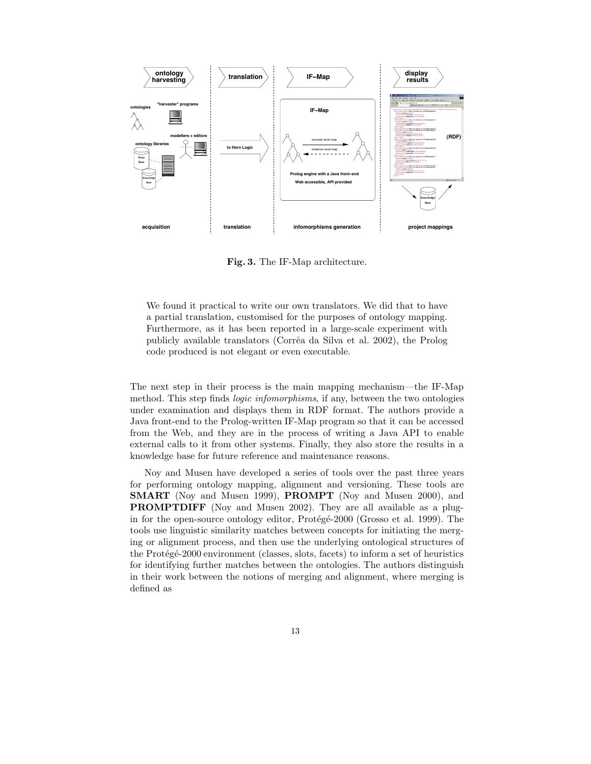**Fig. 3.** The IF-Map architecture.

> We found it practical to write our own translators. We did that to have a partial translation, customised for the purposes of ontology mapping. Furthermore, as it has been reported in a large-scale experiment with publicly available translators (Corrêa da Silva et al. 2002), the Prolog code produced is not elegant or even executable.

The next step in their process is the main mapping mechanism—the IF-Map method. This step finds *logic infomorphisms*, if any, between the two ontologies under examination and displays them in RDF format. The authors provide a Java front-end to the Prolog-written IF-Map program so that it can be accessed from the Web, and they are in the process of writing a Java API to enable external calls to it from other systems. Finally, they also store the results in a knowledge base for future reference and maintenance reasons.

Noy and Musen have developed a series of tools over the past three years for performing ontology mapping, alignment and versioning. These tools are **SMART** (Noy and Musen 1999), **PROMPT** (Noy and Musen 2000), and **PROMPTDIFF** (Noy and Musen 2002). They are all available as a plug-in for the open-source ontology editor, Protégé-2000 (Grosso et al. 1999). The tools use linguistic similarity matches between concepts for initiating the merging or alignment process, and then use the underlying ontological structures of the Protégé-2000 environment (classes, slots, facets) to inform a set of heuristics for identifying further matches between the ontologies. The authors distinguish in their work between the notions of merging and alignment, where merging is defined as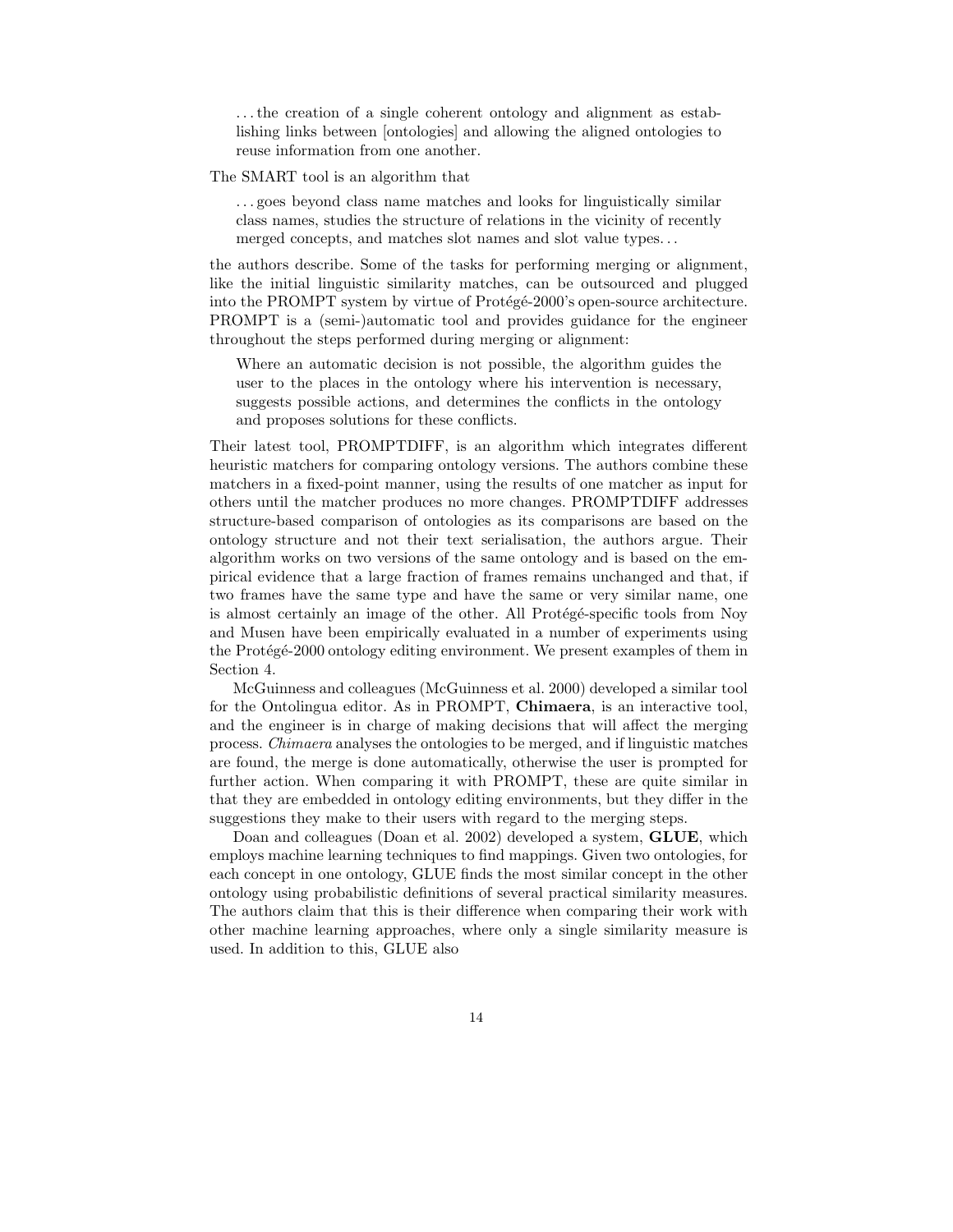> …the creation of a single coherent ontology and alignment as establishing links between [ontologies] and allowing the aligned ontologies to reuse information from one another.

The SMART tool is an algorithm that

> …goes beyond class name matches and looks for linguistically similar class names, studies the structure of relations in the vicinity of recently merged concepts, and matches slot names and slot value types…

the authors describe. Some of the tasks for performing merging or alignment, like the initial linguistic similarity matches, can be outsourced and plugged into the PROMPT system by virtue of Protégé-2000's open-source architecture. PROMPT is a (semi-)automatic tool and provides guidance for the engineer throughout the steps performed during merging or alignment:

> Where an automatic decision is not possible, the algorithm guides the user to the places in the ontology where his intervention is necessary, suggests possible actions, and determines the conflicts in the ontology and proposes solutions for these conflicts.

Their latest tool, PROMPTDIFF, is an algorithm which integrates different heuristic matchers for comparing ontology versions. The authors combine these matchers in a fixed-point manner, using the results of one matcher as input for others until the matcher produces no more changes. PROMPTDIFF addresses structure-based comparison of ontologies as its comparisons are based on the ontology structure and not their text serialisation, the authors argue. Their algorithm works on two versions of the same ontology and is based on the empirical evidence that a large fraction of frames remains unchanged and that, if two frames have the same type and have the same or very similar name, one is almost certainly an image of the other. All Protégé-specific tools from Noy and Musen have been empirically evaluated in a number of experiments using the Protégé-2000 ontology editing environment. We present examples of them in Section 4.

McGuinness and colleagues (McGuinness et al. 2000) developed a similar tool for the Ontolingua editor. As in PROMPT, **Chimaera**, is an interactive tool, and the engineer is in charge of making decisions that will affect the merging process. *Chimaera* analyses the ontologies to be merged, and if linguistic matches are found, the merge is done automatically, otherwise the user is prompted for further action. When comparing it with PROMPT, these are quite similar in that they are embedded in ontology editing environments, but they differ in the suggestions they make to their users with regard to the merging steps.

Doan and colleagues (Doan et al. 2002) developed a system, **GLUE**, which employs machine learning techniques to find mappings. Given two ontologies, for each concept in one ontology, GLUE finds the most similar concept in the other ontology using probabilistic definitions of several practical similarity measures. The authors claim that this is their difference when comparing their work with other machine learning approaches, where only a single similarity measure is used. In addition to this, GLUE also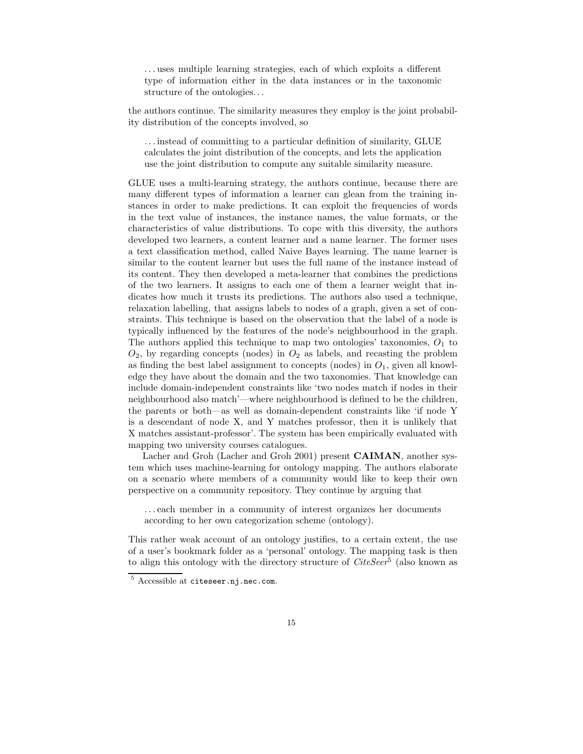> …uses multiple learning strategies, each of which exploits a different type of information either in the data instances or in the taxonomic structure of the ontologies…

the authors continue. The similarity measures they employ is the joint probability distribution of the concepts involved, so

> …instead of committing to a particular definition of similarity, GLUE calculates the joint distribution of the concepts, and lets the application use the joint distribution to compute any suitable similarity measure.

GLUE uses a multi-learning strategy, the authors continue, because there are many different types of information a learner can glean from the training instances in order to make predictions. It can exploit the frequencies of words in the text value of instances, the instance names, the value formats, or the characteristics of value distributions. To cope with this diversity, the authors developed two learners, a content learner and a name learner. The former uses a text classification method, called Naive Bayes learning. The name learner is similar to the content learner but uses the full name of the instance instead of its content. They then developed a meta-learner that combines the predictions of the two learners. It assigns to each one of them a learner weight that indicates how much it trusts its predictions. The authors also used a technique, relaxation labelling, that assigns labels to nodes of a graph, given a set of constraints. This technique is based on the observation that the label of a node is typically influenced by the features of the node's neighbourhood in the graph. The authors applied this technique to map two ontologies' taxonomies, $O_1$ to $O_2$, by regarding concepts (nodes) in $O_2$ as labels, and recasting the problem as finding the best label assignment to concepts (nodes) in $O_1$, given all knowledge they have about the domain and the two taxonomies. That knowledge can include domain-independent constraints like 'two nodes match if nodes in their neighbourhood also match'—where neighbourhood is defined to be the children, the parents or both—as well as domain-dependent constraints like 'if node Y is a descendant of node X, and Y matches professor, then it is unlikely that X matches assistant-professor'. The system has been empirically evaluated with mapping two university courses catalogues.

Lacher and Groh (Lacher and Groh 2001) present **CAIMAN**, another system which uses machine-learning for ontology mapping. The authors elaborate on a scenario where members of a community would like to keep their own perspective on a community repository. They continue by arguing that

> …each member in a community of interest organizes her documents according to her own categorization scheme (ontology).

This rather weak account of an ontology justifies, to a certain extent, the use of a user's bookmark folder as a 'personal' ontology. The mapping task is then to align this ontology with the directory structure of *CiteSeer*[5] (also known as

[5] Accessible at `citeseer.nj.nec.com`.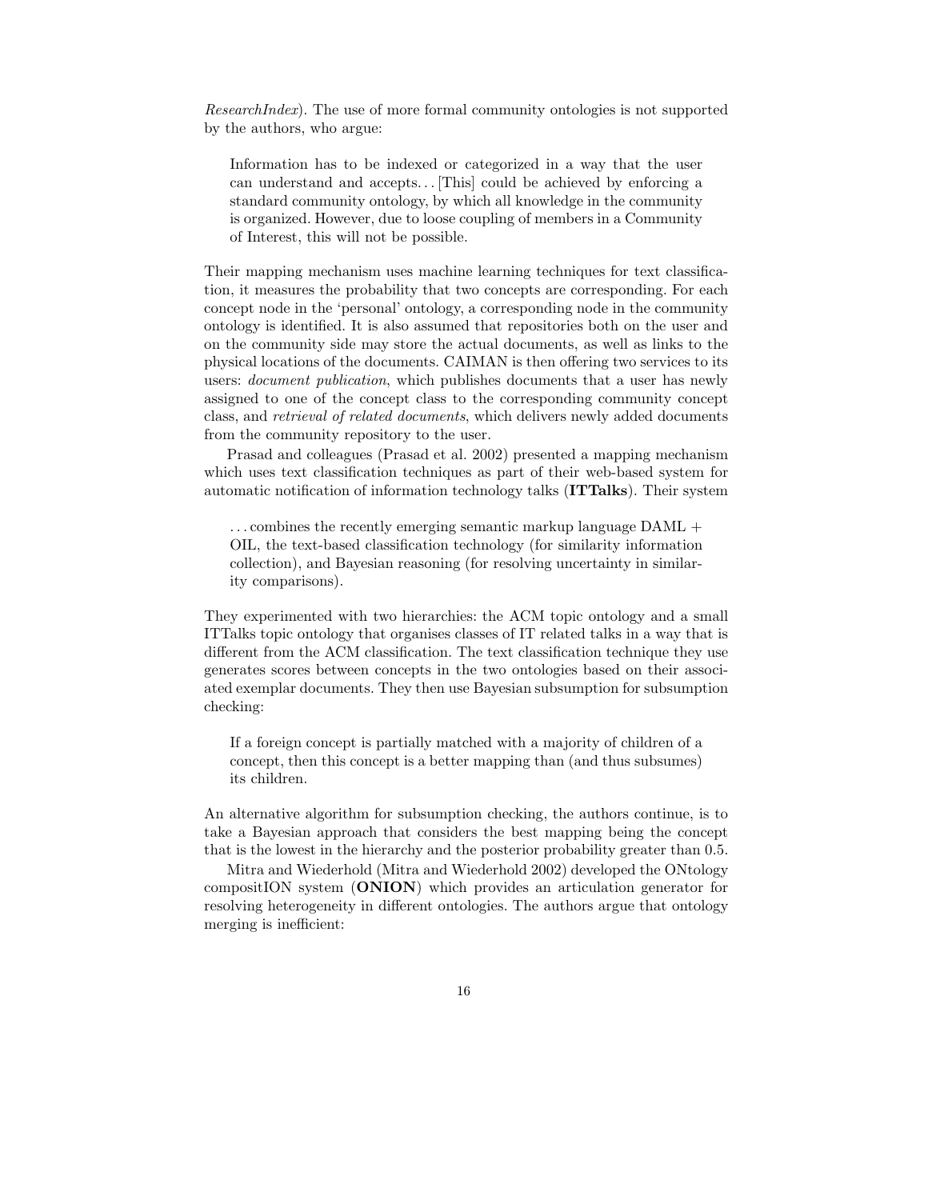*ResearchIndex*). The use of more formal community ontologies is not supported by the authors, who argue:

> Information has to be indexed or categorized in a way that the user can understand and accepts... [This] could be achieved by enforcing a standard community ontology, by which all knowledge in the community is organized. However, due to loose coupling of members in a Community of Interest, this will not be possible.

Their mapping mechanism uses machine learning techniques for text classification, it measures the probability that two concepts are corresponding. For each concept node in the 'personal' ontology, a corresponding node in the community ontology is identified. It is also assumed that repositories both on the user and on the community side may store the actual documents, as well as links to the physical locations of the documents. CAIMAN is then offering two services to its users: *document publication*, which publishes documents that a user has newly assigned to one of the concept class to the corresponding community concept class, and *retrieval of related documents*, which delivers newly added documents from the community repository to the user.

Prasad and colleagues (Prasad et al. 2002) presented a mapping mechanism which uses text classification techniques as part of their web-based system for automatic notification of information technology talks (**ITTalks**). Their system

> ... combines the recently emerging semantic markup language DAML + OIL, the text-based classification technology (for similarity information collection), and Bayesian reasoning (for resolving uncertainty in similarity comparisons).

They experimented with two hierarchies: the ACM topic ontology and a small ITTalks topic ontology that organises classes of IT related talks in a way that is different from the ACM classification. The text classification technique they use generates scores between concepts in the two ontologies based on their associated exemplar documents. They then use Bayesian subsumption for subsumption checking:

> If a foreign concept is partially matched with a majority of children of a concept, then this concept is a better mapping than (and thus subsumes) its children.

An alternative algorithm for subsumption checking, the authors continue, is to take a Bayesian approach that considers the best mapping being the concept that is the lowest in the hierarchy and the posterior probability greater than 0.5.

Mitra and Wiederhold (Mitra and Wiederhold 2002) developed the ONtology compositION system (**ONION**) which provides an articulation generator for resolving heterogeneity in different ontologies. The authors argue that ontology merging is inefficient: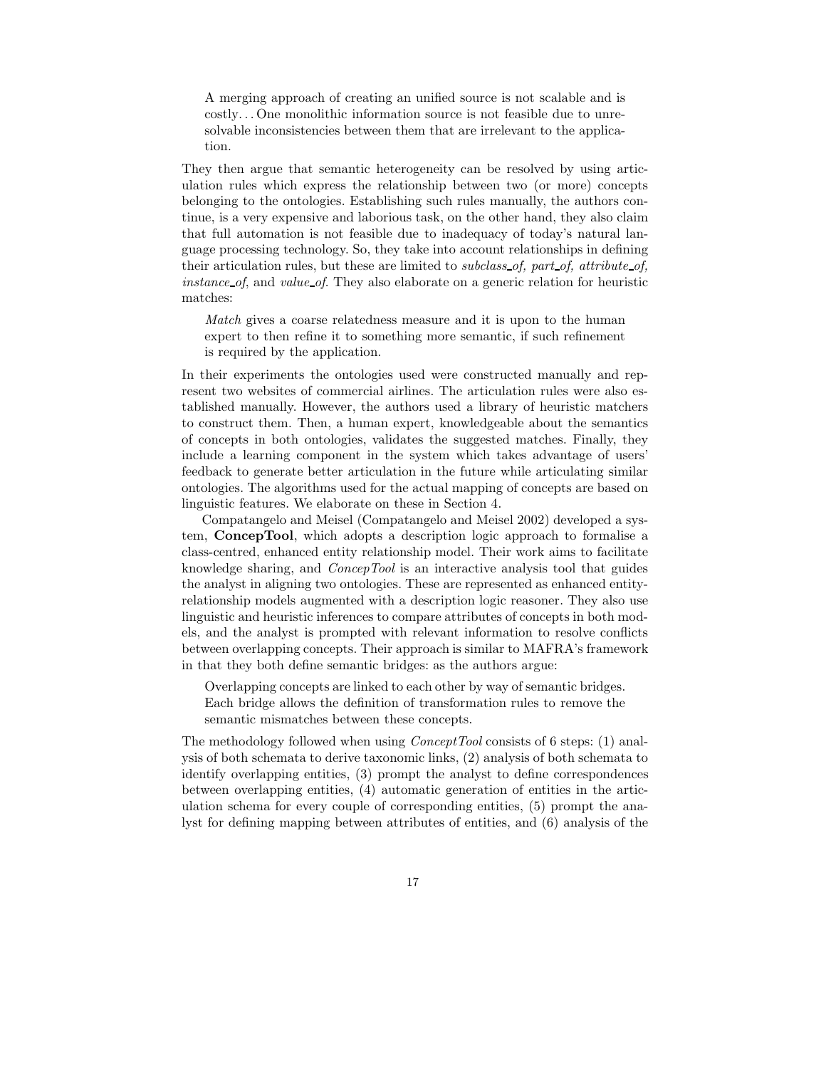> A merging approach of creating an unified source is not scalable and is costly... One monolithic information source is not feasible due to unresolvable inconsistencies between them that are irrelevant to the application.

They then argue that semantic heterogeneity can be resolved by using articulation rules which express the relationship between two (or more) concepts belonging to the ontologies. Establishing such rules manually, the authors continue, is a very expensive and laborious task, on the other hand, they also claim that full automation is not feasible due to inadequacy of today's natural language processing technology. So, they take into account relationships in defining their articulation rules, but these are limited to *subclass_of, part_of, attribute_of, instance_of*, and *value_of*. They also elaborate on a generic relation for heuristic matches:

> *Match* gives a coarse relatedness measure and it is upon to the human expert to then refine it to something more semantic, if such refinement is required by the application.

In their experiments the ontologies used were constructed manually and represent two websites of commercial airlines. The articulation rules were also established manually. However, the authors used a library of heuristic matchers to construct them. Then, a human expert, knowledgeable about the semantics of concepts in both ontologies, validates the suggested matches. Finally, they include a learning component in the system which takes advantage of users' feedback to generate better articulation in the future while articulating similar ontologies. The algorithms used for the actual mapping of concepts are based on linguistic features. We elaborate on these in Section 4.

Compatangelo and Meisel (Compatangelo and Meisel 2002) developed a system, **ConcepTool**, which adopts a description logic approach to formalise a class-centred, enhanced entity relationship model. Their work aims to facilitate knowledge sharing, and *ConcepTool* is an interactive analysis tool that guides the analyst in aligning two ontologies. These are represented as enhanced entity-relationship models augmented with a description logic reasoner. They also use linguistic and heuristic inferences to compare attributes of concepts in both models, and the analyst is prompted with relevant information to resolve conflicts between overlapping concepts. Their approach is similar to MAFRA's framework in that they both define semantic bridges: as the authors argue:

> Overlapping concepts are linked to each other by way of semantic bridges. Each bridge allows the definition of transformation rules to remove the semantic mismatches between these concepts.

The methodology followed when using *ConceptTool* consists of 6 steps: (1) analysis of both schemata to derive taxonomic links, (2) analysis of both schemata to identify overlapping entities, (3) prompt the analyst to define correspondences between overlapping entities, (4) automatic generation of entities in the articulation schema for every couple of corresponding entities, (5) prompt the analyst for defining mapping between attributes of entities, and (6) analysis of the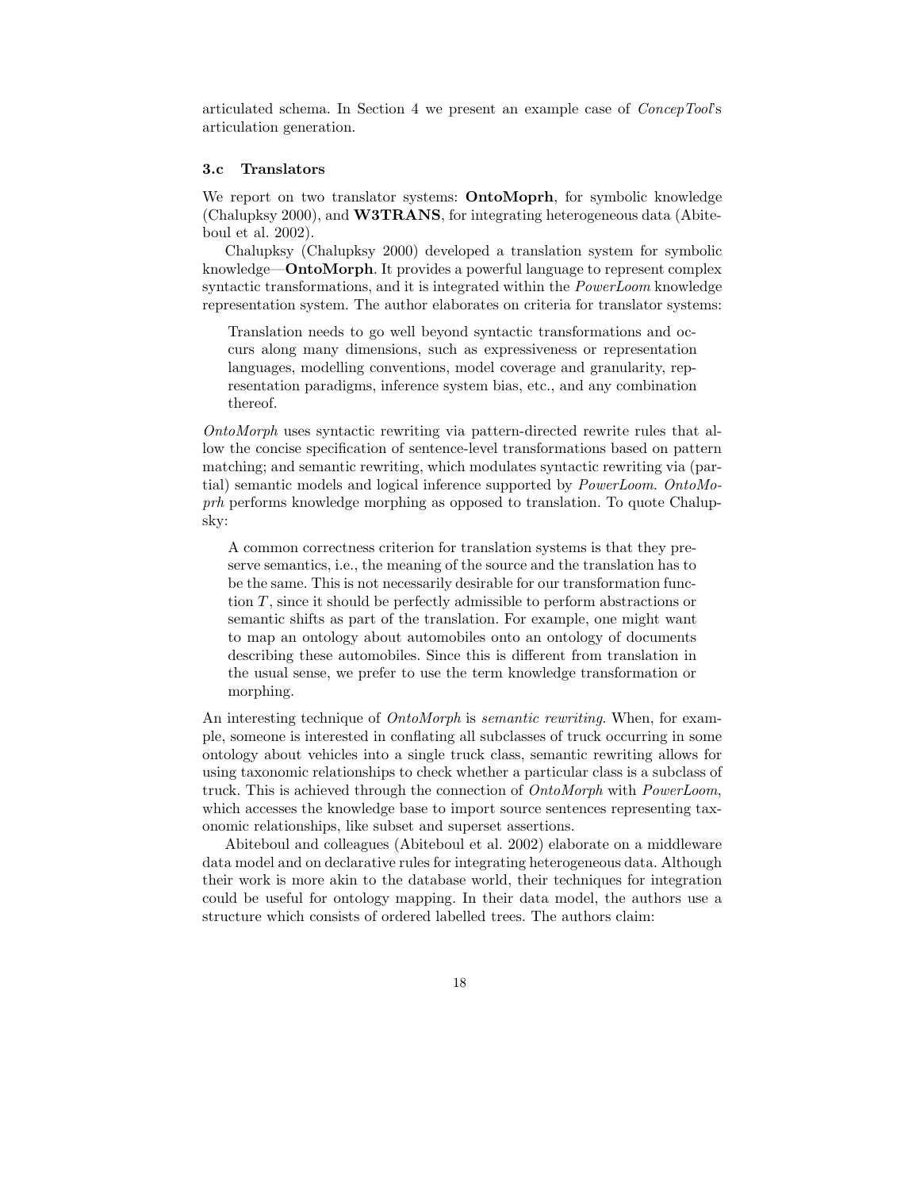articulated schema. In Section 4 we present an example case of *ConcepTool*'s articulation generation.

### 3.c Translators

We report on two translator systems: **OntoMoprh**, for symbolic knowledge (Chalupksy 2000), and **W3TRANS**, for integrating heterogeneous data (Abiteboul et al. 2002).

Chalupksy (Chalupksy 2000) developed a translation system for symbolic knowledge—**OntoMorph**. It provides a powerful language to represent complex syntactic transformations, and it is integrated within the *PowerLoom* knowledge representation system. The author elaborates on criteria for translator systems:

> Translation needs to go well beyond syntactic transformations and occurs along many dimensions, such as expressiveness or representation languages, modelling conventions, model coverage and granularity, representation paradigms, inference system bias, etc., and any combination thereof.

*OntoMorph* uses syntactic rewriting via pattern-directed rewrite rules that allow the concise specification of sentence-level transformations based on pattern matching; and semantic rewriting, which modulates syntactic rewriting via (partial) semantic models and logical inference supported by *PowerLoom*. *OntoMoprh* performs knowledge morphing as opposed to translation. To quote Chalupsky:

> A common correctness criterion for translation systems is that they preserve semantics, i.e., the meaning of the source and the translation has to be the same. This is not necessarily desirable for our transformation function $T$, since it should be perfectly admissible to perform abstractions or semantic shifts as part of the translation. For example, one might want to map an ontology about automobiles onto an ontology of documents describing these automobiles. Since this is different from translation in the usual sense, we prefer to use the term knowledge transformation or morphing.

An interesting technique of *OntoMorph* is *semantic rewriting*. When, for example, someone is interested in conflating all subclasses of truck occurring in some ontology about vehicles into a single truck class, semantic rewriting allows for using taxonomic relationships to check whether a particular class is a subclass of truck. This is achieved through the connection of *OntoMorph* with *PowerLoom*, which accesses the knowledge base to import source sentences representing taxonomic relationships, like subset and superset assertions.

Abiteboul and colleagues (Abiteboul et al. 2002) elaborate on a middleware data model and on declarative rules for integrating heterogeneous data. Although their work is more akin to the database world, their techniques for integration could be useful for ontology mapping. In their data model, the authors use a structure which consists of ordered labelled trees. The authors claim: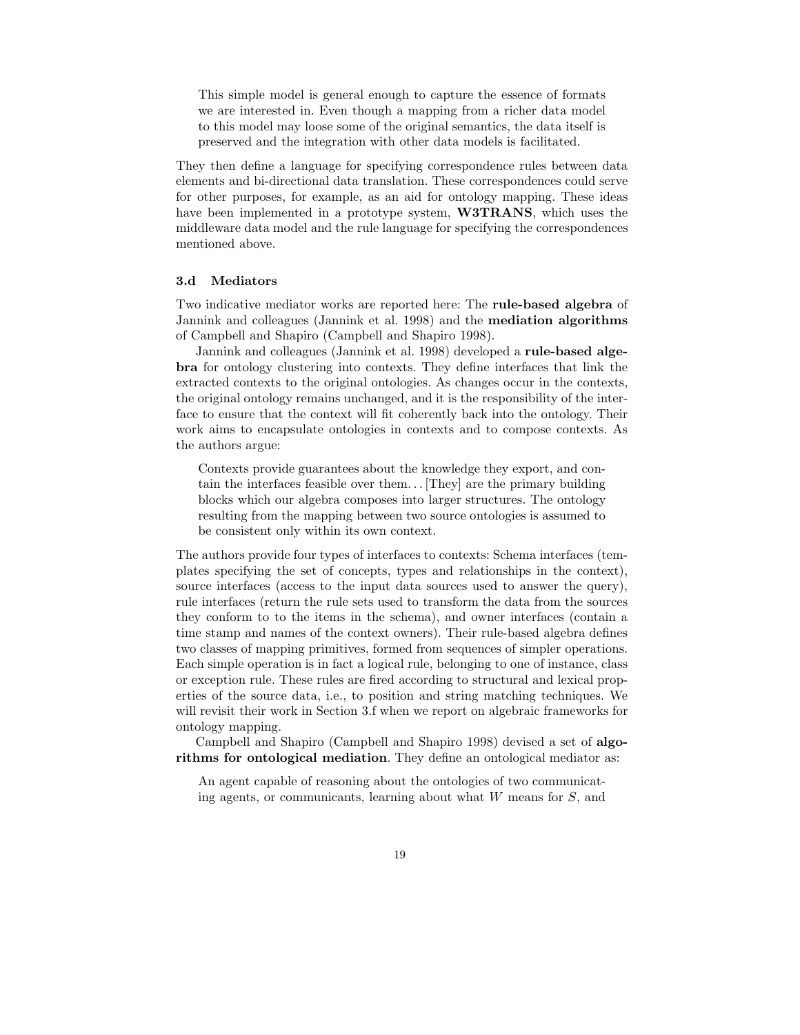> This simple model is general enough to capture the essence of formats we are interested in. Even though a mapping from a richer data model to this model may loose some of the original semantics, the data itself is preserved and the integration with other data models is facilitated.

They then define a language for specifying correspondence rules between data elements and bi-directional data translation. These correspondences could serve for other purposes, for example, as an aid for ontology mapping. These ideas have been implemented in a prototype system, **W3TRANS**, which uses the middleware data model and the rule language for specifying the correspondences mentioned above.

### 3.d Mediators

Two indicative mediator works are reported here: The **rule-based algebra** of Jannink and colleagues (Jannink et al. 1998) and the **mediation algorithms** of Campbell and Shapiro (Campbell and Shapiro 1998).

Jannink and colleagues (Jannink et al. 1998) developed a **rule-based algebra** for ontology clustering into contexts. They define interfaces that link the extracted contexts to the original ontologies. As changes occur in the contexts, the original ontology remains unchanged, and it is the responsibility of the interface to ensure that the context will fit coherently back into the ontology. Their work aims to encapsulate ontologies in contexts and to compose contexts. As the authors argue:

> Contexts provide guarantees about the knowledge they export, and contain the interfaces feasible over them. . . [They] are the primary building blocks which our algebra composes into larger structures. The ontology resulting from the mapping between two source ontologies is assumed to be consistent only within its own context.

The authors provide four types of interfaces to contexts: Schema interfaces (templates specifying the set of concepts, types and relationships in the context), source interfaces (access to the input data sources used to answer the query), rule interfaces (return the rule sets used to transform the data from the sources they conform to to the items in the schema), and owner interfaces (contain a time stamp and names of the context owners). Their rule-based algebra defines two classes of mapping primitives, formed from sequences of simpler operations. Each simple operation is in fact a logical rule, belonging to one of instance, class or exception rule. These rules are fired according to structural and lexical properties of the source data, i.e., to position and string matching techniques. We will revisit their work in Section 3.f when we report on algebraic frameworks for ontology mapping.

Campbell and Shapiro (Campbell and Shapiro 1998) devised a set of **algorithms for ontological mediation**. They define an ontological mediator as:

> An agent capable of reasoning about the ontologies of two communicating agents, or communicants, learning about what $W$ means for $S$, and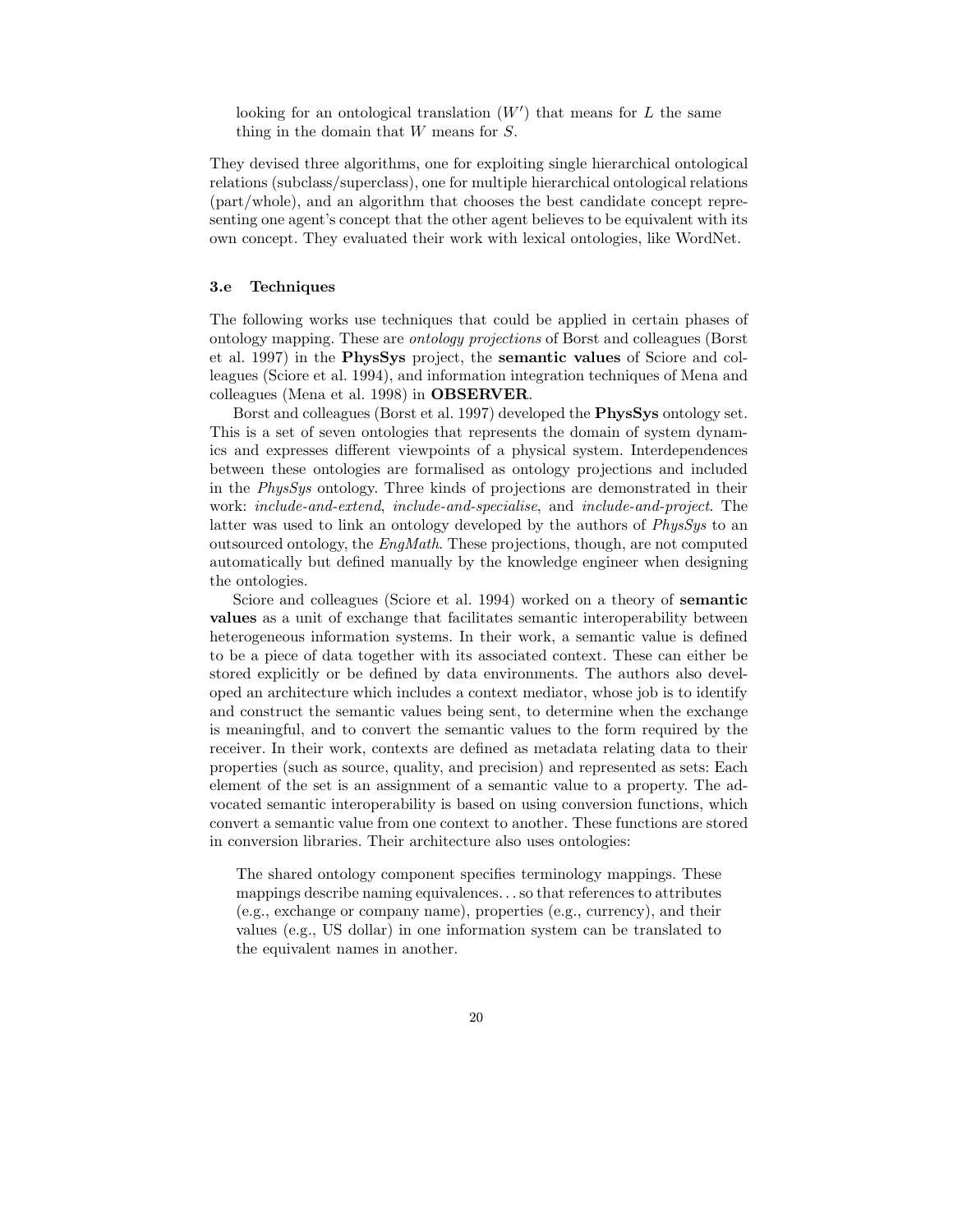> looking for an ontological translation ($W'$) that means for $L$ the same thing in the domain that $W$ means for $S$.

They devised three algorithms, one for exploiting single hierarchical ontological relations (subclass/superclass), one for multiple hierarchical ontological relations (part/whole), and an algorithm that chooses the best candidate concept representing one agent's concept that the other agent believes to be equivalent with its own concept. They evaluated their work with lexical ontologies, like WordNet.

### 3.e Techniques

The following works use techniques that could be applied in certain phases of ontology mapping. These are *ontology projections* of Borst and colleagues (Borst et al. 1997) in the **PhysSys** project, the **semantic values** of Sciore and colleagues (Sciore et al. 1994), and information integration techniques of Mena and colleagues (Mena et al. 1998) in **OBSERVER**.

Borst and colleagues (Borst et al. 1997) developed the **PhysSys** ontology set. This is a set of seven ontologies that represents the domain of system dynamics and expresses different viewpoints of a physical system. Interdependences between these ontologies are formalised as ontology projections and included in the *PhysSys* ontology. Three kinds of projections are demonstrated in their work: *include-and-extend*, *include-and-specialise*, and *include-and-project*. The latter was used to link an ontology developed by the authors of *PhysSys* to an outsourced ontology, the *EngMath*. These projections, though, are not computed automatically but defined manually by the knowledge engineer when designing the ontologies.

Sciore and colleagues (Sciore et al. 1994) worked on a theory of **semantic values** as a unit of exchange that facilitates semantic interoperability between heterogeneous information systems. In their work, a semantic value is defined to be a piece of data together with its associated context. These can either be stored explicitly or be defined by data environments. The authors also developed an architecture which includes a context mediator, whose job is to identify and construct the semantic values being sent, to determine when the exchange is meaningful, and to convert the semantic values to the form required by the receiver. In their work, contexts are defined as metadata relating data to their properties (such as source, quality, and precision) and represented as sets: Each element of the set is an assignment of a semantic value to a property. The advocated semantic interoperability is based on using conversion functions, which convert a semantic value from one context to another. These functions are stored in conversion libraries. Their architecture also uses ontologies:

> The shared ontology component specifies terminology mappings. These mappings describe naming equivalences... so that references to attributes (e.g., exchange or company name), properties (e.g., currency), and their values (e.g., US dollar) in one information system can be translated to the equivalent names in another.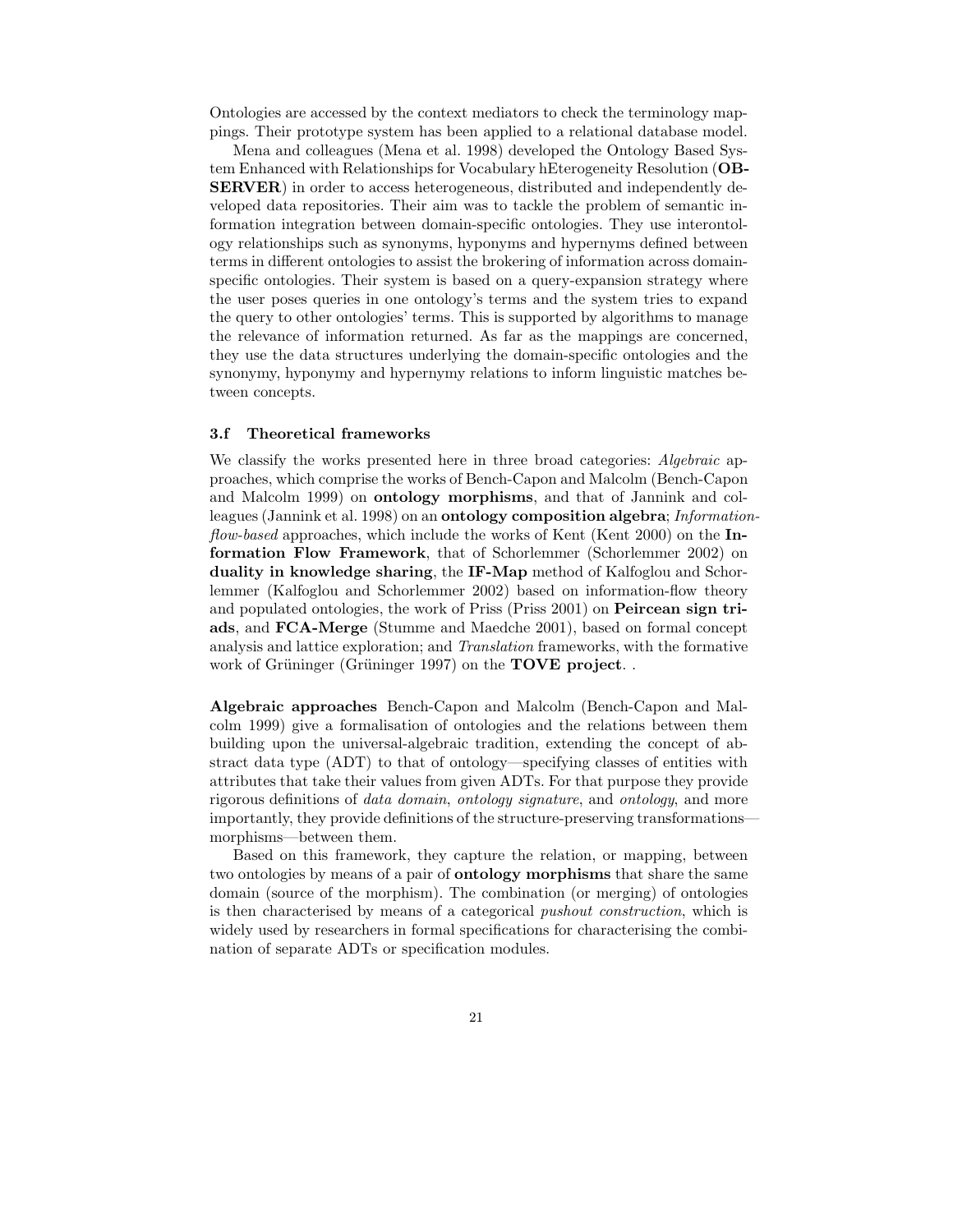Ontologies are accessed by the context mediators to check the terminology mappings. Their prototype system has been applied to a relational database model.

Mena and colleagues (Mena et al. 1998) developed the Ontology Based System Enhanced with Relationships for Vocabulary hEterogeneity Resolution (**OBSERVER**) in order to access heterogeneous, distributed and independently developed data repositories. Their aim was to tackle the problem of semantic information integration between domain-specific ontologies. They use interontology relationships such as synonyms, hyponyms and hypernyms defined between terms in different ontologies to assist the brokering of information across domain-specific ontologies. Their system is based on a query-expansion strategy where the user poses queries in one ontology's terms and the system tries to expand the query to other ontologies' terms. This is supported by algorithms to manage the relevance of information returned. As far as the mappings are concerned, they use the data structures underlying the domain-specific ontologies and the synonymy, hyponymy and hypernymy relations to inform linguistic matches between concepts.

### 3.f Theoretical frameworks

We classify the works presented here in three broad categories: *Algebraic* approaches, which comprise the works of Bench-Capon and Malcolm (Bench-Capon and Malcolm 1999) on **ontology morphisms**, and that of Jannink and colleagues (Jannink et al. 1998) on an **ontology composition algebra**; *Information-flow-based* approaches, which include the works of Kent (Kent 2000) on the **Information Flow Framework**, that of Schorlemmer (Schorlemmer 2002) on **duality in knowledge sharing**, the **IF-Map** method of Kalfoglou and Schorlemmer (Kalfoglou and Schorlemmer 2002) based on information-flow theory and populated ontologies, the work of Priss (Priss 2001) on **Peircean sign triads**, and **FCA-Merge** (Stumme and Maedche 2001), based on formal concept analysis and lattice exploration; and *Translation* frameworks, with the formative work of Grüninger (Grüninger 1997) on the **TOVE project**. .

**Algebraic approaches** Bench-Capon and Malcolm (Bench-Capon and Malcolm 1999) give a formalisation of ontologies and the relations between them building upon the universal-algebraic tradition, extending the concept of abstract data type (ADT) to that of ontology—specifying classes of entities with attributes that take their values from given ADTs. For that purpose they provide rigorous definitions of *data domain*, *ontology signature*, and *ontology*, and more importantly, they provide definitions of the structure-preserving transformations—morphisms—between them.

Based on this framework, they capture the relation, or mapping, between two ontologies by means of a pair of **ontology morphisms** that share the same domain (source of the morphism). The combination (or merging) of ontologies is then characterised by means of a categorical *pushout construction*, which is widely used by researchers in formal specifications for characterising the combination of separate ADTs or specification modules.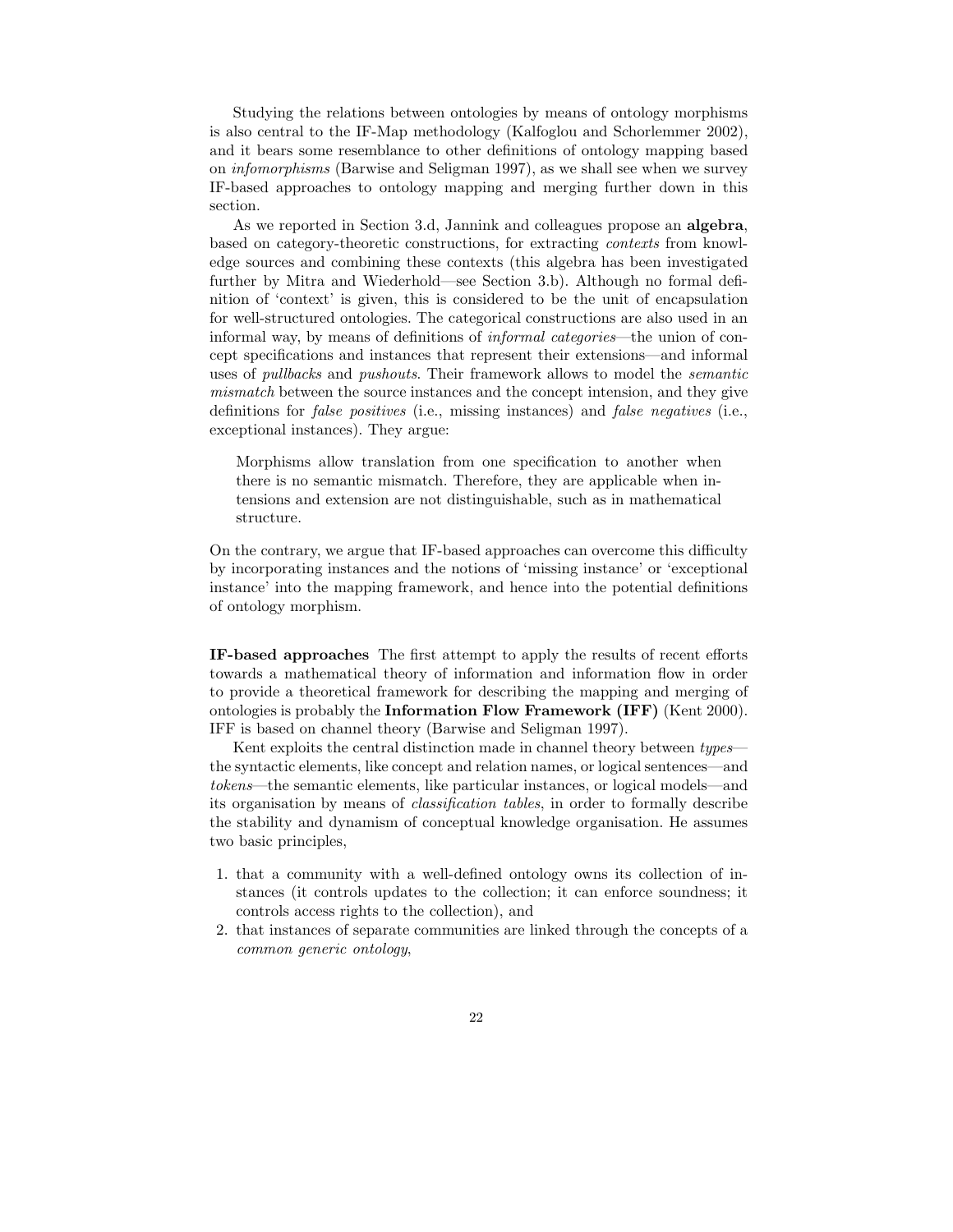Studying the relations between ontologies by means of ontology morphisms is also central to the IF-Map methodology (Kalfoglou and Schorlemmer 2002), and it bears some resemblance to other definitions of ontology mapping based on *infomorphisms* (Barwise and Seligman 1997), as we shall see when we survey IF-based approaches to ontology mapping and merging further down in this section.

As we reported in Section 3.d, Jannink and colleagues propose an **algebra**, based on category-theoretic constructions, for extracting *contexts* from knowledge sources and combining these contexts (this algebra has been investigated further by Mitra and Wiederhold—see Section 3.b). Although no formal definition of 'context' is given, this is considered to be the unit of encapsulation for well-structured ontologies. The categorical constructions are also used in an informal way, by means of definitions of *informal categories*—the union of concept specifications and instances that represent their extensions—and informal uses of *pullbacks* and *pushouts*. Their framework allows to model the *semantic mismatch* between the source instances and the concept intension, and they give definitions for *false positives* (i.e., missing instances) and *false negatives* (i.e., exceptional instances). They argue:

> Morphisms allow translation from one specification to another when there is no semantic mismatch. Therefore, they are applicable when intensions and extension are not distinguishable, such as in mathematical structure.

On the contrary, we argue that IF-based approaches can overcome this difficulty by incorporating instances and the notions of 'missing instance' or 'exceptional instance' into the mapping framework, and hence into the potential definitions of ontology morphism.

**IF-based approaches** The first attempt to apply the results of recent efforts towards a mathematical theory of information and information flow in order to provide a theoretical framework for describing the mapping and merging of ontologies is probably the **Information Flow Framework (IFF)** (Kent 2000). IFF is based on channel theory (Barwise and Seligman 1997).

Kent exploits the central distinction made in channel theory between *types*—the syntactic elements, like concept and relation names, or logical sentences—and *tokens*—the semantic elements, like particular instances, or logical models—and its organisation by means of *classification tables*, in order to formally describe the stability and dynamism of conceptual knowledge organisation. He assumes two basic principles,

1. that a community with a well-defined ontology owns its collection of instances (it controls updates to the collection; it can enforce soundness; it controls access rights to the collection), and
2. that instances of separate communities are linked through the concepts of a *common generic ontology*,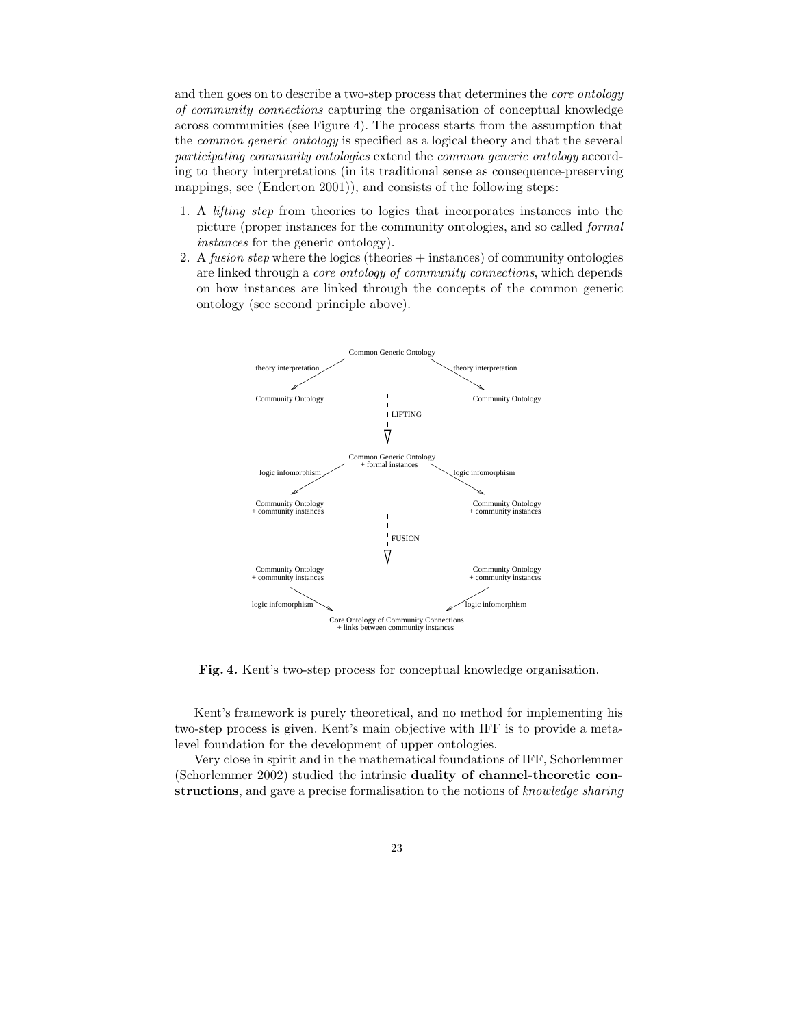and then goes on to describe a two-step process that determines the *core ontology of community connections* capturing the organisation of conceptual knowledge across communities (see Figure 4). The process starts from the assumption that the *common generic ontology* is specified as a logical theory and that the several *participating community ontologies* extend the *common generic ontology* according to theory interpretations (in its traditional sense as consequence-preserving mappings, see (Enderton 2001)), and consists of the following steps:

1. A *lifting step* from theories to logics that incorporates instances into the picture (proper instances for the community ontologies, and so called *formal instances* for the generic ontology).
2. A *fusion step* where the logics (theories + instances) of community ontologies are linked through a *core ontology of community connections*, which depends on how instances are linked through the concepts of the common generic ontology (see second principle above).

Common Generic Ontology

theory interpretation — theory interpretation

Community Ontology — Community Ontology

LIFTING

Common Generic Ontology + formal instances

logic infomorphism — logic infomorphism

Community Ontology + community instances — Community Ontology + community instances

FUSION

Community Ontology + community instances — Community Ontology + community instances

logic infomorphism — logic infomorphism

Core Ontology of Community Connections + links between community instances

**Fig. 4.** Kent's two-step process for conceptual knowledge organisation.

Kent's framework is purely theoretical, and no method for implementing his two-step process is given. Kent's main objective with IFF is to provide a meta-level foundation for the development of upper ontologies.

Very close in spirit and in the mathematical foundations of IFF, Schorlemmer (Schorlemmer 2002) studied the intrinsic **duality of channel-theoretic constructions**, and gave a precise formalisation to the notions of *knowledge sharing*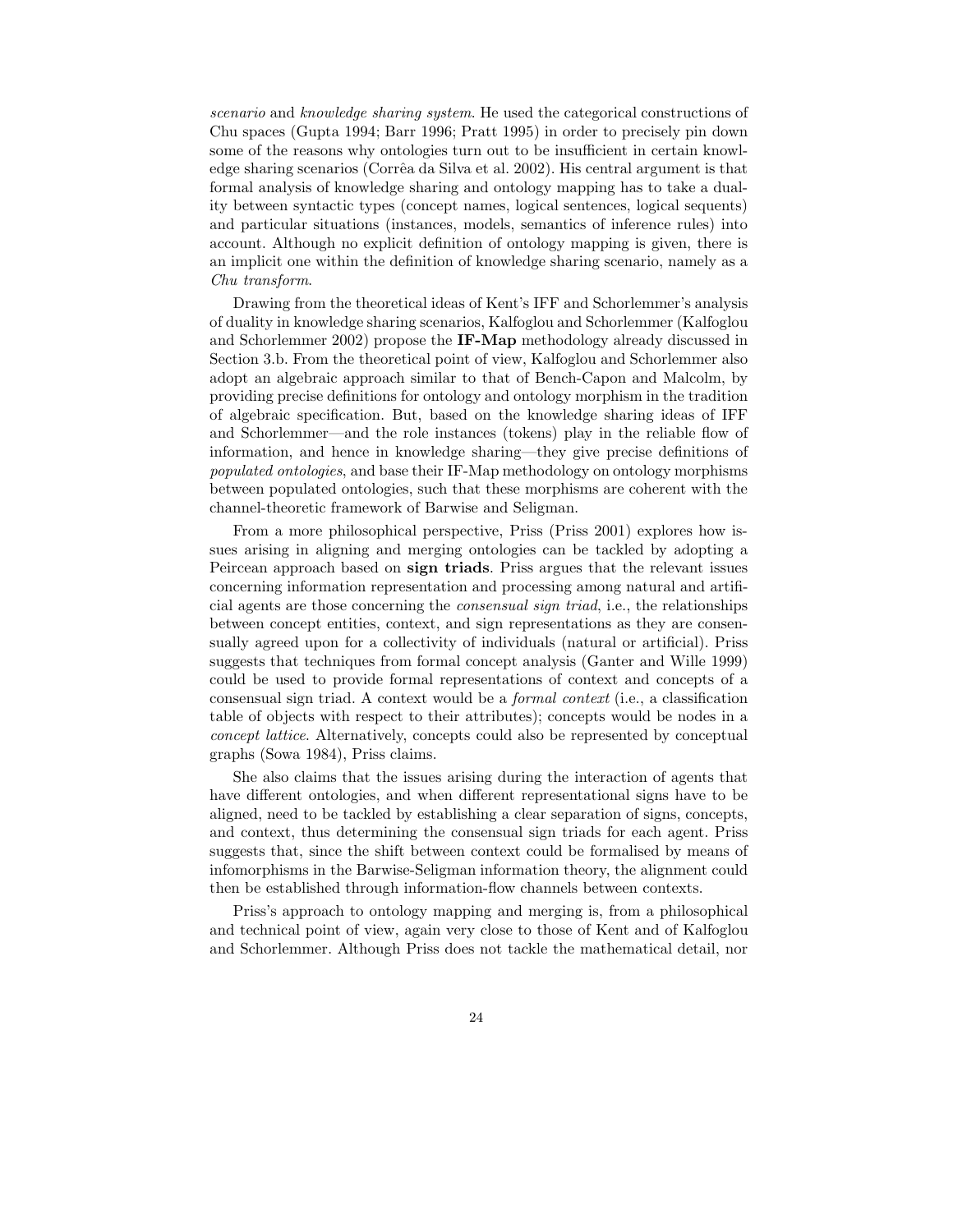*scenario* and *knowledge sharing system*. He used the categorical constructions of Chu spaces (Gupta 1994; Barr 1996; Pratt 1995) in order to precisely pin down some of the reasons why ontologies turn out to be insufficient in certain knowledge sharing scenarios (Corrêa da Silva et al. 2002). His central argument is that formal analysis of knowledge sharing and ontology mapping has to take a duality between syntactic types (concept names, logical sentences, logical sequents) and particular situations (instances, models, semantics of inference rules) into account. Although no explicit definition of ontology mapping is given, there is an implicit one within the definition of knowledge sharing scenario, namely as a *Chu transform*.

Drawing from the theoretical ideas of Kent's IFF and Schorlemmer's analysis of duality in knowledge sharing scenarios, Kalfoglou and Schorlemmer (Kalfoglou and Schorlemmer 2002) propose the **IF-Map** methodology already discussed in Section 3.b. From the theoretical point of view, Kalfoglou and Schorlemmer also adopt an algebraic approach similar to that of Bench-Capon and Malcolm, by providing precise definitions for ontology and ontology morphism in the tradition of algebraic specification. But, based on the knowledge sharing ideas of IFF and Schorlemmer—and the role instances (tokens) play in the reliable flow of information, and hence in knowledge sharing—they give precise definitions of *populated ontologies*, and base their IF-Map methodology on ontology morphisms between populated ontologies, such that these morphisms are coherent with the channel-theoretic framework of Barwise and Seligman.

From a more philosophical perspective, Priss (Priss 2001) explores how issues arising in aligning and merging ontologies can be tackled by adopting a Peircean approach based on **sign triads**. Priss argues that the relevant issues concerning information representation and processing among natural and artificial agents are those concerning the *consensual sign triad*, i.e., the relationships between concept entities, context, and sign representations as they are consensually agreed upon for a collectivity of individuals (natural or artificial). Priss suggests that techniques from formal concept analysis (Ganter and Wille 1999) could be used to provide formal representations of context and concepts of a consensual sign triad. A context would be a *formal context* (i.e., a classification table of objects with respect to their attributes); concepts would be nodes in a *concept lattice*. Alternatively, concepts could also be represented by conceptual graphs (Sowa 1984), Priss claims.

She also claims that the issues arising during the interaction of agents that have different ontologies, and when different representational signs have to be aligned, need to be tackled by establishing a clear separation of signs, concepts, and context, thus determining the consensual sign triads for each agent. Priss suggests that, since the shift between context could be formalised by means of infomorphisms in the Barwise-Seligman information theory, the alignment could then be established through information-flow channels between contexts.

Priss's approach to ontology mapping and merging is, from a philosophical and technical point of view, again very close to those of Kent and of Kalfoglou and Schorlemmer. Although Priss does not tackle the mathematical detail, nor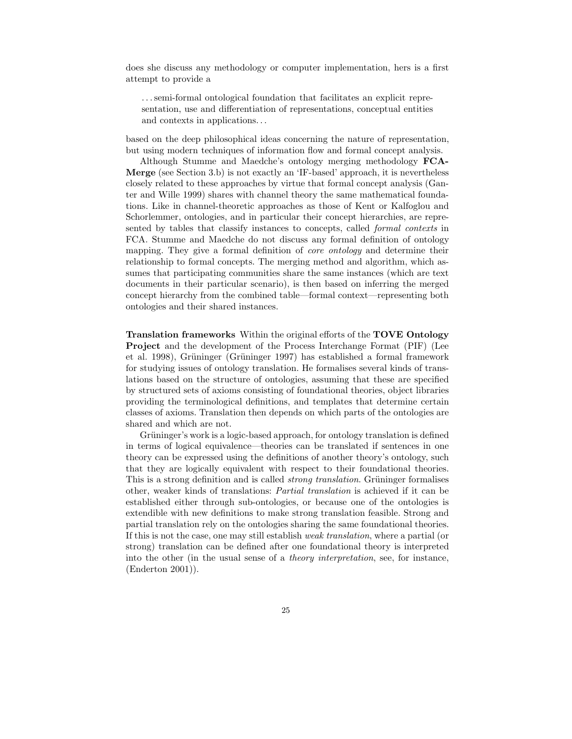does she discuss any methodology or computer implementation, hers is a first attempt to provide a

> ...semi-formal ontological foundation that facilitates an explicit representation, use and differentiation of representations, conceptual entities and contexts in applications...

based on the deep philosophical ideas concerning the nature of representation, but using modern techniques of information flow and formal concept analysis.

Although Stumme and Maedche's ontology merging methodology **FCA-Merge** (see Section 3.b) is not exactly an 'IF-based' approach, it is nevertheless closely related to these approaches by virtue that formal concept analysis (Ganter and Wille 1999) shares with channel theory the same mathematical foundations. Like in channel-theoretic approaches as those of Kent or Kalfoglou and Schorlemmer, ontologies, and in particular their concept hierarchies, are represented by tables that classify instances to concepts, called *formal contexts* in FCA. Stumme and Maedche do not discuss any formal definition of ontology mapping. They give a formal definition of *core ontology* and determine their relationship to formal concepts. The merging method and algorithm, which assumes that participating communities share the same instances (which are text documents in their particular scenario), is then based on inferring the merged concept hierarchy from the combined table—formal context—representing both ontologies and their shared instances.

**Translation frameworks** Within the original efforts of the **TOVE Ontology Project** and the development of the Process Interchange Format (PIF) (Lee et al. 1998), Grüninger (Grüninger 1997) has established a formal framework for studying issues of ontology translation. He formalises several kinds of translations based on the structure of ontologies, assuming that these are specified by structured sets of axioms consisting of foundational theories, object libraries providing the terminological definitions, and templates that determine certain classes of axioms. Translation then depends on which parts of the ontologies are shared and which are not.

Grüninger's work is a logic-based approach, for ontology translation is defined in terms of logical equivalence—theories can be translated if sentences in one theory can be expressed using the definitions of another theory's ontology, such that they are logically equivalent with respect to their foundational theories. This is a strong definition and is called *strong translation*. Grüninger formalises other, weaker kinds of translations: *Partial translation* is achieved if it can be established either through sub-ontologies, or because one of the ontologies is extendible with new definitions to make strong translation feasible. Strong and partial translation rely on the ontologies sharing the same foundational theories. If this is not the case, one may still establish *weak translation*, where a partial (or strong) translation can be defined after one foundational theory is interpreted into the other (in the usual sense of a *theory interpretation*, see, for instance, (Enderton 2001)).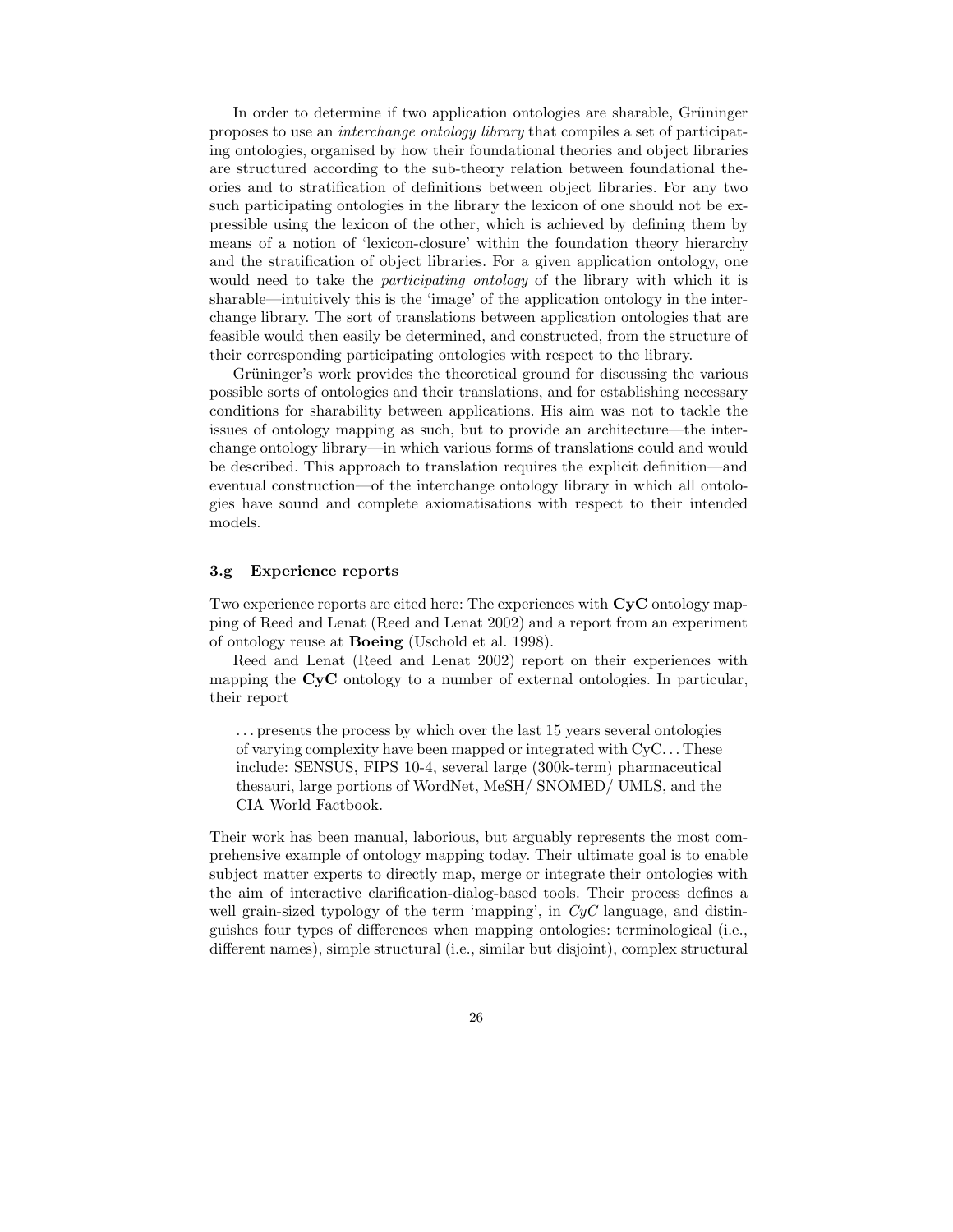In order to determine if two application ontologies are sharable, Grüninger proposes to use an *interchange ontology library* that compiles a set of participating ontologies, organised by how their foundational theories and object libraries are structured according to the sub-theory relation between foundational theories and to stratification of definitions between object libraries. For any two such participating ontologies in the library the lexicon of one should not be expressible using the lexicon of the other, which is achieved by defining them by means of a notion of 'lexicon-closure' within the foundation theory hierarchy and the stratification of object libraries. For a given application ontology, one would need to take the *participating ontology* of the library with which it is sharable—intuitively this is the 'image' of the application ontology in the interchange library. The sort of translations between application ontologies that are feasible would then easily be determined, and constructed, from the structure of their corresponding participating ontologies with respect to the library.

Grüninger's work provides the theoretical ground for discussing the various possible sorts of ontologies and their translations, and for establishing necessary conditions for sharability between applications. His aim was not to tackle the issues of ontology mapping as such, but to provide an architecture—the interchange ontology library—in which various forms of translations could and would be described. This approach to translation requires the explicit definition—and eventual construction—of the interchange ontology library in which all ontologies have sound and complete axiomatisations with respect to their intended models.

### 3.g Experience reports

Two experience reports are cited here: The experiences with **CyC** ontology mapping of Reed and Lenat (Reed and Lenat 2002) and a report from an experiment of ontology reuse at **Boeing** (Uschold et al. 1998).

Reed and Lenat (Reed and Lenat 2002) report on their experiences with mapping the **CyC** ontology to a number of external ontologies. In particular, their report

> . . . presents the process by which over the last 15 years several ontologies of varying complexity have been mapped or integrated with CyC. . . These include: SENSUS, FIPS 10-4, several large (300k-term) pharmaceutical thesauri, large portions of WordNet, MeSH/ SNOMED/ UMLS, and the CIA World Factbook.

Their work has been manual, laborious, but arguably represents the most comprehensive example of ontology mapping today. Their ultimate goal is to enable subject matter experts to directly map, merge or integrate their ontologies with the aim of interactive clarification-dialog-based tools. Their process defines a well grain-sized typology of the term 'mapping', in *CyC* language, and distinguishes four types of differences when mapping ontologies: terminological (i.e., different names), simple structural (i.e., similar but disjoint), complex structural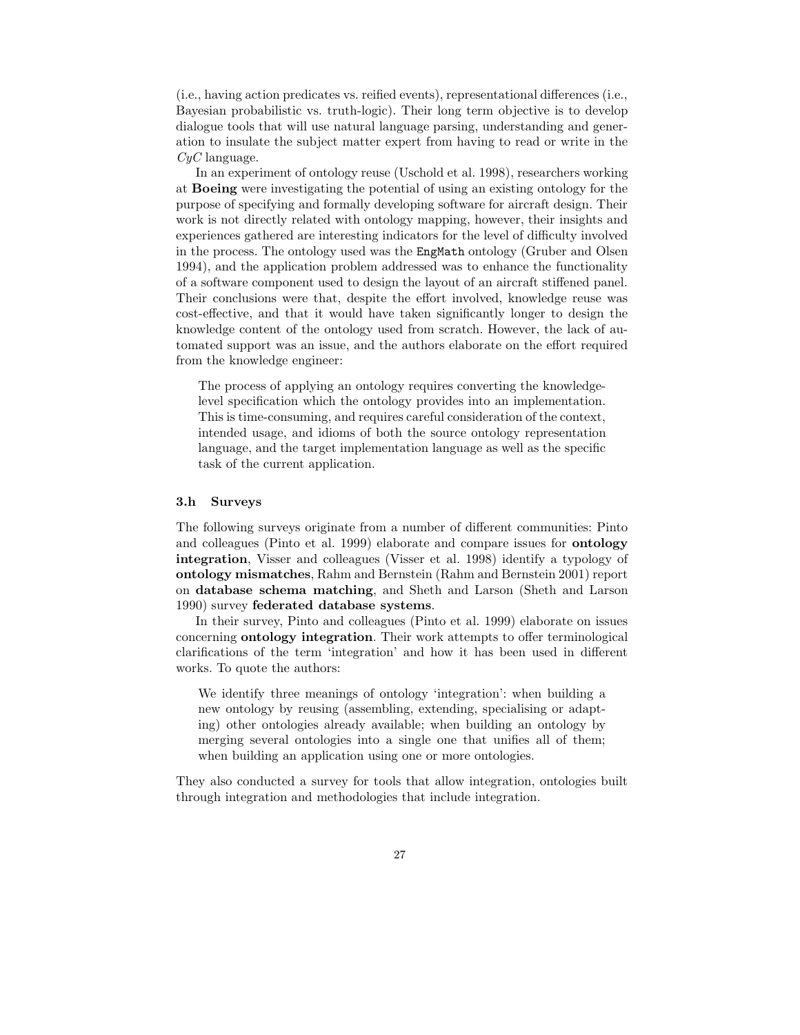(i.e., having action predicates vs. reified events), representational differences (i.e., Bayesian probabilistic vs. truth-logic). Their long term objective is to develop dialogue tools that will use natural language parsing, understanding and generation to insulate the subject matter expert from having to read or write in the *CyC* language.

In an experiment of ontology reuse (Uschold et al. 1998), researchers working at **Boeing** were investigating the potential of using an existing ontology for the purpose of specifying and formally developing software for aircraft design. Their work is not directly related with ontology mapping, however, their insights and experiences gathered are interesting indicators for the level of difficulty involved in the process. The ontology used was the `EngMath` ontology (Gruber and Olsen 1994), and the application problem addressed was to enhance the functionality of a software component used to design the layout of an aircraft stiffened panel. Their conclusions were that, despite the effort involved, knowledge reuse was cost-effective, and that it would have taken significantly longer to design the knowledge content of the ontology used from scratch. However, the lack of automated support was an issue, and the authors elaborate on the effort required from the knowledge engineer:

> The process of applying an ontology requires converting the knowledge-level specification which the ontology provides into an implementation. This is time-consuming, and requires careful consideration of the context, intended usage, and idioms of both the source ontology representation language, and the target implementation language as well as the specific task of the current application.

### 3.h Surveys

The following surveys originate from a number of different communities: Pinto and colleagues (Pinto et al. 1999) elaborate and compare issues for **ontology integration**, Visser and colleagues (Visser et al. 1998) identify a typology of **ontology mismatches**, Rahm and Bernstein (Rahm and Bernstein 2001) report on **database schema matching**, and Sheth and Larson (Sheth and Larson 1990) survey **federated database systems**.

In their survey, Pinto and colleagues (Pinto et al. 1999) elaborate on issues concerning **ontology integration**. Their work attempts to offer terminological clarifications of the term 'integration' and how it has been used in different works. To quote the authors:

> We identify three meanings of ontology 'integration': when building a new ontology by reusing (assembling, extending, specialising or adapting) other ontologies already available; when building an ontology by merging several ontologies into a single one that unifies all of them; when building an application using one or more ontologies.

They also conducted a survey for tools that allow integration, ontologies built through integration and methodologies that include integration.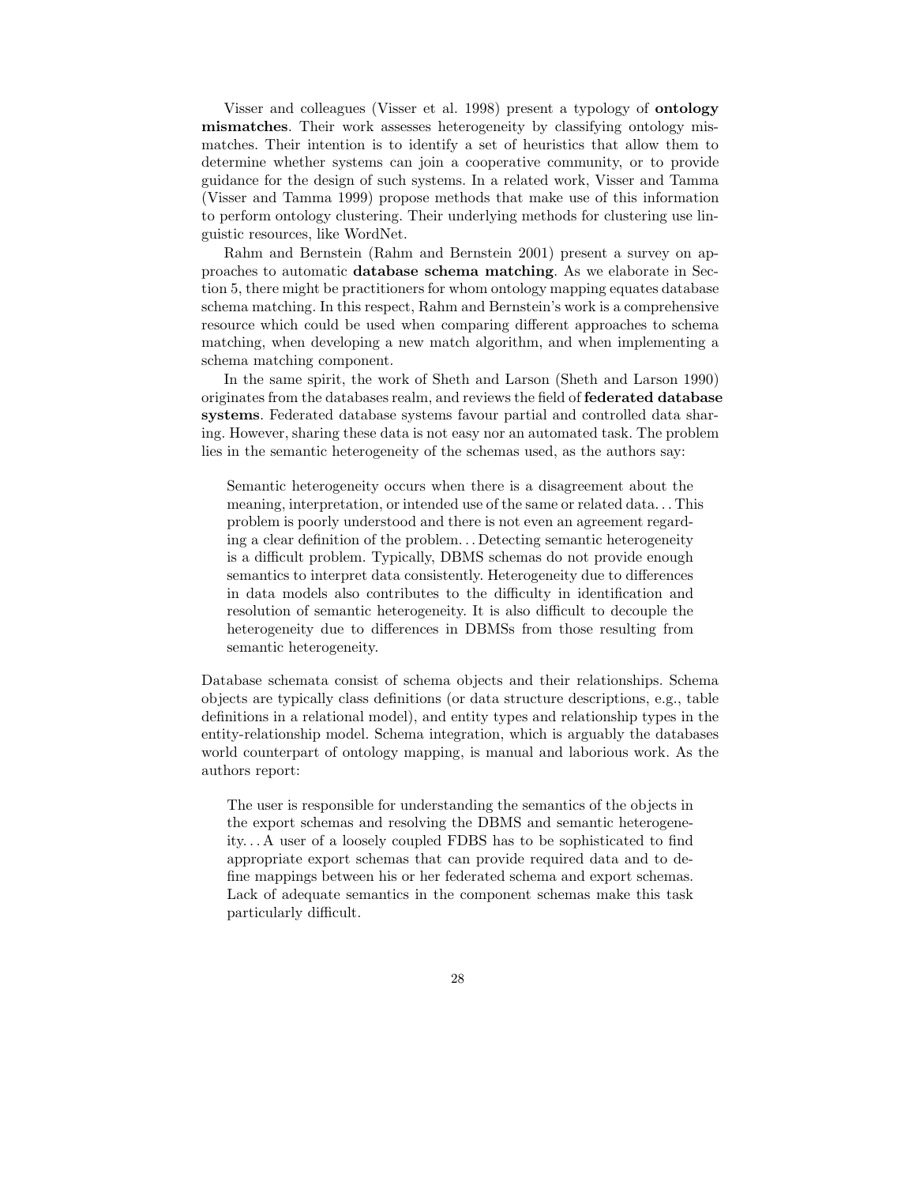Visser and colleagues (Visser et al. 1998) present a typology of **ontology mismatches**. Their work assesses heterogeneity by classifying ontology mismatches. Their intention is to identify a set of heuristics that allow them to determine whether systems can join a cooperative community, or to provide guidance for the design of such systems. In a related work, Visser and Tamma (Visser and Tamma 1999) propose methods that make use of this information to perform ontology clustering. Their underlying methods for clustering use linguistic resources, like WordNet.

Rahm and Bernstein (Rahm and Bernstein 2001) present a survey on approaches to automatic **database schema matching**. As we elaborate in Section 5, there might be practitioners for whom ontology mapping equates database schema matching. In this respect, Rahm and Bernstein's work is a comprehensive resource which could be used when comparing different approaches to schema matching, when developing a new match algorithm, and when implementing a schema matching component.

In the same spirit, the work of Sheth and Larson (Sheth and Larson 1990) originates from the databases realm, and reviews the field of **federated database systems**. Federated database systems favour partial and controlled data sharing. However, sharing these data is not easy nor an automated task. The problem lies in the semantic heterogeneity of the schemas used, as the authors say:

> Semantic heterogeneity occurs when there is a disagreement about the meaning, interpretation, or intended use of the same or related data... This problem is poorly understood and there is not even an agreement regarding a clear definition of the problem... Detecting semantic heterogeneity is a difficult problem. Typically, DBMS schemas do not provide enough semantics to interpret data consistently. Heterogeneity due to differences in data models also contributes to the difficulty in identification and resolution of semantic heterogeneity. It is also difficult to decouple the heterogeneity due to differences in DBMSs from those resulting from semantic heterogeneity.

Database schemata consist of schema objects and their relationships. Schema objects are typically class definitions (or data structure descriptions, e.g., table definitions in a relational model), and entity types and relationship types in the entity-relationship model. Schema integration, which is arguably the databases world counterpart of ontology mapping, is manual and laborious work. As the authors report:

> The user is responsible for understanding the semantics of the objects in the export schemas and resolving the DBMS and semantic heterogeneity... A user of a loosely coupled FDBS has to be sophisticated to find appropriate export schemas that can provide required data and to define mappings between his or her federated schema and export schemas. Lack of adequate semantics in the component schemas make this task particularly difficult.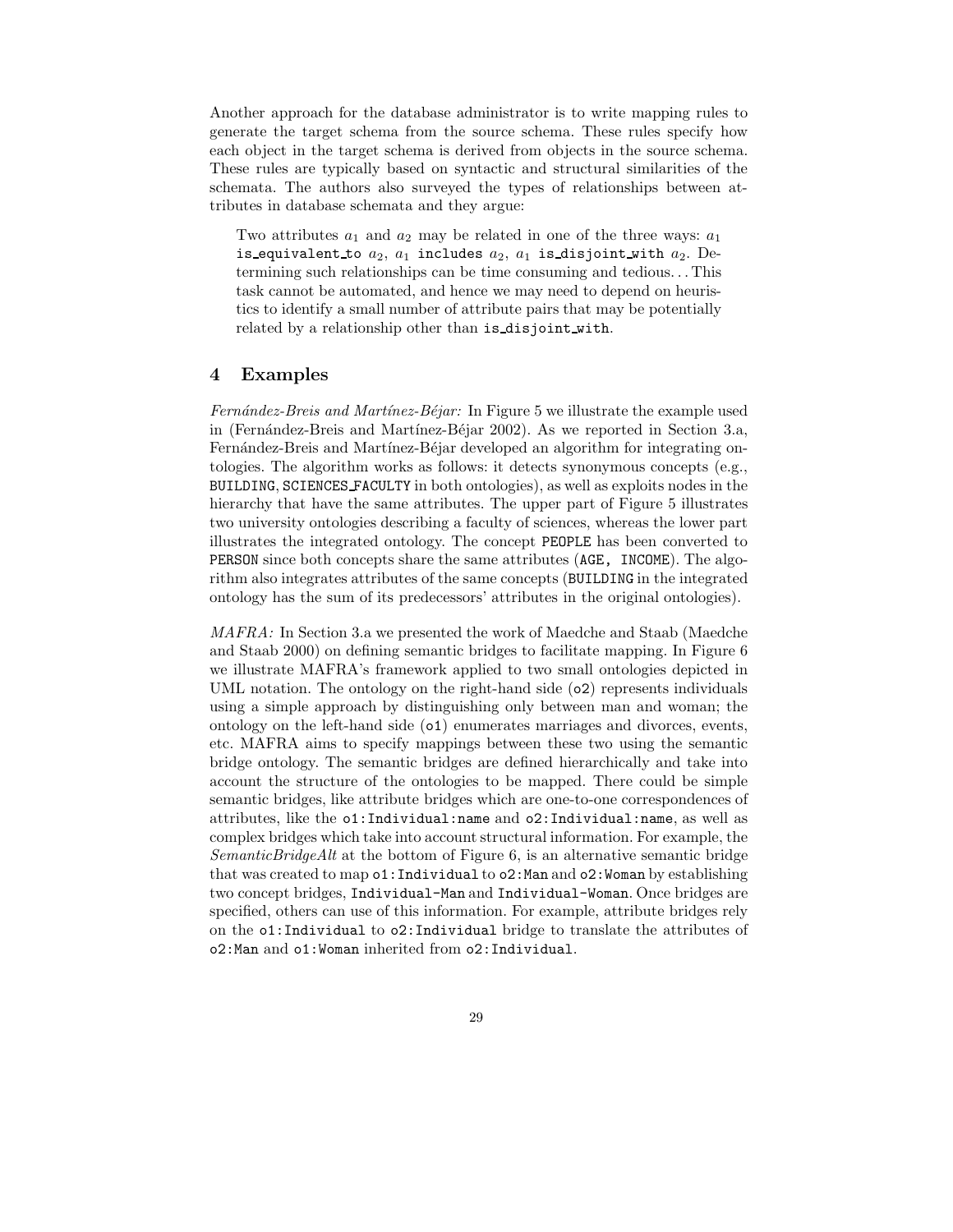Another approach for the database administrator is to write mapping rules to generate the target schema from the source schema. These rules specify how each object in the target schema is derived from objects in the source schema. These rules are typically based on syntactic and structural similarities of the schemata. The authors also surveyed the types of relationships between attributes in database schemata and they argue:

> Two attributes $a_1$ and $a_2$ may be related in one of the three ways: $a_1$ `is_equivalent_to` $a_2$, $a_1$ `includes` $a_2$, $a_1$ `is_disjoint_with` $a_2$. Determining such relationships can be time consuming and tedious... This task cannot be automated, and hence we may need to depend on heuristics to identify a small number of attribute pairs that may be potentially related by a relationship other than `is_disjoint_with`.

## 4 Examples

*Fernández-Breis and Martínez-Béjar:* In Figure 5 we illustrate the example used in (Fernández-Breis and Martínez-Béjar 2002). As we reported in Section 3.a, Fernández-Breis and Martínez-Béjar developed an algorithm for integrating ontologies. The algorithm works as follows: it detects synonymous concepts (e.g., `BUILDING`, `SCIENCES_FACULTY` in both ontologies), as well as exploits nodes in the hierarchy that have the same attributes. The upper part of Figure 5 illustrates two university ontologies describing a faculty of sciences, whereas the lower part illustrates the integrated ontology. The concept `PEOPLE` has been converted to `PERSON` since both concepts share the same attributes (`AGE, INCOME`). The algorithm also integrates attributes of the same concepts (`BUILDING` in the integrated ontology has the sum of its predecessors' attributes in the original ontologies).

*MAFRA:* In Section 3.a we presented the work of Maedche and Staab (Maedche and Staab 2000) on defining semantic bridges to facilitate mapping. In Figure 6 we illustrate MAFRA's framework applied to two small ontologies depicted in UML notation. The ontology on the right-hand side (`o2`) represents individuals using a simple approach by distinguishing only between man and woman; the ontology on the left-hand side (`o1`) enumerates marriages and divorces, events, etc. MAFRA aims to specify mappings between these two using the semantic bridge ontology. The semantic bridges are defined hierarchically and take into account the structure of the ontologies to be mapped. There could be simple semantic bridges, like attribute bridges which are one-to-one correspondences of attributes, like the `o1:Individual:name` and `o2:Individual:name`, as well as complex bridges which take into account structural information. For example, the *SemanticBridgeAlt* at the bottom of Figure 6, is an alternative semantic bridge that was created to map `o1:Individual` to `o2:Man` and `o2:Woman` by establishing two concept bridges, `Individual-Man` and `Individual-Woman`. Once bridges are specified, others can use of this information. For example, attribute bridges rely on the `o1:Individual` to `o2:Individual` bridge to translate the attributes of `o2:Man` and `o1:Woman` inherited from `o2:Individual`.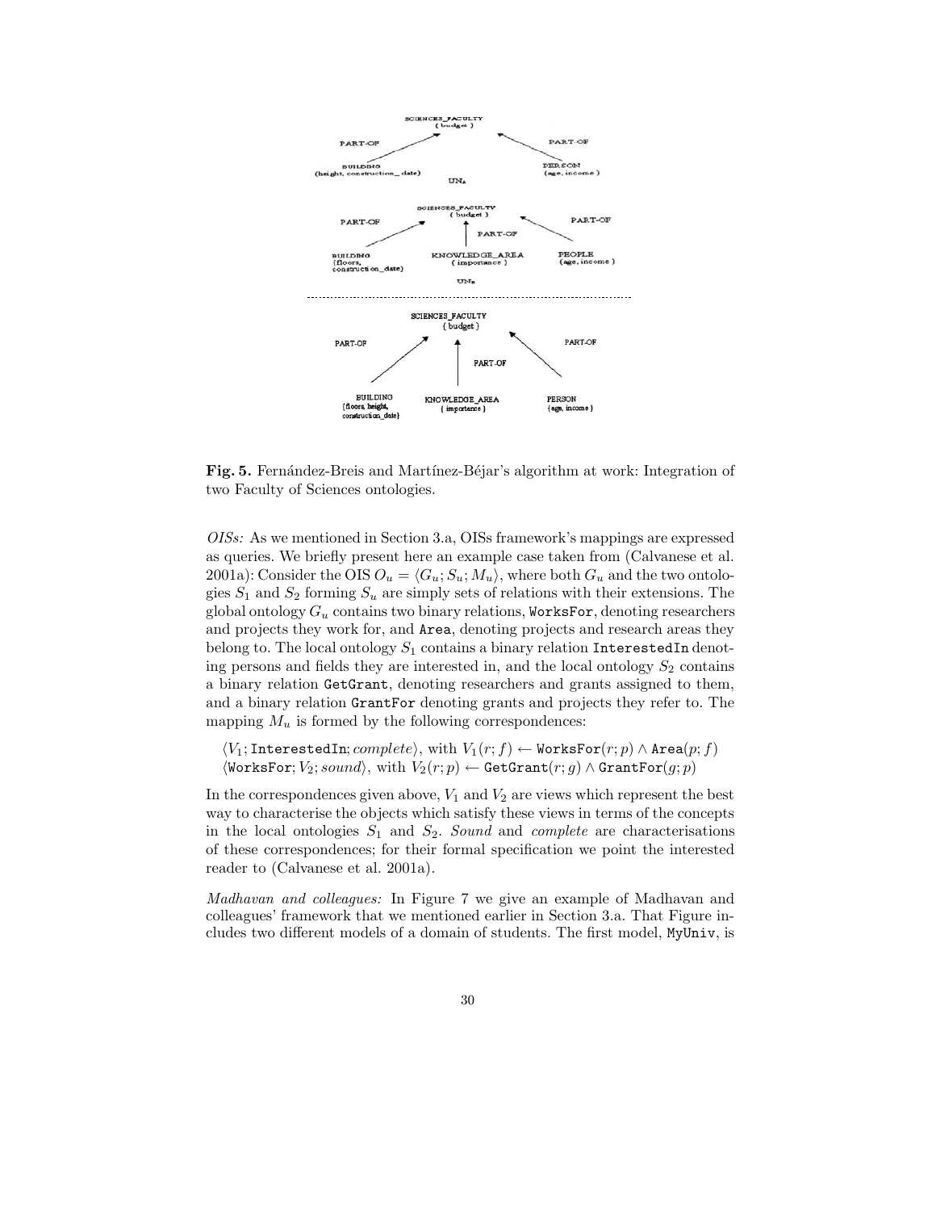**Fig. 5.** Fernández-Breis and Martínez-Béjar's algorithm at work: Integration of two Faculty of Sciences ontologies.

*OISs:* As we mentioned in Section 3.a, OISs framework's mappings are expressed as queries. We briefly present here an example case taken from (Calvanese et al. 2001a): Consider the OIS $O_u = \langle G_u; S_u; M_u \rangle$, where both $G_u$ and the two ontologies $S_1$ and $S_2$ forming $S_u$ are simply sets of relations with their extensions. The global ontology $G_u$ contains two binary relations, `WorksFor`, denoting researchers and projects they work for, and `Area`, denoting projects and research areas they belong to. The local ontology $S_1$ contains a binary relation `InterestedIn` denoting persons and fields they are interested in, and the local ontology $S_2$ contains a binary relation `GetGrant`, denoting researchers and grants assigned to them, and a binary relation `GrantFor` denoting grants and projects they refer to. The mapping $M_u$ is formed by the following correspondences:

$\langle V_1; \texttt{InterestedIn}; complete \rangle$, with $V_1(r; f) \leftarrow \texttt{WorksFor}(r; p) \wedge \texttt{Area}(p; f)$
$\langle \texttt{WorksFor}; V_2; sound \rangle$, with $V_2(r; p) \leftarrow \texttt{GetGrant}(r; g) \wedge \texttt{GrantFor}(g; p)$

In the correspondences given above, $V_1$ and $V_2$ are views which represent the best way to characterise the objects which satisfy these views in terms of the concepts in the local ontologies $S_1$ and $S_2$. *Sound* and *complete* are characterisations of these correspondences; for their formal specification we point the interested reader to (Calvanese et al. 2001a).

*Madhavan and colleagues:* In Figure 7 we give an example of Madhavan and colleagues' framework that we mentioned earlier in Section 3.a. That Figure includes two different models of a domain of students. The first model, `MyUniv`, is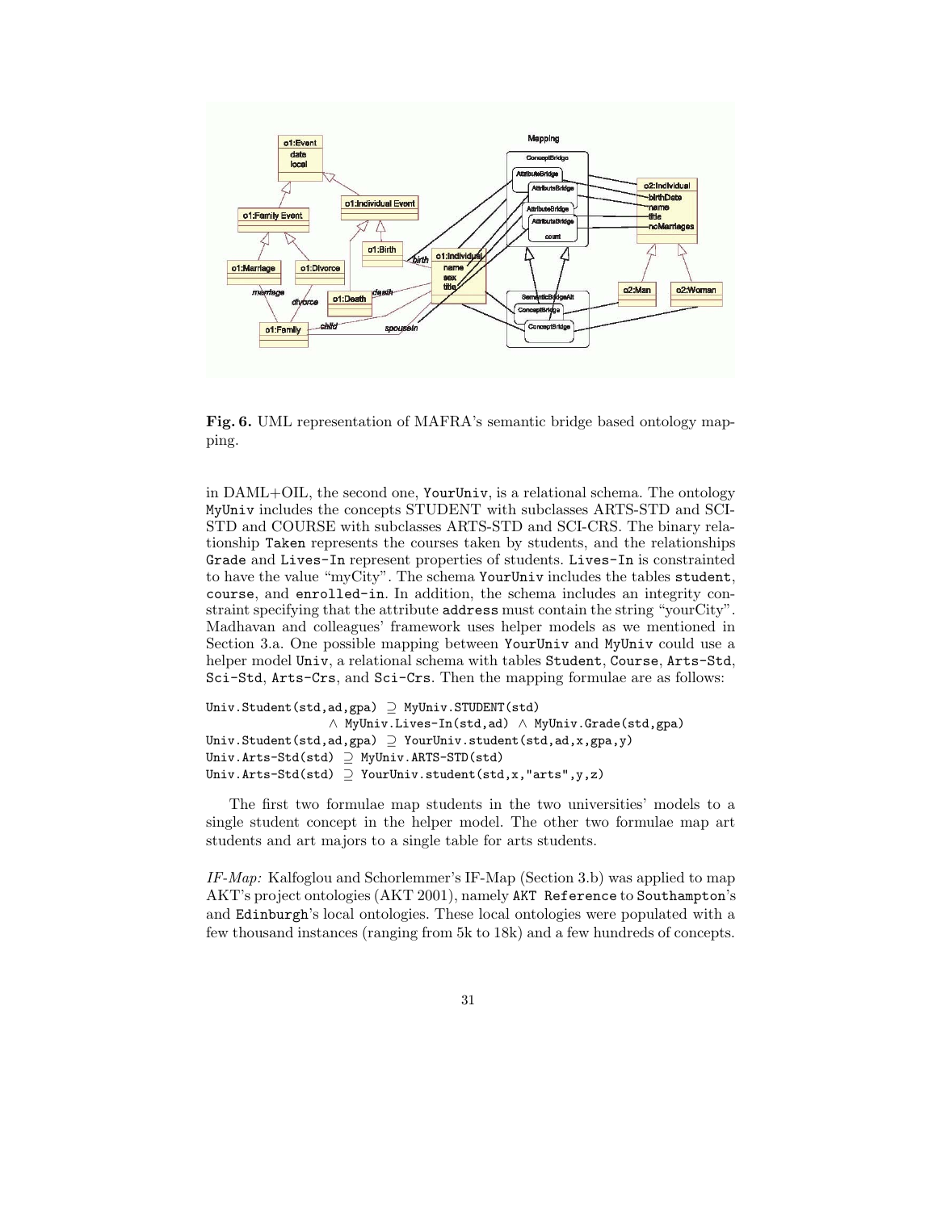**Fig. 6.** UML representation of MAFRA's semantic bridge based ontology mapping.

in DAML+OIL, the second one, YourUniv, is a relational schema. The ontology MyUniv includes the concepts STUDENT with subclasses ARTS-STD and SCI-STD and COURSE with subclasses ARTS-STD and SCI-CRS. The binary relationship Taken represents the courses taken by students, and the relationships Grade and Lives-In represent properties of students. Lives-In is constrainted to have the value "myCity". The schema YourUniv includes the tables student, course, and enrolled-in. In addition, the schema includes an integrity constraint specifying that the attribute address must contain the string "yourCity". Madhavan and colleagues' framework uses helper models as we mentioned in Section 3.a. One possible mapping between YourUniv and MyUniv could use a helper model Univ, a relational schema with tables Student, Course, Arts-Std, Sci-Std, Arts-Crs, and Sci-Crs. Then the mapping formulae are as follows:

```
Univ.Student(std,ad,gpa) ⊇ MyUniv.STUDENT(std)
              ∧ MyUniv.Lives-In(std,ad) ∧ MyUniv.Grade(std,gpa)
Univ.Student(std,ad,gpa) ⊇ YourUniv.student(std,ad,x,gpa,y)
Univ.Arts-Std(std) ⊇ MyUniv.ARTS-STD(std)
Univ.Arts-Std(std) ⊇ YourUniv.student(std,x,"arts",y,z)
```

The first two formulae map students in the two universities' models to a single student concept in the helper model. The other two formulae map art students and art majors to a single table for arts students.

*IF-Map:* Kalfoglou and Schorlemmer's IF-Map (Section 3.b) was applied to map AKT's project ontologies (AKT 2001), namely AKT Reference to Southampton's and Edinburgh's local ontologies. These local ontologies were populated with a few thousand instances (ranging from 5k to 18k) and a few hundreds of concepts.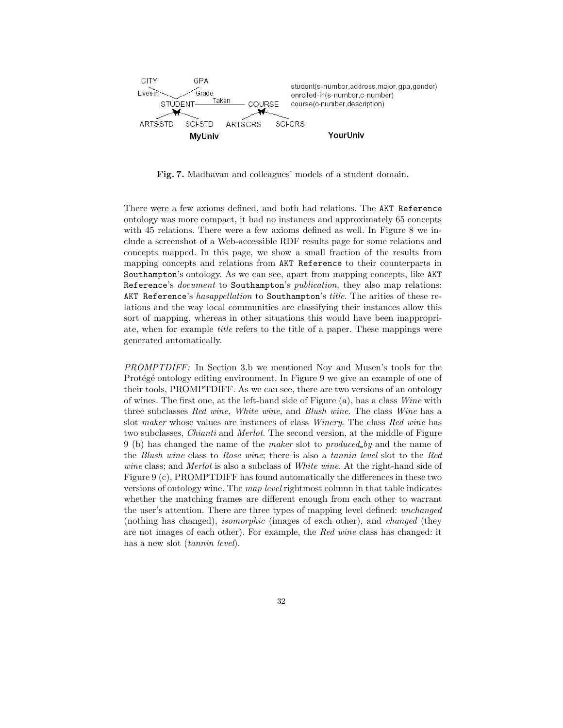Fig. 7. Madhavan and colleagues' models of a student domain.

There were a few axioms defined, and both had relations. The AKT Reference ontology was more compact, it had no instances and approximately 65 concepts with 45 relations. There were a few axioms defined as well. In Figure 8 we include a screenshot of a Web-accessible RDF results page for some relations and concepts mapped. In this page, we show a small fraction of the results from mapping concepts and relations from AKT Reference to their counterparts in Southampton's ontology. As we can see, apart from mapping concepts, like AKT Reference's *document* to Southampton's *publication*, they also map relations: AKT Reference's *hasappellation* to Southampton's *title*. The arities of these relations and the way local communities are classifying their instances allow this sort of mapping, whereas in other situations this would have been inappropriate, when for example *title* refers to the title of a paper. These mappings were generated automatically.

*PROMPTDIFF:* In Section 3.b we mentioned Noy and Musen's tools for the Protégé ontology editing environment. In Figure 9 we give an example of one of their tools, PROMPTDIFF. As we can see, there are two versions of an ontology of wines. The first one, at the left-hand side of Figure (a), has a class *Wine* with three subclasses *Red wine*, *White wine*, and *Blush wine*. The class *Wine* has a slot *maker* whose values are instances of class *Winery*. The class *Red wine* has two subclasses, *Chianti* and *Merlot*. The second version, at the middle of Figure 9 (b) has changed the name of the *maker* slot to *produced_by* and the name of the *Blush wine* class to *Rose wine*; there is also a *tannin level* slot to the *Red wine* class; and *Merlot* is also a subclass of *White wine*. At the right-hand side of Figure 9 (c), PROMPTDIFF has found automatically the differences in these two versions of ontology wine. The *map level* rightmost column in that table indicates whether the matching frames are different enough from each other to warrant the user's attention. There are three types of mapping level defined: *unchanged* (nothing has changed), *isomorphic* (images of each other), and *changed* (they are not images of each other). For example, the *Red wine* class has changed: it has a new slot (*tannin level*).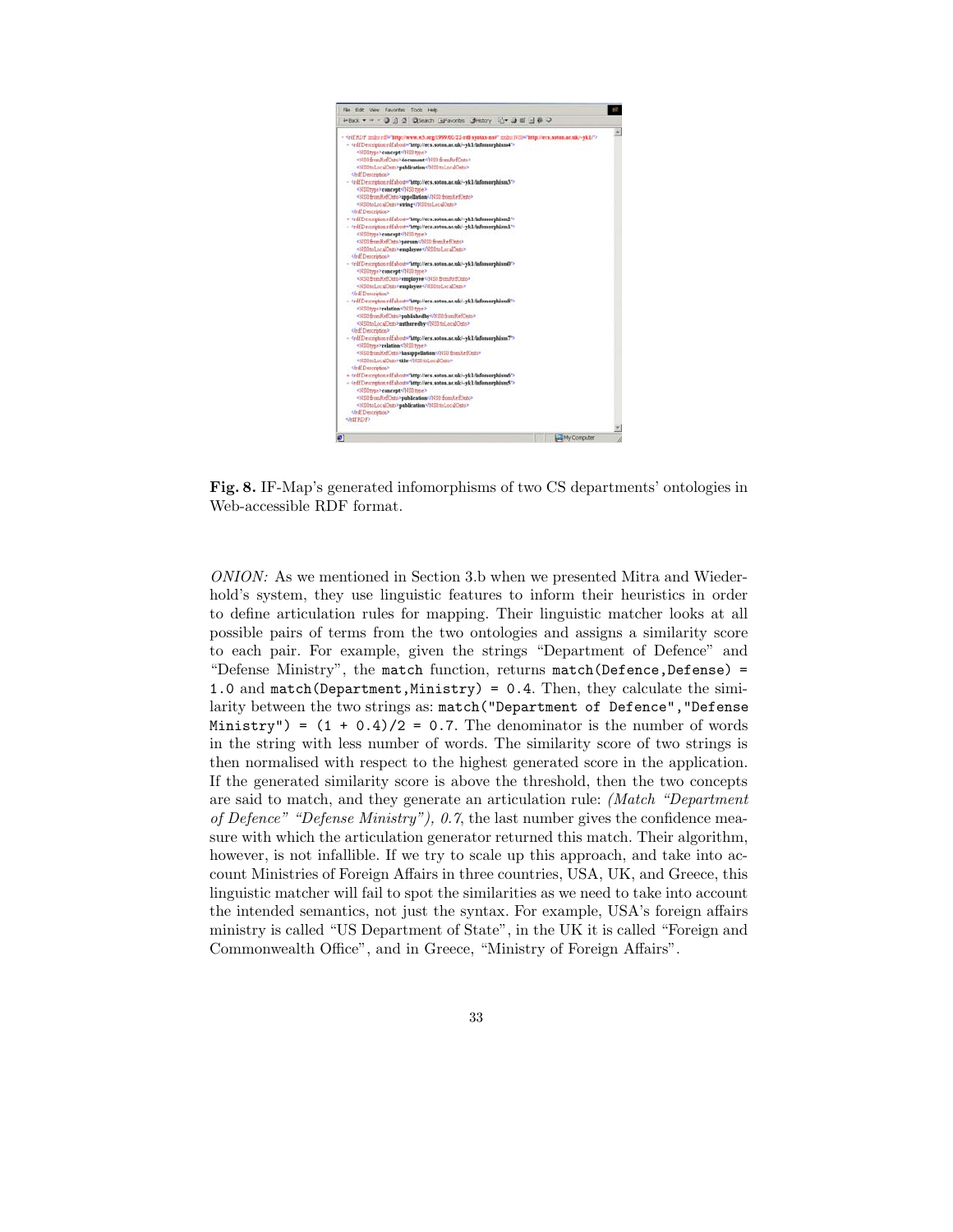**Fig. 8.** IF-Map's generated infomorphisms of two CS departments' ontologies in Web-accessible RDF format.

*ONION:* As we mentioned in Section 3.b when we presented Mitra and Wiederhold's system, they use linguistic features to inform their heuristics in order to define articulation rules for mapping. Their linguistic matcher looks at all possible pairs of terms from the two ontologies and assigns a similarity score to each pair. For example, given the strings "Department of Defence" and "Defense Ministry", the `match` function, returns `match(Defence,Defense) = 1.0` and `match(Department,Ministry) = 0.4`. Then, they calculate the similarity between the two strings as: `match("Department of Defence","Defense Ministry") = (1 + 0.4)/2 = 0.7`. The denominator is the number of words in the string with less number of words. The similarity score of two strings is then normalised with respect to the highest generated score in the application. If the generated similarity score is above the threshold, then the two concepts are said to match, and they generate an articulation rule: *(Match "Department of Defence" "Defense Ministry"), 0.7*, the last number gives the confidence measure with which the articulation generator returned this match. Their algorithm, however, is not infallible. If we try to scale up this approach, and take into account Ministries of Foreign Affairs in three countries, USA, UK, and Greece, this linguistic matcher will fail to spot the similarities as we need to take into account the intended semantics, not just the syntax. For example, USA's foreign affairs ministry is called "US Department of State", in the UK it is called "Foreign and Commonwealth Office", and in Greece, "Ministry of Foreign Affairs".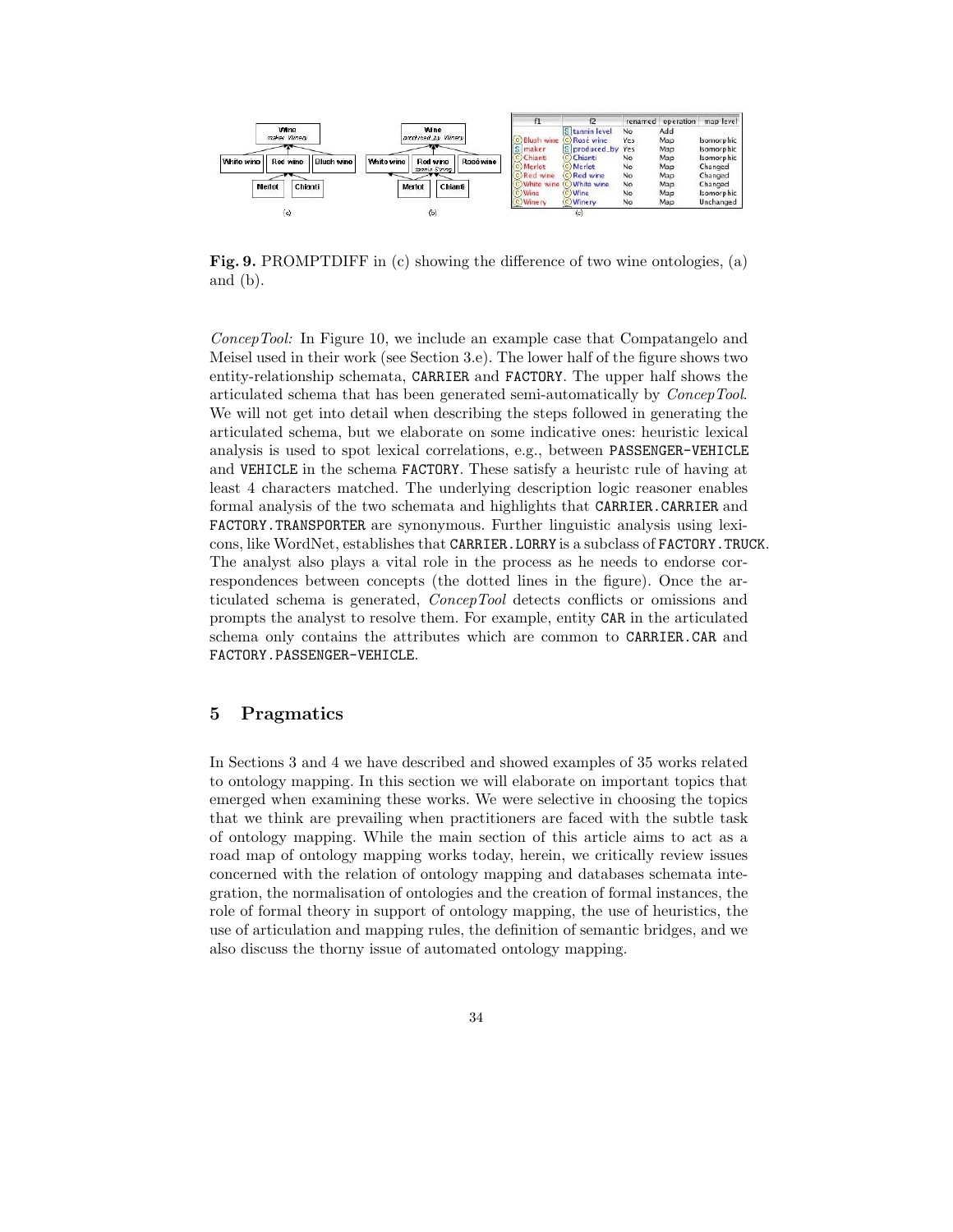| f1 | f2 | renamed | operation | map level |
|---|---|---|---|---|
| | tannin level | No | Add | |
| Blush wine | Rosé wine | Yes | Map | Isomorphic |
| maker | produced_by | Yes | Map | Isomorphic |
| Chianti | Chianti | No | Map | Isomorphic |
| Merlot | Merlot | No | Map | Changed |
| Red wine | Red wine | No | Map | Changed |
| White wine | White wine | No | Map | Changed |
| Wine | Wine | No | Map | Isomorphic |
| Winery | Winery | No | Map | Unchanged |

**Fig. 9.** PROMPTDIFF in (c) showing the difference of two wine ontologies, (a) and (b).

*ConcepTool:* In Figure 10, we include an example case that Compatangelo and Meisel used in their work (see Section 3.e). The lower half of the figure shows two entity-relationship schemata, `CARRIER` and `FACTORY`. The upper half shows the articulated schema that has been generated semi-automatically by *ConcepTool*. We will not get into detail when describing the steps followed in generating the articulated schema, but we elaborate on some indicative ones: heuristic lexical analysis is used to spot lexical correlations, e.g., between `PASSENGER-VEHICLE` and `VEHICLE` in the schema `FACTORY`. These satisfy a heuristc rule of having at least 4 characters matched. The underlying description logic reasoner enables formal analysis of the two schemata and highlights that `CARRIER.CARRIER` and `FACTORY.TRANSPORTER` are synonymous. Further linguistic analysis using lexicons, like WordNet, establishes that `CARRIER.LORRY` is a subclass of `FACTORY.TRUCK`. The analyst also plays a vital role in the process as he needs to endorse correspondences between concepts (the dotted lines in the figure). Once the articulated schema is generated, *ConcepTool* detects conflicts or omissions and prompts the analyst to resolve them. For example, entity `CAR` in the articulated schema only contains the attributes which are common to `CARRIER.CAR` and `FACTORY.PASSENGER-VEHICLE`.

## 5 Pragmatics

In Sections 3 and 4 we have described and showed examples of 35 works related to ontology mapping. In this section we will elaborate on important topics that emerged when examining these works. We were selective in choosing the topics that we think are prevailing when practitioners are faced with the subtle task of ontology mapping. While the main section of this article aims to act as a road map of ontology mapping works today, herein, we critically review issues concerned with the relation of ontology mapping and databases schemata integration, the normalisation of ontologies and the creation of formal instances, the role of formal theory in support of ontology mapping, the use of heuristics, the use of articulation and mapping rules, the definition of semantic bridges, and we also discuss the thorny issue of automated ontology mapping.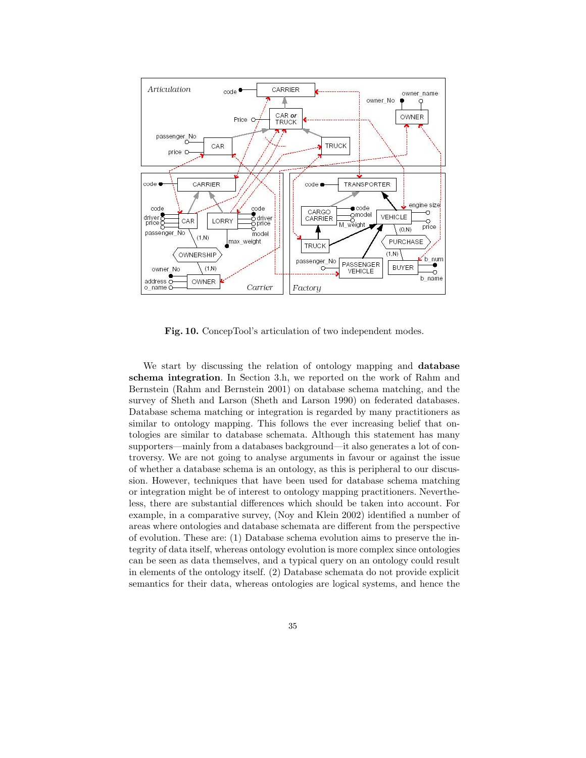**Fig. 10.** ConcepTool's articulation of two independent modes.

We start by discussing the relation of ontology mapping and **database schema integration**. In Section 3.h, we reported on the work of Rahm and Bernstein (Rahm and Bernstein 2001) on database schema matching, and the survey of Sheth and Larson (Sheth and Larson 1990) on federated databases. Database schema matching or integration is regarded by many practitioners as similar to ontology mapping. This follows the ever increasing belief that ontologies are similar to database schemata. Although this statement has many supporters—mainly from a databases background—it also generates a lot of controversy. We are not going to analyse arguments in favour or against the issue of whether a database schema is an ontology, as this is peripheral to our discussion. However, techniques that have been used for database schema matching or integration might be of interest to ontology mapping practitioners. Nevertheless, there are substantial differences which should be taken into account. For example, in a comparative survey, (Noy and Klein 2002) identified a number of areas where ontologies and database schemata are different from the perspective of evolution. These are: (1) Database schema evolution aims to preserve the integrity of data itself, whereas ontology evolution is more complex since ontologies can be seen as data themselves, and a typical query on an ontology could result in elements of the ontology itself. (2) Database schemata do not provide explicit semantics for their data, whereas ontologies are logical systems, and hence the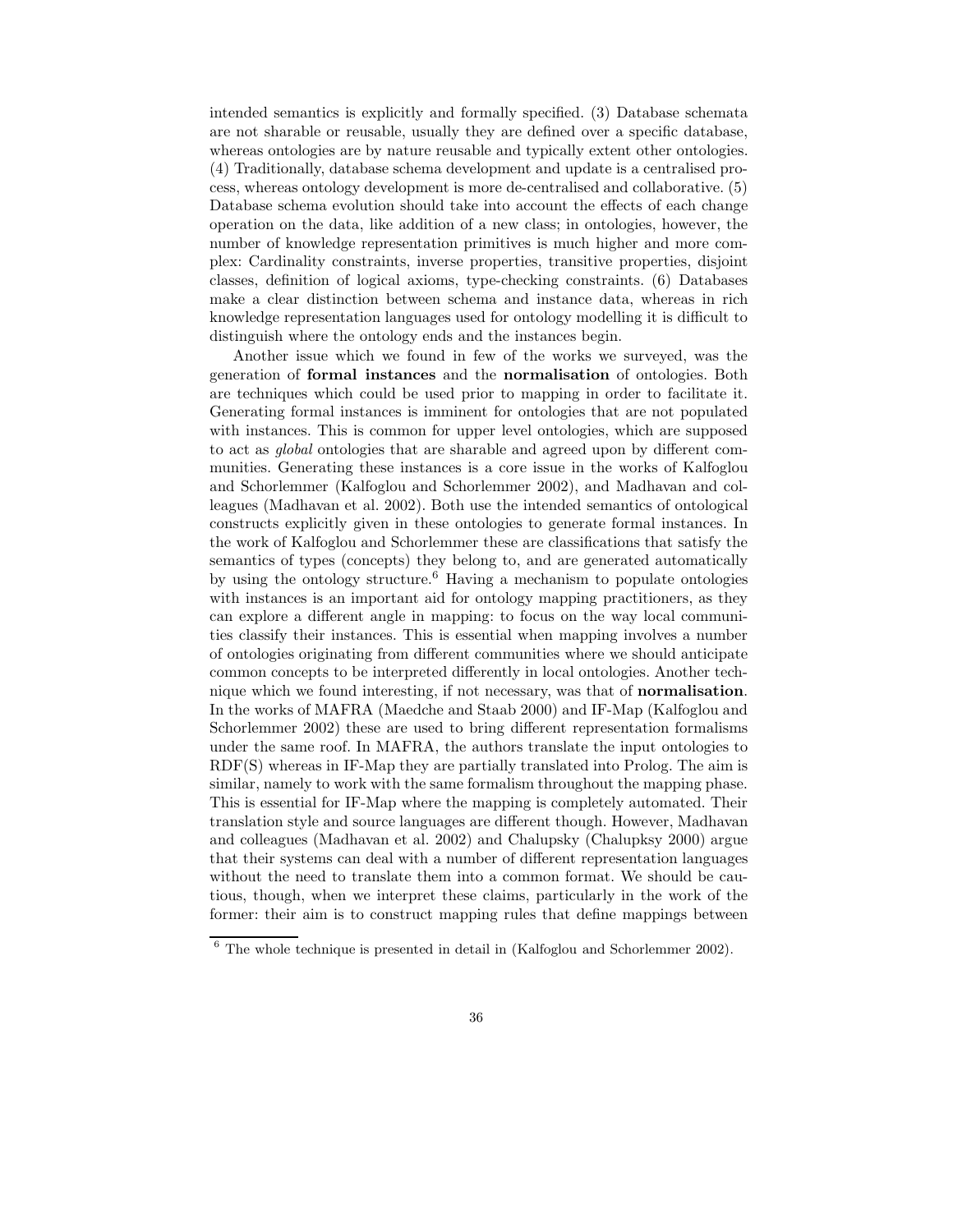intended semantics is explicitly and formally specified. (3) Database schemata are not sharable or reusable, usually they are defined over a specific database, whereas ontologies are by nature reusable and typically extent other ontologies. (4) Traditionally, database schema development and update is a centralised process, whereas ontology development is more de-centralised and collaborative. (5) Database schema evolution should take into account the effects of each change operation on the data, like addition of a new class; in ontologies, however, the number of knowledge representation primitives is much higher and more complex: Cardinality constraints, inverse properties, transitive properties, disjoint classes, definition of logical axioms, type-checking constraints. (6) Databases make a clear distinction between schema and instance data, whereas in rich knowledge representation languages used for ontology modelling it is difficult to distinguish where the ontology ends and the instances begin.

Another issue which we found in few of the works we surveyed, was the generation of **formal instances** and the **normalisation** of ontologies. Both are techniques which could be used prior to mapping in order to facilitate it. Generating formal instances is imminent for ontologies that are not populated with instances. This is common for upper level ontologies, which are supposed to act as *global* ontologies that are sharable and agreed upon by different communities. Generating these instances is a core issue in the works of Kalfoglou and Schorlemmer (Kalfoglou and Schorlemmer 2002), and Madhavan and colleagues (Madhavan et al. 2002). Both use the intended semantics of ontological constructs explicitly given in these ontologies to generate formal instances. In the work of Kalfoglou and Schorlemmer these are classifications that satisfy the semantics of types (concepts) they belong to, and are generated automatically by using the ontology structure.[6] Having a mechanism to populate ontologies with instances is an important aid for ontology mapping practitioners, as they can explore a different angle in mapping: to focus on the way local communities classify their instances. This is essential when mapping involves a number of ontologies originating from different communities where we should anticipate common concepts to be interpreted differently in local ontologies. Another technique which we found interesting, if not necessary, was that of **normalisation**. In the works of MAFRA (Maedche and Staab 2000) and IF-Map (Kalfoglou and Schorlemmer 2002) these are used to bring different representation formalisms under the same roof. In MAFRA, the authors translate the input ontologies to RDF(S) whereas in IF-Map they are partially translated into Prolog. The aim is similar, namely to work with the same formalism throughout the mapping phase. This is essential for IF-Map where the mapping is completely automated. Their translation style and source languages are different though. However, Madhavan and colleagues (Madhavan et al. 2002) and Chalupsky (Chalupksy 2000) argue that their systems can deal with a number of different representation languages without the need to translate them into a common format. We should be cautious, though, when we interpret these claims, particularly in the work of the former: their aim is to construct mapping rules that define mappings between

[6] The whole technique is presented in detail in (Kalfoglou and Schorlemmer 2002).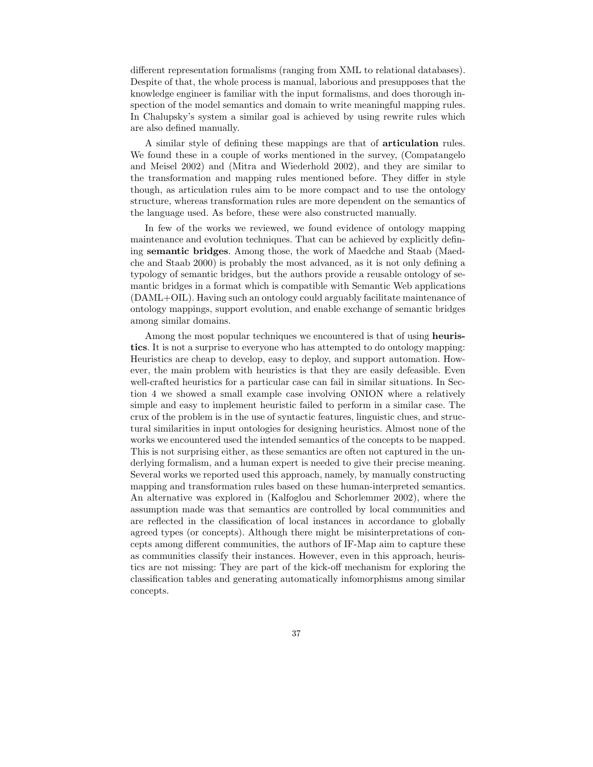different representation formalisms (ranging from XML to relational databases). Despite of that, the whole process is manual, laborious and presupposes that the knowledge engineer is familiar with the input formalisms, and does thorough inspection of the model semantics and domain to write meaningful mapping rules. In Chalupsky's system a similar goal is achieved by using rewrite rules which are also defined manually.

A similar style of defining these mappings are that of **articulation** rules. We found these in a couple of works mentioned in the survey, (Compatangelo and Meisel 2002) and (Mitra and Wiederhold 2002), and they are similar to the transformation and mapping rules mentioned before. They differ in style though, as articulation rules aim to be more compact and to use the ontology structure, whereas transformation rules are more dependent on the semantics of the language used. As before, these were also constructed manually.

In few of the works we reviewed, we found evidence of ontology mapping maintenance and evolution techniques. That can be achieved by explicitly defining **semantic bridges**. Among those, the work of Maedche and Staab (Maedche and Staab 2000) is probably the most advanced, as it is not only defining a typology of semantic bridges, but the authors provide a reusable ontology of semantic bridges in a format which is compatible with Semantic Web applications (DAML+OIL). Having such an ontology could arguably facilitate maintenance of ontology mappings, support evolution, and enable exchange of semantic bridges among similar domains.

Among the most popular techniques we encountered is that of using **heuristics**. It is not a surprise to everyone who has attempted to do ontology mapping: Heuristics are cheap to develop, easy to deploy, and support automation. However, the main problem with heuristics is that they are easily defeasible. Even well-crafted heuristics for a particular case can fail in similar situations. In Section 4 we showed a small example case involving ONION where a relatively simple and easy to implement heuristic failed to perform in a similar case. The crux of the problem is in the use of syntactic features, linguistic clues, and structural similarities in input ontologies for designing heuristics. Almost none of the works we encountered used the intended semantics of the concepts to be mapped. This is not surprising either, as these semantics are often not captured in the underlying formalism, and a human expert is needed to give their precise meaning. Several works we reported used this approach, namely, by manually constructing mapping and transformation rules based on these human-interpreted semantics. An alternative was explored in (Kalfoglou and Schorlemmer 2002), where the assumption made was that semantics are controlled by local communities and are reflected in the classification of local instances in accordance to globally agreed types (or concepts). Although there might be misinterpretations of concepts among different communities, the authors of IF-Map aim to capture these as communities classify their instances. However, even in this approach, heuristics are not missing: They are part of the kick-off mechanism for exploring the classification tables and generating automatically infomorphisms among similar concepts.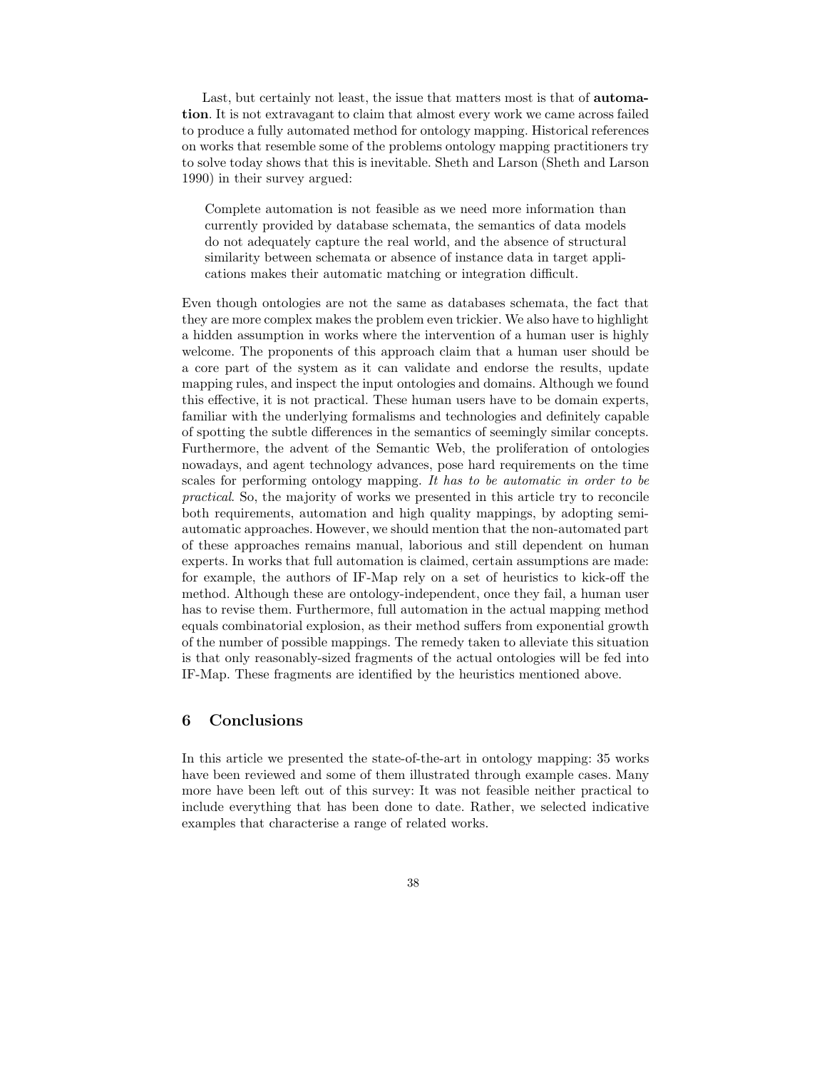Last, but certainly not least, the issue that matters most is that of **automation**. It is not extravagant to claim that almost every work we came across failed to produce a fully automated method for ontology mapping. Historical references on works that resemble some of the problems ontology mapping practitioners try to solve today shows that this is inevitable. Sheth and Larson (Sheth and Larson 1990) in their survey argued:

> Complete automation is not feasible as we need more information than currently provided by database schemata, the semantics of data models do not adequately capture the real world, and the absence of structural similarity between schemata or absence of instance data in target applications makes their automatic matching or integration difficult.

Even though ontologies are not the same as databases schemata, the fact that they are more complex makes the problem even trickier. We also have to highlight a hidden assumption in works where the intervention of a human user is highly welcome. The proponents of this approach claim that a human user should be a core part of the system as it can validate and endorse the results, update mapping rules, and inspect the input ontologies and domains. Although we found this effective, it is not practical. These human users have to be domain experts, familiar with the underlying formalisms and technologies and definitely capable of spotting the subtle differences in the semantics of seemingly similar concepts. Furthermore, the advent of the Semantic Web, the proliferation of ontologies nowadays, and agent technology advances, pose hard requirements on the time scales for performing ontology mapping. *It has to be automatic in order to be practical*. So, the majority of works we presented in this article try to reconcile both requirements, automation and high quality mappings, by adopting semi-automatic approaches. However, we should mention that the non-automated part of these approaches remains manual, laborious and still dependent on human experts. In works that full automation is claimed, certain assumptions are made: for example, the authors of IF-Map rely on a set of heuristics to kick-off the method. Although these are ontology-independent, once they fail, a human user has to revise them. Furthermore, full automation in the actual mapping method equals combinatorial explosion, as their method suffers from exponential growth of the number of possible mappings. The remedy taken to alleviate this situation is that only reasonably-sized fragments of the actual ontologies will be fed into IF-Map. These fragments are identified by the heuristics mentioned above.

## 6 Conclusions

In this article we presented the state-of-the-art in ontology mapping: 35 works have been reviewed and some of them illustrated through example cases. Many more have been left out of this survey: It was not feasible neither practical to include everything that has been done to date. Rather, we selected indicative examples that characterise a range of related works.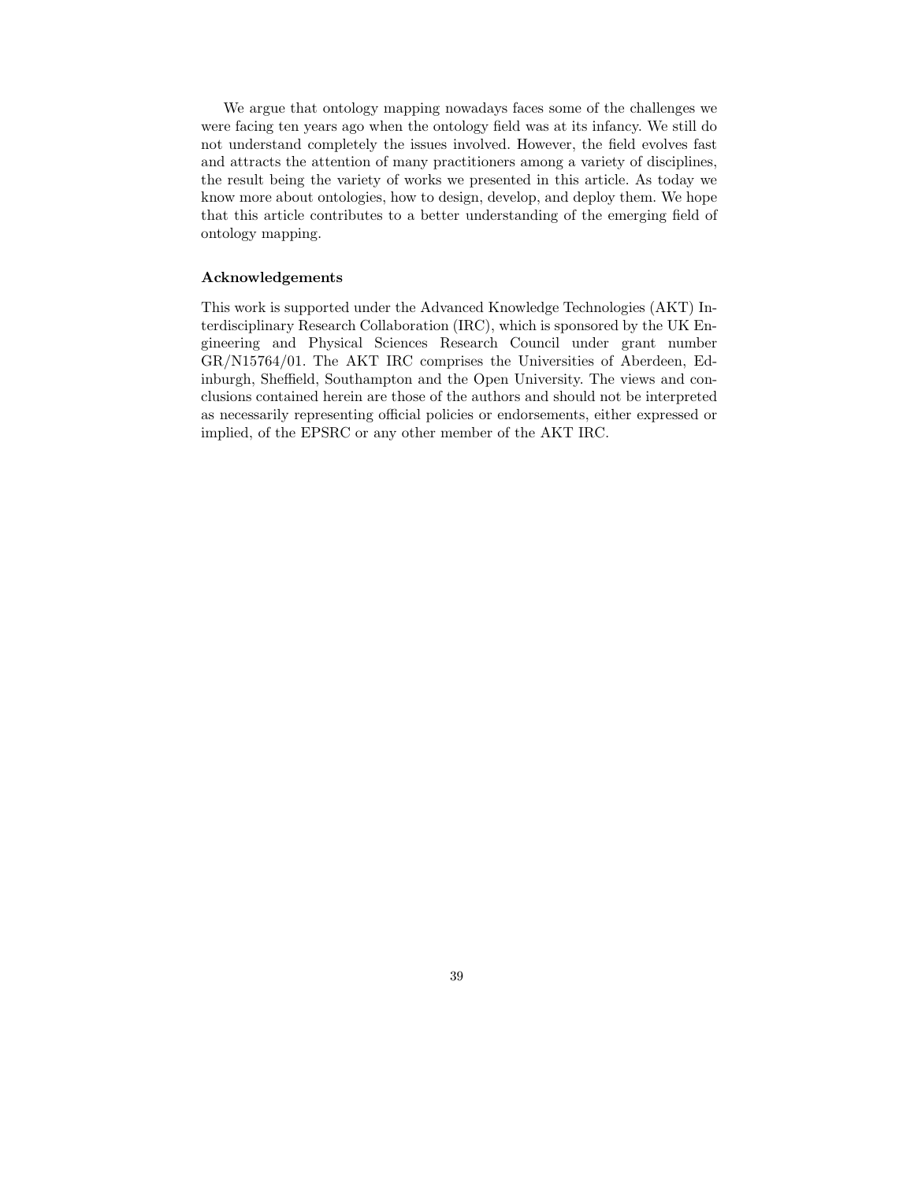We argue that ontology mapping nowadays faces some of the challenges we were facing ten years ago when the ontology field was at its infancy. We still do not understand completely the issues involved. However, the field evolves fast and attracts the attention of many practitioners among a variety of disciplines, the result being the variety of works we presented in this article. As today we know more about ontologies, how to design, develop, and deploy them. We hope that this article contributes to a better understanding of the emerging field of ontology mapping.

### Acknowledgements

This work is supported under the Advanced Knowledge Technologies (AKT) Interdisciplinary Research Collaboration (IRC), which is sponsored by the UK Engineering and Physical Sciences Research Council under grant number GR/N15764/01. The AKT IRC comprises the Universities of Aberdeen, Edinburgh, Sheffield, Southampton and the Open University. The views and conclusions contained herein are those of the authors and should not be interpreted as necessarily representing official policies or endorsements, either expressed or implied, of the EPSRC or any other member of the AKT IRC.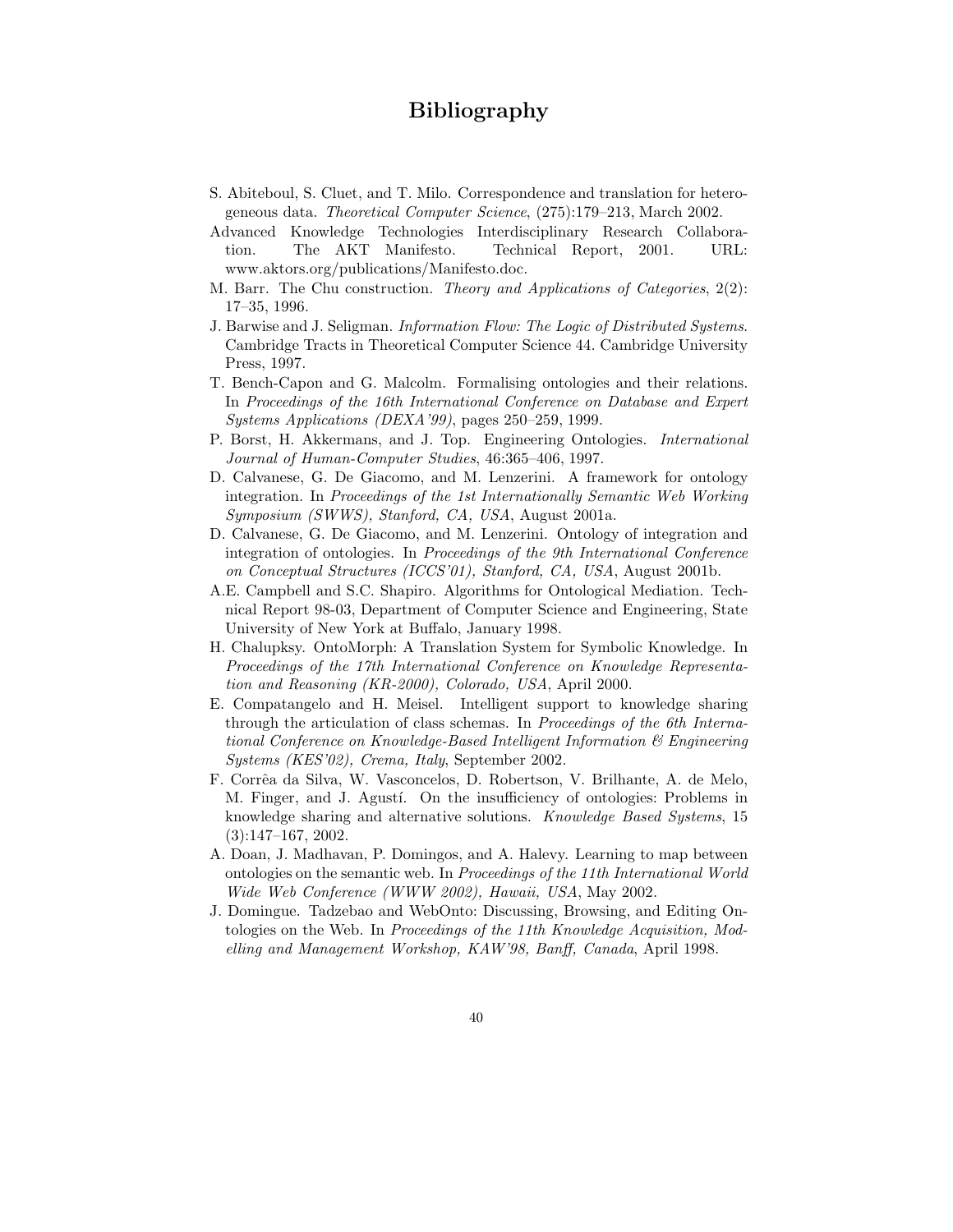# Bibliography

S. Abiteboul, S. Cluet, and T. Milo. Correspondence and translation for heterogeneous data. *Theoretical Computer Science*, (275):179–213, March 2002.

Advanced Knowledge Technologies Interdisciplinary Research Collaboration. The AKT Manifesto. Technical Report, 2001. URL: www.aktors.org/publications/Manifesto.doc.

M. Barr. The Chu construction. *Theory and Applications of Categories*, 2(2): 17–35, 1996.

J. Barwise and J. Seligman. *Information Flow: The Logic of Distributed Systems*. Cambridge Tracts in Theoretical Computer Science 44. Cambridge University Press, 1997.

T. Bench-Capon and G. Malcolm. Formalising ontologies and their relations. In *Proceedings of the 16th International Conference on Database and Expert Systems Applications (DEXA'99)*, pages 250–259, 1999.

P. Borst, H. Akkermans, and J. Top. Engineering Ontologies. *International Journal of Human-Computer Studies*, 46:365–406, 1997.

D. Calvanese, G. De Giacomo, and M. Lenzerini. A framework for ontology integration. In *Proceedings of the 1st Internationally Semantic Web Working Symposium (SWWS), Stanford, CA, USA*, August 2001a.

D. Calvanese, G. De Giacomo, and M. Lenzerini. Ontology of integration and integration of ontologies. In *Proceedings of the 9th International Conference on Conceptual Structures (ICCS'01), Stanford, CA, USA*, August 2001b.

A.E. Campbell and S.C. Shapiro. Algorithms for Ontological Mediation. Technical Report 98-03, Department of Computer Science and Engineering, State University of New York at Buffalo, January 1998.

H. Chalupksy. OntoMorph: A Translation System for Symbolic Knowledge. In *Proceedings of the 17th International Conference on Knowledge Representation and Reasoning (KR-2000), Colorado, USA*, April 2000.

E. Compatangelo and H. Meisel. Intelligent support to knowledge sharing through the articulation of class schemas. In *Proceedings of the 6th International Conference on Knowledge-Based Intelligent Information & Engineering Systems (KES'02), Crema, Italy*, September 2002.

F. Corrêa da Silva, W. Vasconcelos, D. Robertson, V. Brilhante, A. de Melo, M. Finger, and J. Agustí. On the insufficiency of ontologies: Problems in knowledge sharing and alternative solutions. *Knowledge Based Systems*, 15 (3):147–167, 2002.

A. Doan, J. Madhavan, P. Domingos, and A. Halevy. Learning to map between ontologies on the semantic web. In *Proceedings of the 11th International World Wide Web Conference (WWW 2002), Hawaii, USA*, May 2002.

J. Domingue. Tadzebao and WebOnto: Discussing, Browsing, and Editing Ontologies on the Web. In *Proceedings of the 11th Knowledge Acquisition, Modelling and Management Workshop, KAW'98, Banff, Canada*, April 1998.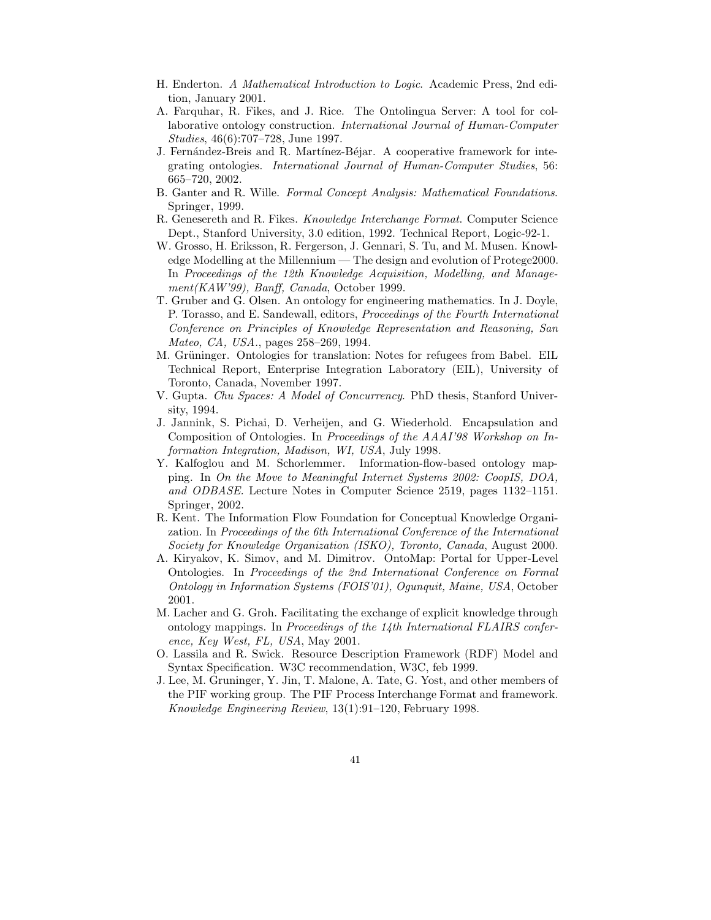H. Enderton. *A Mathematical Introduction to Logic*. Academic Press, 2nd edition, January 2001.

A. Farquhar, R. Fikes, and J. Rice. The Ontolingua Server: A tool for collaborative ontology construction. *International Journal of Human-Computer Studies*, 46(6):707–728, June 1997.

J. Fernández-Breis and R. Martínez-Béjar. A cooperative framework for integrating ontologies. *International Journal of Human-Computer Studies*, 56: 665–720, 2002.

B. Ganter and R. Wille. *Formal Concept Analysis: Mathematical Foundations*. Springer, 1999.

R. Genesereth and R. Fikes. *Knowledge Interchange Format*. Computer Science Dept., Stanford University, 3.0 edition, 1992. Technical Report, Logic-92-1.

W. Grosso, H. Eriksson, R. Fergerson, J. Gennari, S. Tu, and M. Musen. Knowledge Modelling at the Millennium — The design and evolution of Protege2000. In *Proceedings of the 12th Knowledge Acquisition, Modelling, and Management(KAW'99), Banff, Canada*, October 1999.

T. Gruber and G. Olsen. An ontology for engineering mathematics. In J. Doyle, P. Torasso, and E. Sandewall, editors, *Proceedings of the Fourth International Conference on Principles of Knowledge Representation and Reasoning, San Mateo, CA, USA.*, pages 258–269, 1994.

M. Grüninger. Ontologies for translation: Notes for refugees from Babel. EIL Technical Report, Enterprise Integration Laboratory (EIL), University of Toronto, Canada, November 1997.

V. Gupta. *Chu Spaces: A Model of Concurrency*. PhD thesis, Stanford University, 1994.

J. Jannink, S. Pichai, D. Verheijen, and G. Wiederhold. Encapsulation and Composition of Ontologies. In *Proceedings of the AAAI'98 Workshop on Information Integration, Madison, WI, USA*, July 1998.

Y. Kalfoglou and M. Schorlemmer. Information-flow-based ontology mapping. In *On the Move to Meaningful Internet Systems 2002: CoopIS, DOA, and ODBASE.* Lecture Notes in Computer Science 2519, pages 1132–1151. Springer, 2002.

R. Kent. The Information Flow Foundation for Conceptual Knowledge Organization. In *Proceedings of the 6th International Conference of the International Society for Knowledge Organization (ISKO), Toronto, Canada*, August 2000.

A. Kiryakov, K. Simov, and M. Dimitrov. OntoMap: Portal for Upper-Level Ontologies. In *Proceedings of the 2nd International Conference on Formal Ontology in Information Systems (FOIS'01), Ogunquit, Maine, USA*, October 2001.

M. Lacher and G. Groh. Facilitating the exchange of explicit knowledge through ontology mappings. In *Proceedings of the 14th International FLAIRS conference, Key West, FL, USA*, May 2001.

O. Lassila and R. Swick. Resource Description Framework (RDF) Model and Syntax Specification. W3C recommendation, W3C, feb 1999.

J. Lee, M. Gruninger, Y. Jin, T. Malone, A. Tate, G. Yost, and other members of the PIF working group. The PIF Process Interchange Format and framework. *Knowledge Engineering Review*, 13(1):91–120, February 1998.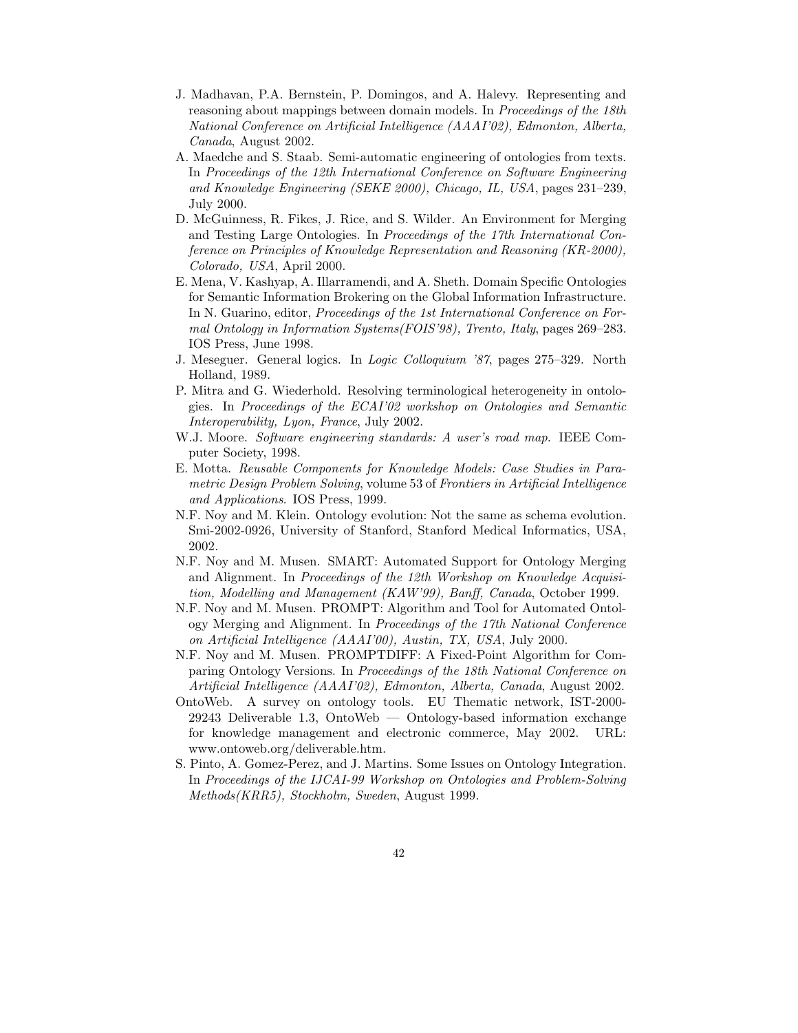J. Madhavan, P.A. Bernstein, P. Domingos, and A. Halevy. Representing and reasoning about mappings between domain models. In *Proceedings of the 18th National Conference on Artificial Intelligence (AAAI'02), Edmonton, Alberta, Canada*, August 2002.

A. Maedche and S. Staab. Semi-automatic engineering of ontologies from texts. In *Proceedings of the 12th International Conference on Software Engineering and Knowledge Engineering (SEKE 2000), Chicago, IL, USA*, pages 231–239, July 2000.

D. McGuinness, R. Fikes, J. Rice, and S. Wilder. An Environment for Merging and Testing Large Ontologies. In *Proceedings of the 17th International Conference on Principles of Knowledge Representation and Reasoning (KR-2000), Colorado, USA*, April 2000.

E. Mena, V. Kashyap, A. Illarramendi, and A. Sheth. Domain Specific Ontologies for Semantic Information Brokering on the Global Information Infrastructure. In N. Guarino, editor, *Proceedings of the 1st International Conference on Formal Ontology in Information Systems(FOIS'98), Trento, Italy*, pages 269–283. IOS Press, June 1998.

J. Meseguer. General logics. In *Logic Colloquium '87*, pages 275–329. North Holland, 1989.

P. Mitra and G. Wiederhold. Resolving terminological heterogeneity in ontologies. In *Proceedings of the ECAI'02 workshop on Ontologies and Semantic Interoperability, Lyon, France*, July 2002.

W.J. Moore. *Software engineering standards: A user's road map*. IEEE Computer Society, 1998.

E. Motta. *Reusable Components for Knowledge Models: Case Studies in Parametric Design Problem Solving*, volume 53 of *Frontiers in Artificial Intelligence and Applications*. IOS Press, 1999.

N.F. Noy and M. Klein. Ontology evolution: Not the same as schema evolution. Smi-2002-0926, University of Stanford, Stanford Medical Informatics, USA, 2002.

N.F. Noy and M. Musen. SMART: Automated Support for Ontology Merging and Alignment. In *Proceedings of the 12th Workshop on Knowledge Acquisition, Modelling and Management (KAW'99), Banff, Canada*, October 1999.

N.F. Noy and M. Musen. PROMPT: Algorithm and Tool for Automated Ontology Merging and Alignment. In *Proceedings of the 17th National Conference on Artificial Intelligence (AAAI'00), Austin, TX, USA*, July 2000.

N.F. Noy and M. Musen. PROMPTDIFF: A Fixed-Point Algorithm for Comparing Ontology Versions. In *Proceedings of the 18th National Conference on Artificial Intelligence (AAAI'02), Edmonton, Alberta, Canada*, August 2002.

OntoWeb. A survey on ontology tools. EU Thematic network, IST-2000-29243 Deliverable 1.3, OntoWeb — Ontology-based information exchange for knowledge management and electronic commerce, May 2002. URL: www.ontoweb.org/deliverable.htm.

S. Pinto, A. Gomez-Perez, and J. Martins. Some Issues on Ontology Integration. In *Proceedings of the IJCAI-99 Workshop on Ontologies and Problem-Solving Methods(KRR5), Stockholm, Sweden*, August 1999.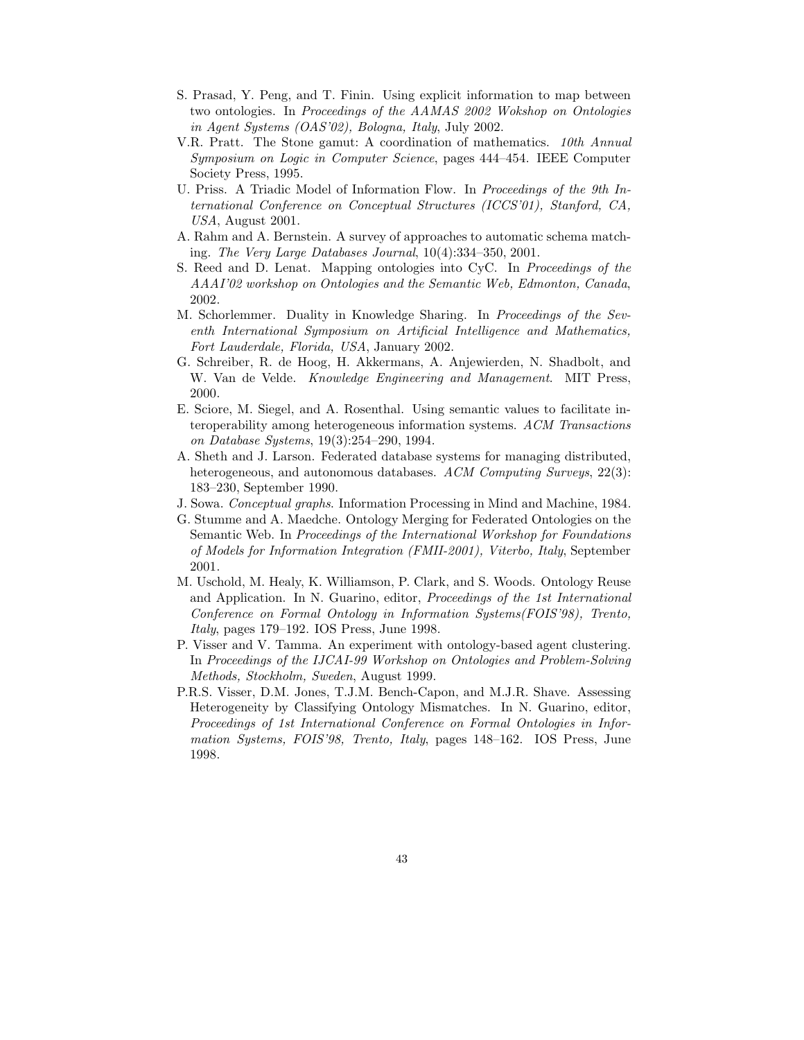S. Prasad, Y. Peng, and T. Finin. Using explicit information to map between two ontologies. In *Proceedings of the AAMAS 2002 Wokshop on Ontologies in Agent Systems (OAS'02), Bologna, Italy*, July 2002.

V.R. Pratt. The Stone gamut: A coordination of mathematics. *10th Annual Symposium on Logic in Computer Science*, pages 444–454. IEEE Computer Society Press, 1995.

U. Priss. A Triadic Model of Information Flow. In *Proceedings of the 9th International Conference on Conceptual Structures (ICCS'01), Stanford, CA, USA*, August 2001.

A. Rahm and A. Bernstein. A survey of approaches to automatic schema matching. *The Very Large Databases Journal*, 10(4):334–350, 2001.

S. Reed and D. Lenat. Mapping ontologies into CyC. In *Proceedings of the AAAI'02 workshop on Ontologies and the Semantic Web, Edmonton, Canada*, 2002.

M. Schorlemmer. Duality in Knowledge Sharing. In *Proceedings of the Seventh International Symposium on Artificial Intelligence and Mathematics, Fort Lauderdale, Florida, USA*, January 2002.

G. Schreiber, R. de Hoog, H. Akkermans, A. Anjewierden, N. Shadbolt, and W. Van de Velde. *Knowledge Engineering and Management*. MIT Press, 2000.

E. Sciore, M. Siegel, and A. Rosenthal. Using semantic values to facilitate interoperability among heterogeneous information systems. *ACM Transactions on Database Systems*, 19(3):254–290, 1994.

A. Sheth and J. Larson. Federated database systems for managing distributed, heterogeneous, and autonomous databases. *ACM Computing Surveys*, 22(3): 183–230, September 1990.

J. Sowa. *Conceptual graphs*. Information Processing in Mind and Machine, 1984.

G. Stumme and A. Maedche. Ontology Merging for Federated Ontologies on the Semantic Web. In *Proceedings of the International Workshop for Foundations of Models for Information Integration (FMII-2001), Viterbo, Italy*, September 2001.

M. Uschold, M. Healy, K. Williamson, P. Clark, and S. Woods. Ontology Reuse and Application. In N. Guarino, editor, *Proceedings of the 1st International Conference on Formal Ontology in Information Systems(FOIS'98), Trento, Italy*, pages 179–192. IOS Press, June 1998.

P. Visser and V. Tamma. An experiment with ontology-based agent clustering. In *Proceedings of the IJCAI-99 Workshop on Ontologies and Problem-Solving Methods, Stockholm, Sweden*, August 1999.

P.R.S. Visser, D.M. Jones, T.J.M. Bench-Capon, and M.J.R. Shave. Assessing Heterogeneity by Classifying Ontology Mismatches. In N. Guarino, editor, *Proceedings of 1st International Conference on Formal Ontologies in Information Systems, FOIS'98, Trento, Italy*, pages 148–162. IOS Press, June 1998.